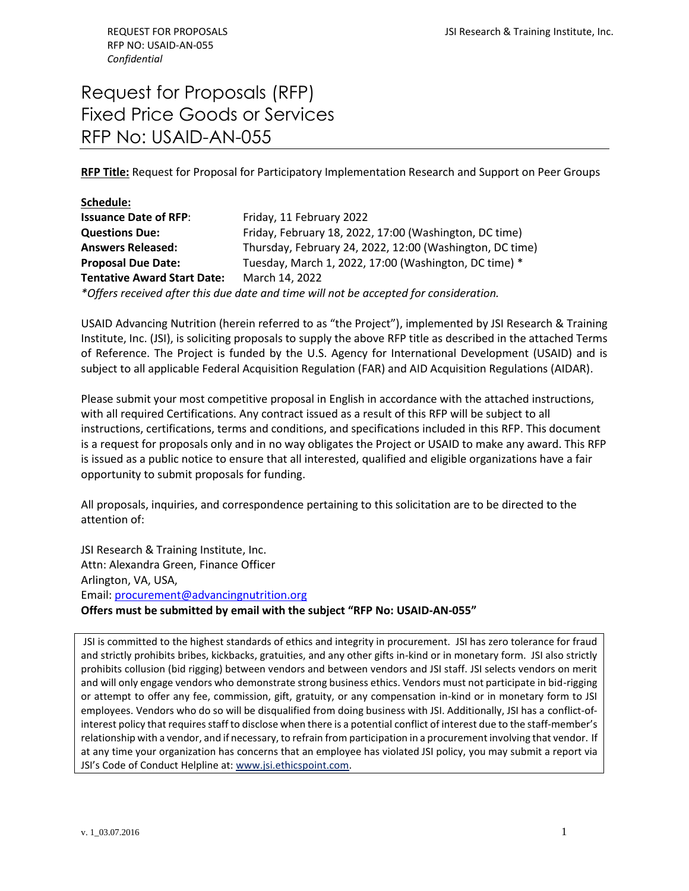# Request for Proposals (RFP)
# Fixed Price Goods or Services
# RFP No: USAID-AN-055

**RFP Title:** Request for Proposal for Participatory Implementation Research and Support on Peer Groups

**Schedule:**

| | |
|---|---|
| **Issuance Date of RFP**: | Friday, 11 February 2022 |
| **Questions Due:** | Friday, February 18, 2022, 17:00 (Washington, DC time) |
| **Answers Released:** | Thursday, February 24, 2022, 12:00 (Washington, DC time) |
| **Proposal Due Date:** | Tuesday, March 1, 2022, 17:00 (Washington, DC time) * |
| **Tentative Award Start Date:** | March 14, 2022 |

*\*Offers received after this due date and time will not be accepted for consideration.*

USAID Advancing Nutrition (herein referred to as "the Project"), implemented by JSI Research & Training Institute, Inc. (JSI), is soliciting proposals to supply the above RFP title as described in the attached Terms of Reference. The Project is funded by the U.S. Agency for International Development (USAID) and is subject to all applicable Federal Acquisition Regulation (FAR) and AID Acquisition Regulations (AIDAR).

Please submit your most competitive proposal in English in accordance with the attached instructions, with all required Certifications. Any contract issued as a result of this RFP will be subject to all instructions, certifications, terms and conditions, and specifications included in this RFP. This document is a request for proposals only and in no way obligates the Project or USAID to make any award. This RFP is issued as a public notice to ensure that all interested, qualified and eligible organizations have a fair opportunity to submit proposals for funding.

All proposals, inquiries, and correspondence pertaining to this solicitation are to be directed to the attention of:

JSI Research & Training Institute, Inc.
Attn: Alexandra Green, Finance Officer
Arlington, VA, USA,
Email: procurement@advancingnutrition.org
**Offers must be submitted by email with the subject "RFP No: USAID-AN-055"**

JSI is committed to the highest standards of ethics and integrity in procurement. JSI has zero tolerance for fraud and strictly prohibits bribes, kickbacks, gratuities, and any other gifts in-kind or in monetary form. JSI also strictly prohibits collusion (bid rigging) between vendors and between vendors and JSI staff. JSI selects vendors on merit and will only engage vendors who demonstrate strong business ethics. Vendors must not participate in bid-rigging or attempt to offer any fee, commission, gift, gratuity, or any compensation in-kind or in monetary form to JSI employees. Vendors who do so will be disqualified from doing business with JSI. Additionally, JSI has a conflict-of-interest policy that requires staff to disclose when there is a potential conflict of interest due to the staff-member's relationship with a vendor, and if necessary, to refrain from participation in a procurement involving that vendor. If at any time your organization has concerns that an employee has violated JSI policy, you may submit a report via JSI's Code of Conduct Helpline at: www.jsi.ethicspoint.com.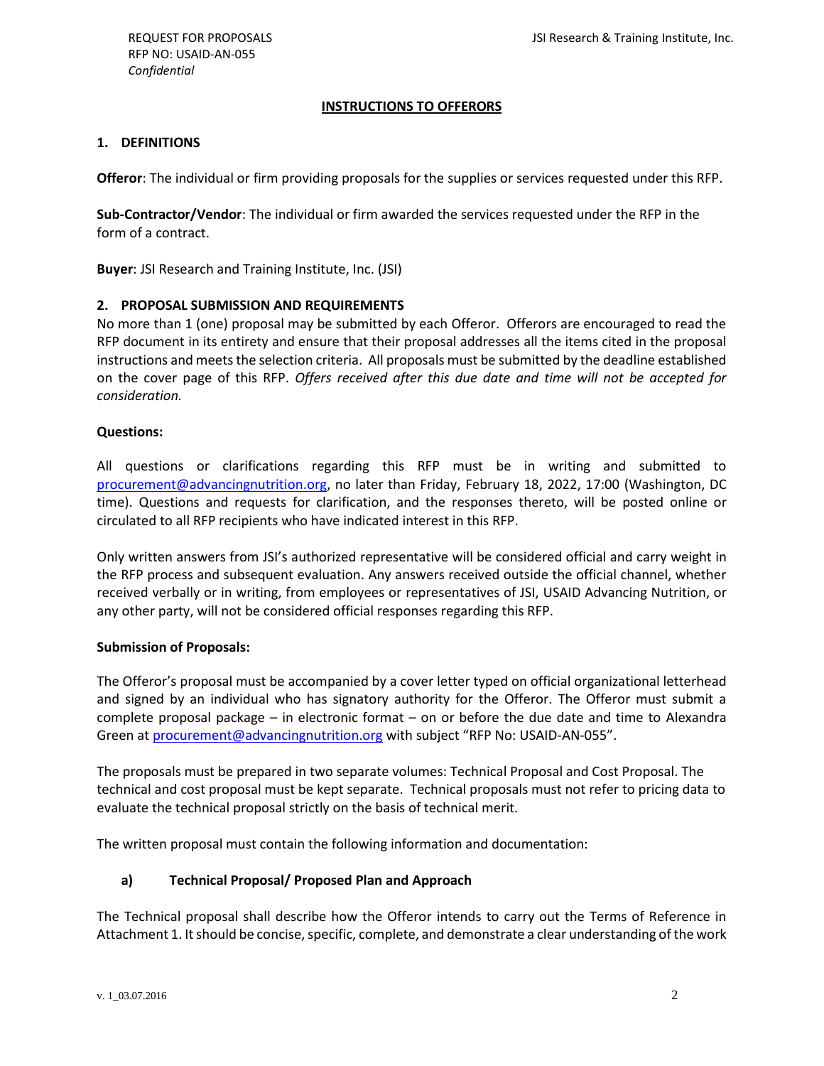## INSTRUCTIONS TO OFFERORS

### 1. DEFINITIONS

**Offeror**: The individual or firm providing proposals for the supplies or services requested under this RFP.

**Sub-Contractor/Vendor**: The individual or firm awarded the services requested under the RFP in the form of a contract.

**Buyer**: JSI Research and Training Institute, Inc. (JSI)

### 2. PROPOSAL SUBMISSION AND REQUIREMENTS

No more than 1 (one) proposal may be submitted by each Offeror. Offerors are encouraged to read the RFP document in its entirety and ensure that their proposal addresses all the items cited in the proposal instructions and meets the selection criteria. All proposals must be submitted by the deadline established on the cover page of this RFP. *Offers received after this due date and time will not be accepted for consideration.*

**Questions:**

All questions or clarifications regarding this RFP must be in writing and submitted to procurement@advancingnutrition.org, no later than Friday, February 18, 2022, 17:00 (Washington, DC time). Questions and requests for clarification, and the responses thereto, will be posted online or circulated to all RFP recipients who have indicated interest in this RFP.

Only written answers from JSI's authorized representative will be considered official and carry weight in the RFP process and subsequent evaluation. Any answers received outside the official channel, whether received verbally or in writing, from employees or representatives of JSI, USAID Advancing Nutrition, or any other party, will not be considered official responses regarding this RFP.

**Submission of Proposals:**

The Offeror's proposal must be accompanied by a cover letter typed on official organizational letterhead and signed by an individual who has signatory authority for the Offeror. The Offeror must submit a complete proposal package – in electronic format – on or before the due date and time to Alexandra Green at procurement@advancingnutrition.org with subject "RFP No: USAID-AN-055".

The proposals must be prepared in two separate volumes: Technical Proposal and Cost Proposal. The technical and cost proposal must be kept separate. Technical proposals must not refer to pricing data to evaluate the technical proposal strictly on the basis of technical merit.

The written proposal must contain the following information and documentation:

#### a) Technical Proposal/ Proposed Plan and Approach

The Technical proposal shall describe how the Offeror intends to carry out the Terms of Reference in Attachment 1. It should be concise, specific, complete, and demonstrate a clear understanding of the work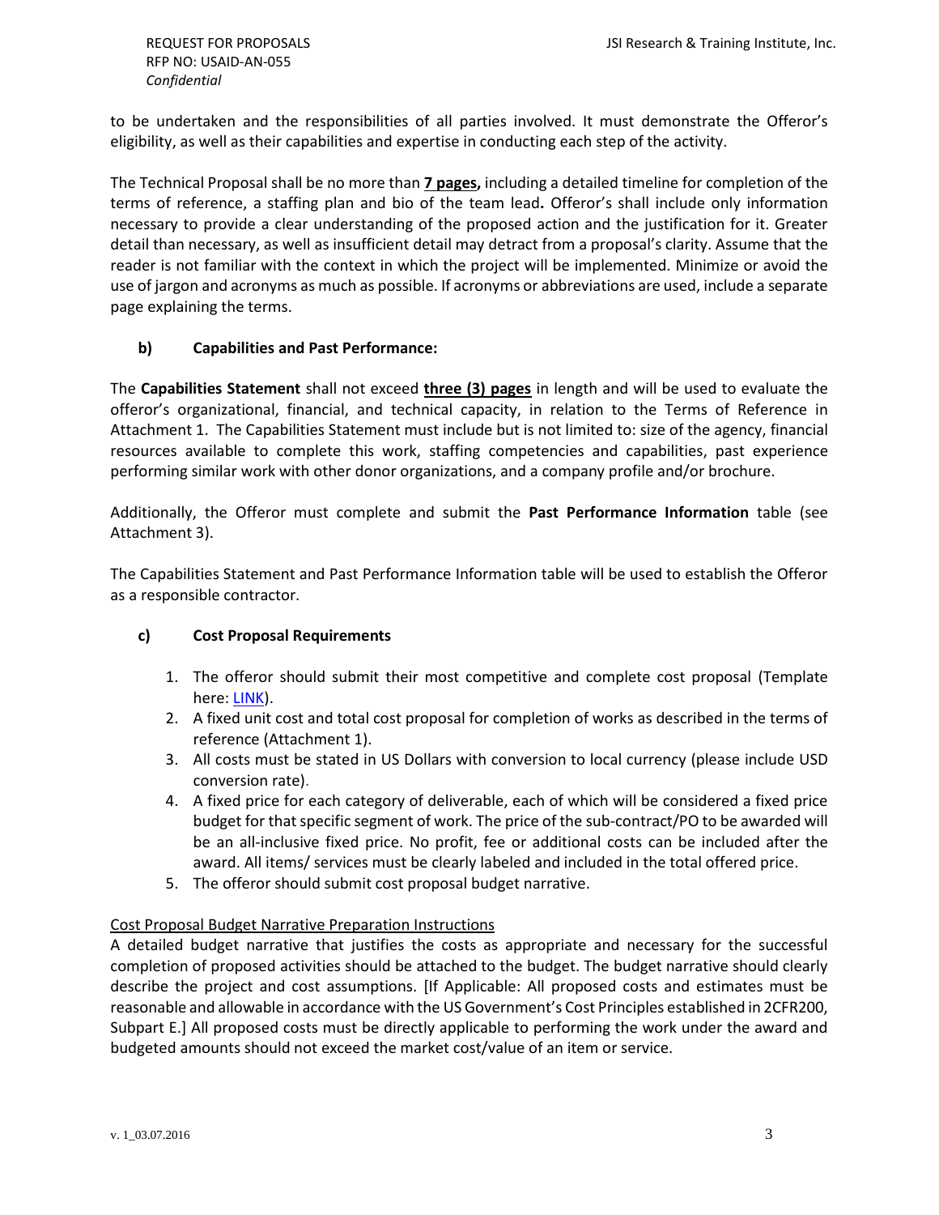to be undertaken and the responsibilities of all parties involved. It must demonstrate the Offeror's eligibility, as well as their capabilities and expertise in conducting each step of the activity.

The Technical Proposal shall be no more than **7 pages,** including a detailed timeline for completion of the terms of reference, a staffing plan and bio of the team lead**.** Offeror's shall include only information necessary to provide a clear understanding of the proposed action and the justification for it. Greater detail than necessary, as well as insufficient detail may detract from a proposal's clarity. Assume that the reader is not familiar with the context in which the project will be implemented. Minimize or avoid the use of jargon and acronyms as much as possible. If acronyms or abbreviations are used, include a separate page explaining the terms.

### b) Capabilities and Past Performance:

The **Capabilities Statement** shall not exceed **three (3) pages** in length and will be used to evaluate the offeror's organizational, financial, and technical capacity, in relation to the Terms of Reference in Attachment 1. The Capabilities Statement must include but is not limited to: size of the agency, financial resources available to complete this work, staffing competencies and capabilities, past experience performing similar work with other donor organizations, and a company profile and/or brochure.

Additionally, the Offeror must complete and submit the **Past Performance Information** table (see Attachment 3).

The Capabilities Statement and Past Performance Information table will be used to establish the Offeror as a responsible contractor.

### c) Cost Proposal Requirements

1. The offeror should submit their most competitive and complete cost proposal (Template here: LINK).
2. A fixed unit cost and total cost proposal for completion of works as described in the terms of reference (Attachment 1).
3. All costs must be stated in US Dollars with conversion to local currency (please include USD conversion rate).
4. A fixed price for each category of deliverable, each of which will be considered a fixed price budget for that specific segment of work. The price of the sub-contract/PO to be awarded will be an all-inclusive fixed price. No profit, fee or additional costs can be included after the award. All items/ services must be clearly labeled and included in the total offered price.
5. The offeror should submit cost proposal budget narrative.

Cost Proposal Budget Narrative Preparation Instructions

A detailed budget narrative that justifies the costs as appropriate and necessary for the successful completion of proposed activities should be attached to the budget. The budget narrative should clearly describe the project and cost assumptions. [If Applicable: All proposed costs and estimates must be reasonable and allowable in accordance with the US Government's Cost Principles established in 2CFR200, Subpart E.] All proposed costs must be directly applicable to performing the work under the award and budgeted amounts should not exceed the market cost/value of an item or service.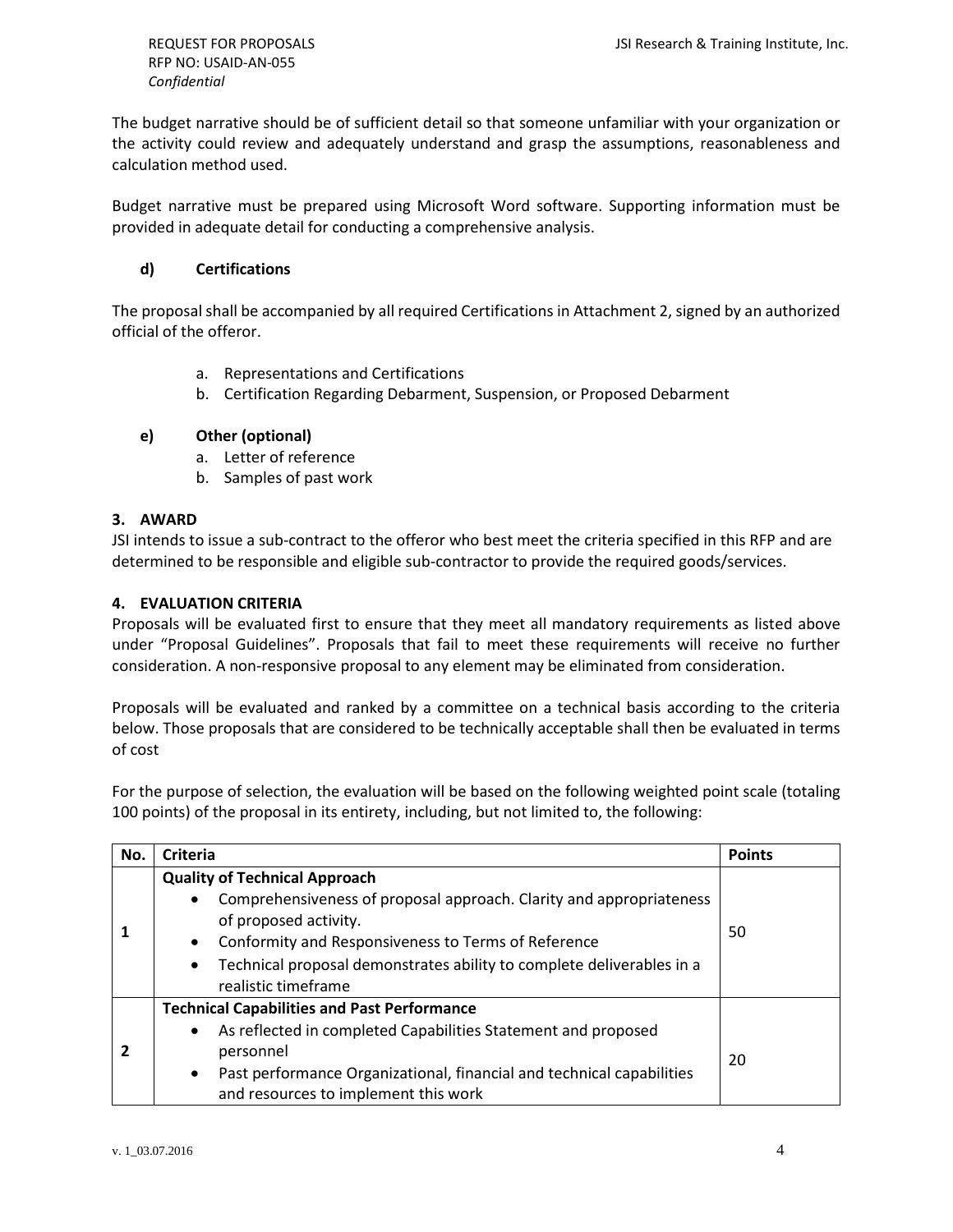The budget narrative should be of sufficient detail so that someone unfamiliar with your organization or the activity could review and adequately understand and grasp the assumptions, reasonableness and calculation method used.

Budget narrative must be prepared using Microsoft Word software. Supporting information must be provided in adequate detail for conducting a comprehensive analysis.

### d) Certifications

The proposal shall be accompanied by all required Certifications in Attachment 2, signed by an authorized official of the offeror.

a. Representations and Certifications
b. Certification Regarding Debarment, Suspension, or Proposed Debarment

### e) Other (optional)

a. Letter of reference
b. Samples of past work

## 3. AWARD

JSI intends to issue a sub-contract to the offeror who best meet the criteria specified in this RFP and are determined to be responsible and eligible sub-contractor to provide the required goods/services.

## 4. EVALUATION CRITERIA

Proposals will be evaluated first to ensure that they meet all mandatory requirements as listed above under "Proposal Guidelines". Proposals that fail to meet these requirements will receive no further consideration. A non-responsive proposal to any element may be eliminated from consideration.

Proposals will be evaluated and ranked by a committee on a technical basis according to the criteria below. Those proposals that are considered to be technically acceptable shall then be evaluated in terms of cost

For the purpose of selection, the evaluation will be based on the following weighted point scale (totaling 100 points) of the proposal in its entirety, including, but not limited to, the following:

| No. | Criteria | Points |
|---|---|---|
| **1** | **Quality of Technical Approach**<br>• Comprehensiveness of proposal approach. Clarity and appropriateness of proposed activity.<br>• Conformity and Responsiveness to Terms of Reference<br>• Technical proposal demonstrates ability to complete deliverables in a realistic timeframe | 50 |
| **2** | **Technical Capabilities and Past Performance**<br>• As reflected in completed Capabilities Statement and proposed personnel<br>• Past performance Organizational, financial and technical capabilities and resources to implement this work | 20 |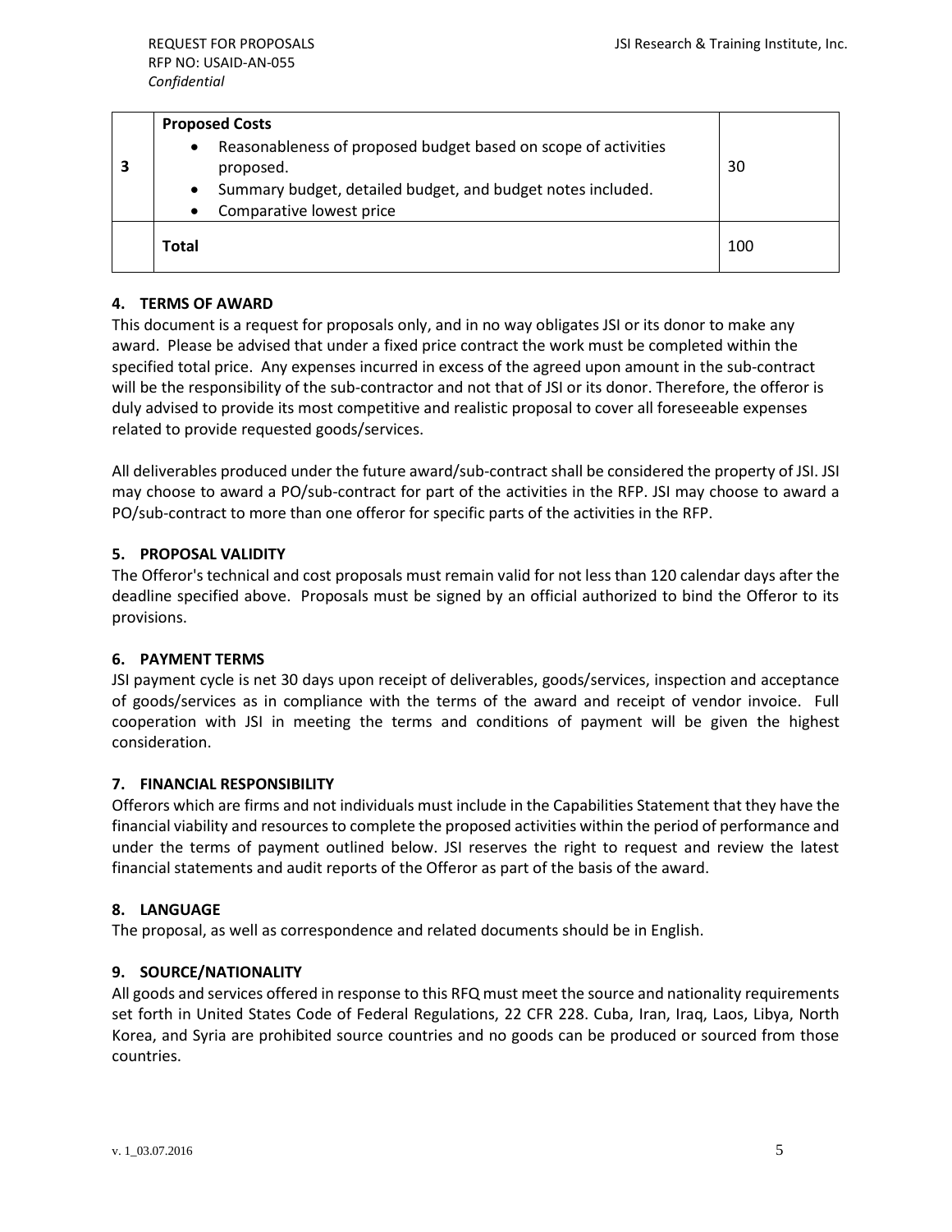| 3 | **Proposed Costs**<br>• Reasonableness of proposed budget based on scope of activities proposed.<br>• Summary budget, detailed budget, and budget notes included.<br>• Comparative lowest price | 30 |
|---|---|---|
| | **Total** | 100 |

## 4. TERMS OF AWARD

This document is a request for proposals only, and in no way obligates JSI or its donor to make any award. Please be advised that under a fixed price contract the work must be completed within the specified total price. Any expenses incurred in excess of the agreed upon amount in the sub-contract will be the responsibility of the sub-contractor and not that of JSI or its donor. Therefore, the offeror is duly advised to provide its most competitive and realistic proposal to cover all foreseeable expenses related to provide requested goods/services.

All deliverables produced under the future award/sub-contract shall be considered the property of JSI. JSI may choose to award a PO/sub-contract for part of the activities in the RFP. JSI may choose to award a PO/sub-contract to more than one offeror for specific parts of the activities in the RFP.

## 5. PROPOSAL VALIDITY

The Offeror's technical and cost proposals must remain valid for not less than 120 calendar days after the deadline specified above. Proposals must be signed by an official authorized to bind the Offeror to its provisions.

## 6. PAYMENT TERMS

JSI payment cycle is net 30 days upon receipt of deliverables, goods/services, inspection and acceptance of goods/services as in compliance with the terms of the award and receipt of vendor invoice. Full cooperation with JSI in meeting the terms and conditions of payment will be given the highest consideration.

## 7. FINANCIAL RESPONSIBILITY

Offerors which are firms and not individuals must include in the Capabilities Statement that they have the financial viability and resources to complete the proposed activities within the period of performance and under the terms of payment outlined below. JSI reserves the right to request and review the latest financial statements and audit reports of the Offeror as part of the basis of the award.

## 8. LANGUAGE

The proposal, as well as correspondence and related documents should be in English.

## 9. SOURCE/NATIONALITY

All goods and services offered in response to this RFQ must meet the source and nationality requirements set forth in United States Code of Federal Regulations, 22 CFR 228. Cuba, Iran, Iraq, Laos, Libya, North Korea, and Syria are prohibited source countries and no goods can be produced or sourced from those countries.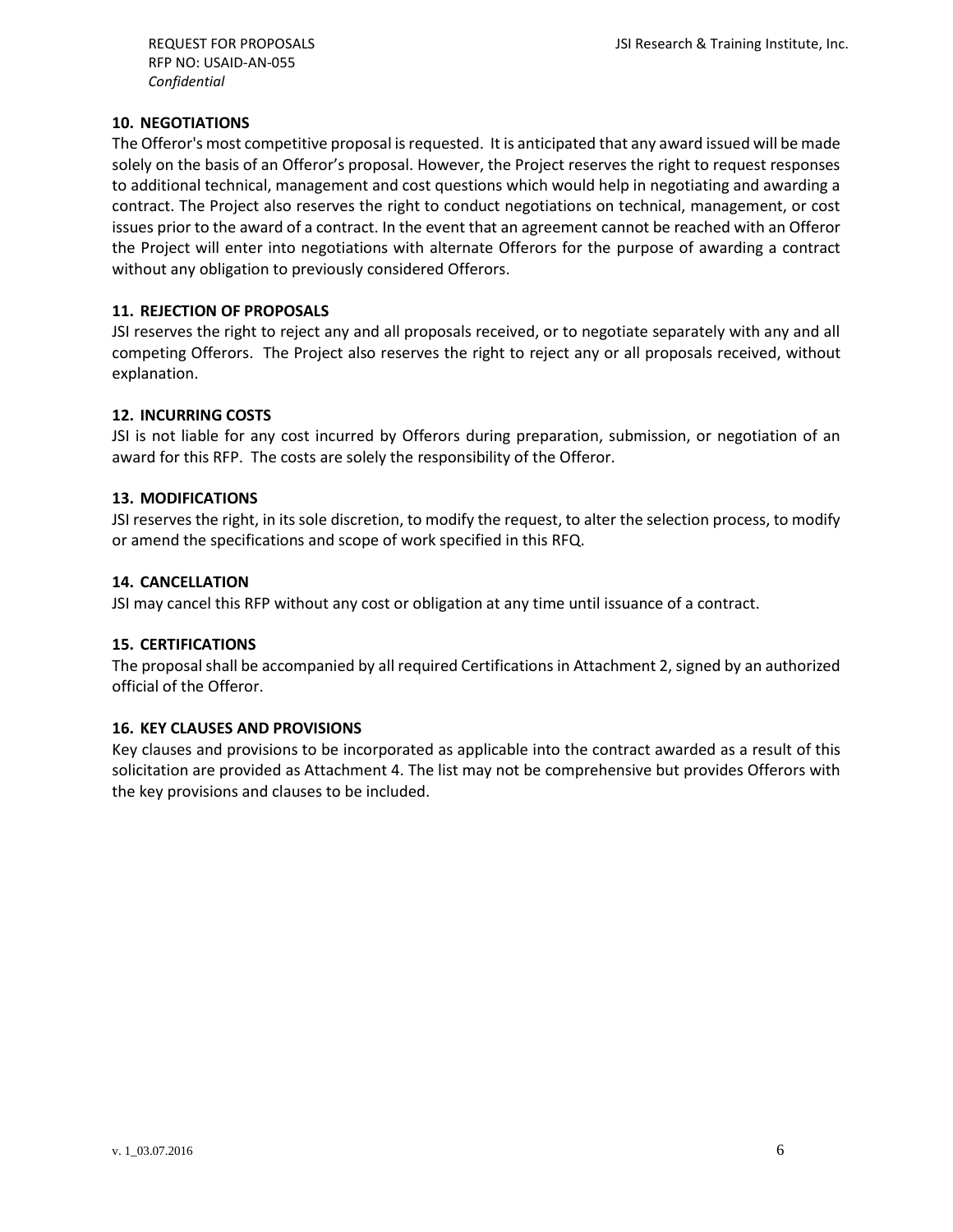### 10. NEGOTIATIONS

The Offeror's most competitive proposal is requested. It is anticipated that any award issued will be made solely on the basis of an Offeror's proposal. However, the Project reserves the right to request responses to additional technical, management and cost questions which would help in negotiating and awarding a contract. The Project also reserves the right to conduct negotiations on technical, management, or cost issues prior to the award of a contract. In the event that an agreement cannot be reached with an Offeror the Project will enter into negotiations with alternate Offerors for the purpose of awarding a contract without any obligation to previously considered Offerors.

### 11. REJECTION OF PROPOSALS

JSI reserves the right to reject any and all proposals received, or to negotiate separately with any and all competing Offerors. The Project also reserves the right to reject any or all proposals received, without explanation.

### 12. INCURRING COSTS

JSI is not liable for any cost incurred by Offerors during preparation, submission, or negotiation of an award for this RFP. The costs are solely the responsibility of the Offeror.

### 13. MODIFICATIONS

JSI reserves the right, in its sole discretion, to modify the request, to alter the selection process, to modify or amend the specifications and scope of work specified in this RFQ.

### 14. CANCELLATION

JSI may cancel this RFP without any cost or obligation at any time until issuance of a contract.

### 15. CERTIFICATIONS

The proposal shall be accompanied by all required Certifications in Attachment 2, signed by an authorized official of the Offeror.

### 16. KEY CLAUSES AND PROVISIONS

Key clauses and provisions to be incorporated as applicable into the contract awarded as a result of this solicitation are provided as Attachment 4. The list may not be comprehensive but provides Offerors with the key provisions and clauses to be included.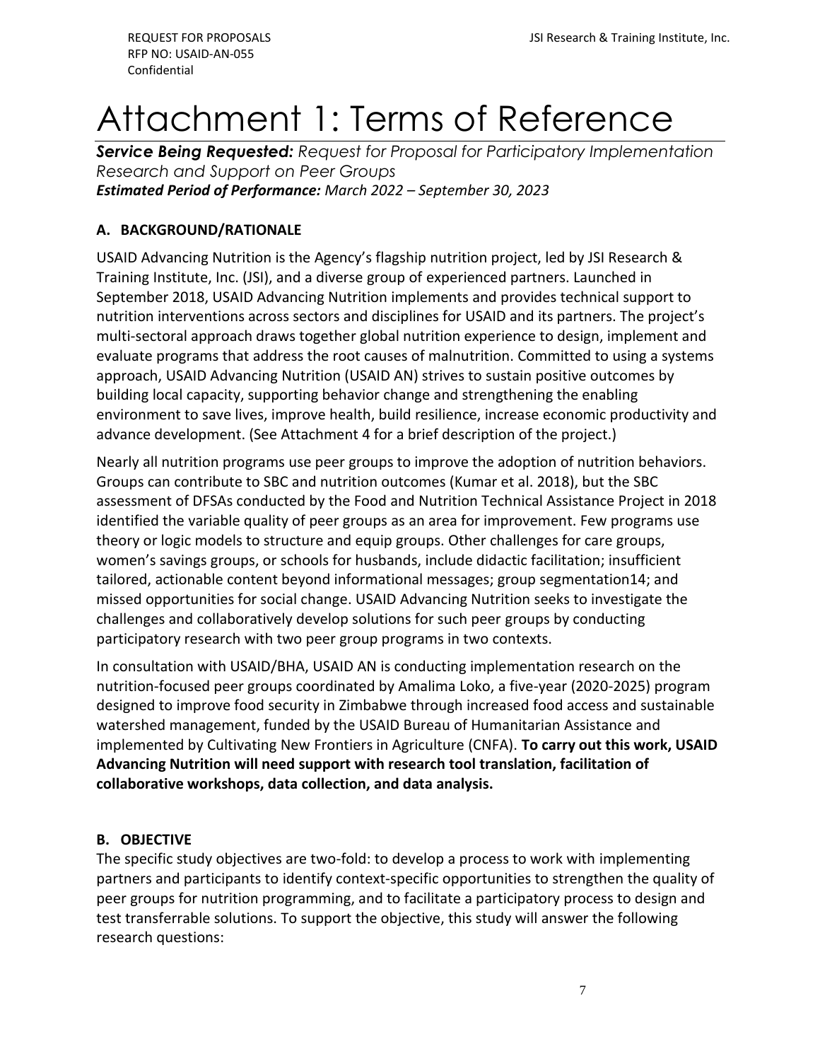# Attachment 1: Terms of Reference

***Service Being Requested:*** *Request for Proposal for Participatory Implementation Research and Support on Peer Groups*
***Estimated Period of Performance:*** *March 2022 – September 30, 2023*

## A. BACKGROUND/RATIONALE

USAID Advancing Nutrition is the Agency's flagship nutrition project, led by JSI Research & Training Institute, Inc. (JSI), and a diverse group of experienced partners. Launched in September 2018, USAID Advancing Nutrition implements and provides technical support to nutrition interventions across sectors and disciplines for USAID and its partners. The project's multi-sectoral approach draws together global nutrition experience to design, implement and evaluate programs that address the root causes of malnutrition. Committed to using a systems approach, USAID Advancing Nutrition (USAID AN) strives to sustain positive outcomes by building local capacity, supporting behavior change and strengthening the enabling environment to save lives, improve health, build resilience, increase economic productivity and advance development. (See Attachment 4 for a brief description of the project.)

Nearly all nutrition programs use peer groups to improve the adoption of nutrition behaviors. Groups can contribute to SBC and nutrition outcomes (Kumar et al. 2018), but the SBC assessment of DFSAs conducted by the Food and Nutrition Technical Assistance Project in 2018 identified the variable quality of peer groups as an area for improvement. Few programs use theory or logic models to structure and equip groups. Other challenges for care groups, women's savings groups, or schools for husbands, include didactic facilitation; insufficient tailored, actionable content beyond informational messages; group segmentation14; and missed opportunities for social change. USAID Advancing Nutrition seeks to investigate the challenges and collaboratively develop solutions for such peer groups by conducting participatory research with two peer group programs in two contexts.

In consultation with USAID/BHA, USAID AN is conducting implementation research on the nutrition-focused peer groups coordinated by Amalima Loko, a five-year (2020-2025) program designed to improve food security in Zimbabwe through increased food access and sustainable watershed management, funded by the USAID Bureau of Humanitarian Assistance and implemented by Cultivating New Frontiers in Agriculture (CNFA). **To carry out this work, USAID Advancing Nutrition will need support with research tool translation, facilitation of collaborative workshops, data collection, and data analysis.**

## B. OBJECTIVE

The specific study objectives are two-fold: to develop a process to work with implementing partners and participants to identify context-specific opportunities to strengthen the quality of peer groups for nutrition programming, and to facilitate a participatory process to design and test transferrable solutions. To support the objective, this study will answer the following research questions: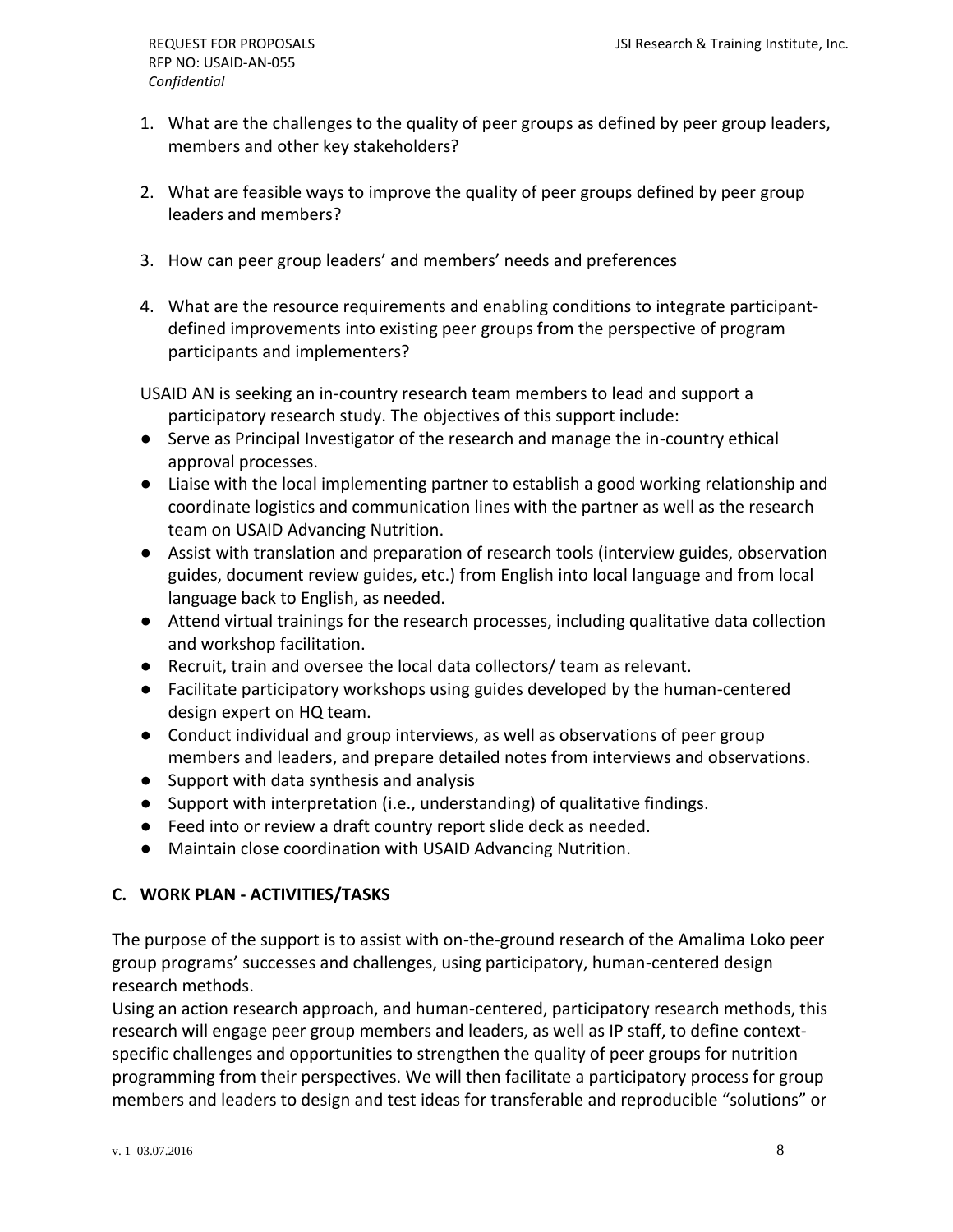1. What are the challenges to the quality of peer groups as defined by peer group leaders, members and other key stakeholders?

2. What are feasible ways to improve the quality of peer groups defined by peer group leaders and members?

3. How can peer group leaders' and members' needs and preferences

4. What are the resource requirements and enabling conditions to integrate participant-defined improvements into existing peer groups from the perspective of program participants and implementers?

USAID AN is seeking an in-country research team members to lead and support a participatory research study. The objectives of this support include:

- Serve as Principal Investigator of the research and manage the in-country ethical approval processes.
- Liaise with the local implementing partner to establish a good working relationship and coordinate logistics and communication lines with the partner as well as the research team on USAID Advancing Nutrition.
- Assist with translation and preparation of research tools (interview guides, observation guides, document review guides, etc.) from English into local language and from local language back to English, as needed.
- Attend virtual trainings for the research processes, including qualitative data collection and workshop facilitation.
- Recruit, train and oversee the local data collectors/ team as relevant.
- Facilitate participatory workshops using guides developed by the human-centered design expert on HQ team.
- Conduct individual and group interviews, as well as observations of peer group members and leaders, and prepare detailed notes from interviews and observations.
- Support with data synthesis and analysis
- Support with interpretation (i.e., understanding) of qualitative findings.
- Feed into or review a draft country report slide deck as needed.
- Maintain close coordination with USAID Advancing Nutrition.

## C. WORK PLAN - ACTIVITIES/TASKS

The purpose of the support is to assist with on-the-ground research of the Amalima Loko peer group programs' successes and challenges, using participatory, human-centered design research methods.

Using an action research approach, and human-centered, participatory research methods, this research will engage peer group members and leaders, as well as IP staff, to define context-specific challenges and opportunities to strengthen the quality of peer groups for nutrition programming from their perspectives. We will then facilitate a participatory process for group members and leaders to design and test ideas for transferable and reproducible "solutions" or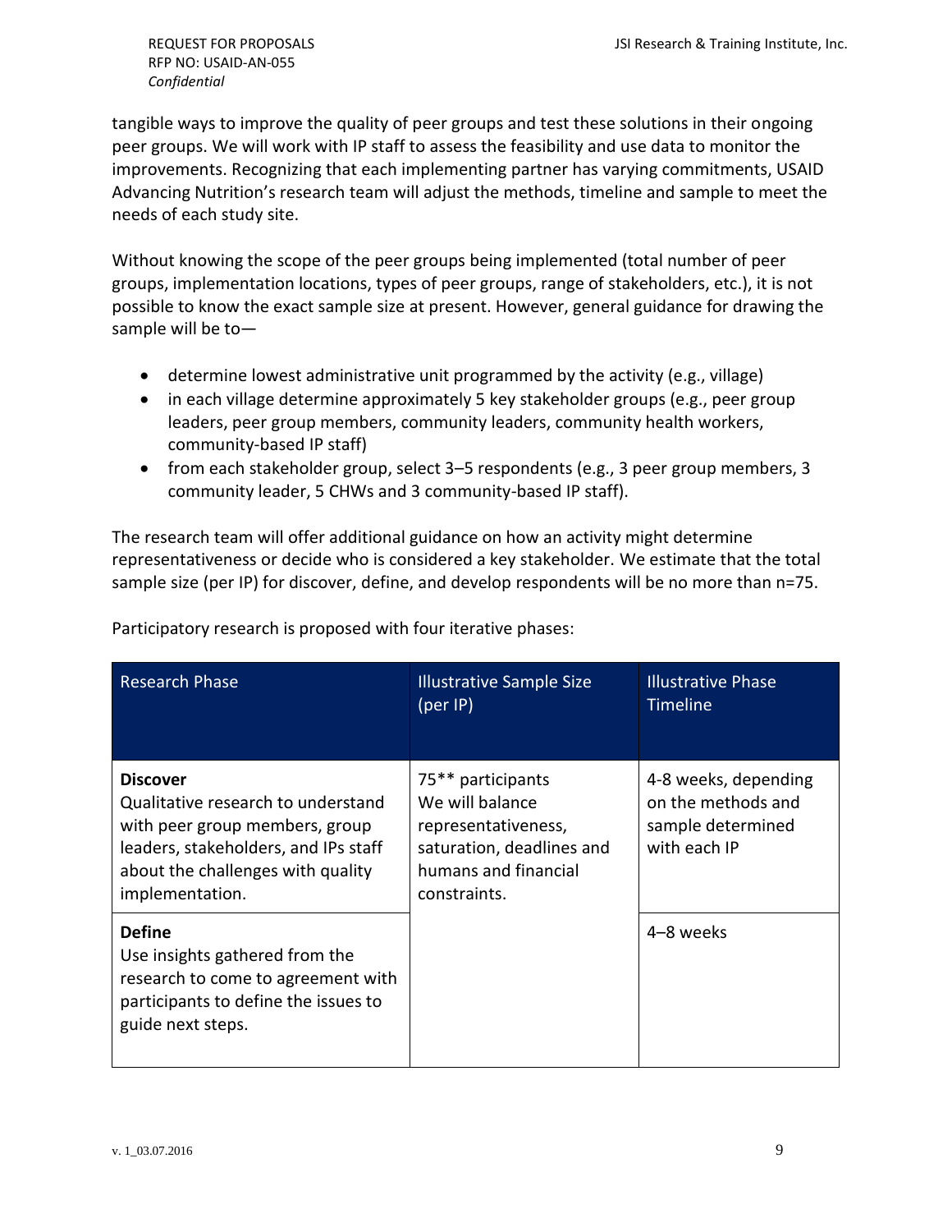tangible ways to improve the quality of peer groups and test these solutions in their ongoing peer groups. We will work with IP staff to assess the feasibility and use data to monitor the improvements. Recognizing that each implementing partner has varying commitments, USAID Advancing Nutrition's research team will adjust the methods, timeline and sample to meet the needs of each study site.

Without knowing the scope of the peer groups being implemented (total number of peer groups, implementation locations, types of peer groups, range of stakeholders, etc.), it is not possible to know the exact sample size at present. However, general guidance for drawing the sample will be to—

- determine lowest administrative unit programmed by the activity (e.g., village)
- in each village determine approximately 5 key stakeholder groups (e.g., peer group leaders, peer group members, community leaders, community health workers, community-based IP staff)
- from each stakeholder group, select 3–5 respondents (e.g., 3 peer group members, 3 community leader, 5 CHWs and 3 community-based IP staff).

The research team will offer additional guidance on how an activity might determine representativeness or decide who is considered a key stakeholder. We estimate that the total sample size (per IP) for discover, define, and develop respondents will be no more than n=75.

Participatory research is proposed with four iterative phases:

| Research Phase | Illustrative Sample Size (per IP) | Illustrative Phase Timeline |
|---|---|---|
| **Discover** Qualitative research to understand with peer group members, group leaders, stakeholders, and IPs staff about the challenges with quality implementation. | 75** participants We will balance representativeness, saturation, deadlines and humans and financial constraints. | 4-8 weeks, depending on the methods and sample determined with each IP |
| **Define** Use insights gathered from the research to come to agreement with participants to define the issues to guide next steps. | | 4–8 weeks |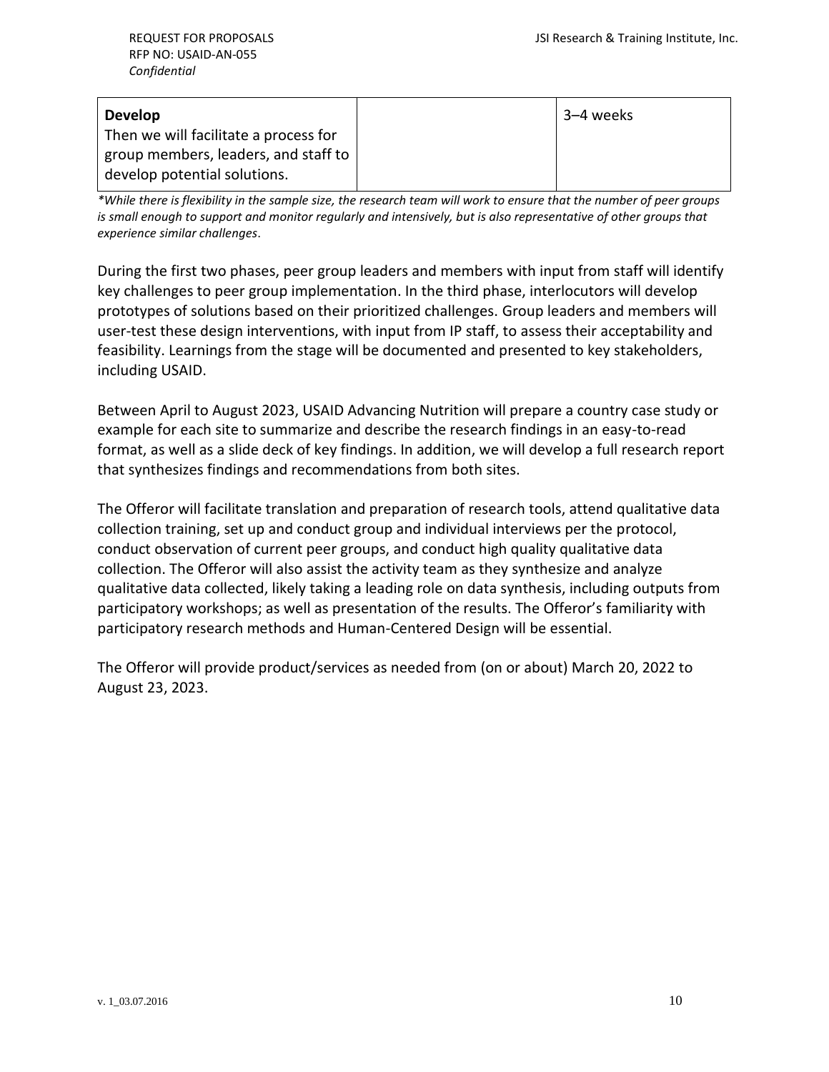| **Develop**<br>Then we will facilitate a process for group members, leaders, and staff to develop potential solutions. | | 3–4 weeks |
|---|---|---|

*\*While there is flexibility in the sample size, the research team will work to ensure that the number of peer groups is small enough to support and monitor regularly and intensively, but is also representative of other groups that experience similar challenges.*

During the first two phases, peer group leaders and members with input from staff will identify key challenges to peer group implementation. In the third phase, interlocutors will develop prototypes of solutions based on their prioritized challenges. Group leaders and members will user-test these design interventions, with input from IP staff, to assess their acceptability and feasibility. Learnings from the stage will be documented and presented to key stakeholders, including USAID.

Between April to August 2023, USAID Advancing Nutrition will prepare a country case study or example for each site to summarize and describe the research findings in an easy-to-read format, as well as a slide deck of key findings. In addition, we will develop a full research report that synthesizes findings and recommendations from both sites.

The Offeror will facilitate translation and preparation of research tools, attend qualitative data collection training, set up and conduct group and individual interviews per the protocol, conduct observation of current peer groups, and conduct high quality qualitative data collection. The Offeror will also assist the activity team as they synthesize and analyze qualitative data collected, likely taking a leading role on data synthesis, including outputs from participatory workshops; as well as presentation of the results. The Offeror's familiarity with participatory research methods and Human-Centered Design will be essential.

The Offeror will provide product/services as needed from (on or about) March 20, 2022 to August 23, 2023.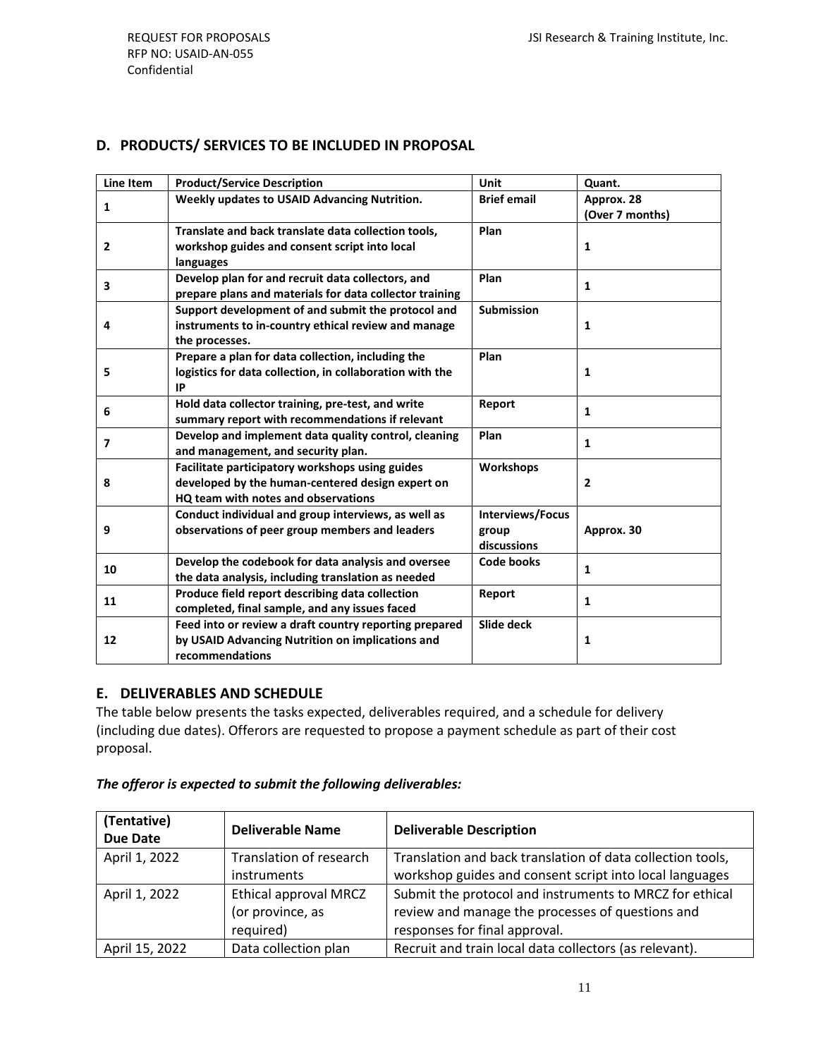## D. PRODUCTS/ SERVICES TO BE INCLUDED IN PROPOSAL

| Line Item | Product/Service Description | Unit | Quant. |
|---|---|---|---|
| **1** | **Weekly updates to USAID Advancing Nutrition.** | **Brief email** | **Approx. 28 (Over 7 months)** |
| **2** | **Translate and back translate data collection tools, workshop guides and consent script into local languages** | **Plan** | **1** |
| **3** | **Develop plan for and recruit data collectors, and prepare plans and materials for data collector training** | **Plan** | **1** |
| **4** | **Support development of and submit the protocol and instruments to in-country ethical review and manage the processes.** | **Submission** | **1** |
| **5** | **Prepare a plan for data collection, including the logistics for data collection, in collaboration with the IP** | **Plan** | **1** |
| **6** | **Hold data collector training, pre-test, and write summary report with recommendations if relevant** | **Report** | **1** |
| **7** | **Develop and implement data quality control, cleaning and management, and security plan.** | **Plan** | **1** |
| **8** | **Facilitate participatory workshops using guides developed by the human-centered design expert on HQ team with notes and observations** | **Workshops** | **2** |
| **9** | **Conduct individual and group interviews, as well as observations of peer group members and leaders** | **Interviews/Focus group discussions** | **Approx. 30** |
| **10** | **Develop the codebook for data analysis and oversee the data analysis, including translation as needed** | **Code books** | **1** |
| **11** | **Produce field report describing data collection completed, final sample, and any issues faced** | **Report** | **1** |
| **12** | **Feed into or review a draft country reporting prepared by USAID Advancing Nutrition on implications and recommendations** | **Slide deck** | **1** |

## E. DELIVERABLES AND SCHEDULE

The table below presents the tasks expected, deliverables required, and a schedule for delivery (including due dates). Offerors are requested to propose a payment schedule as part of their cost proposal.

***The offeror is expected to submit the following deliverables:***

| (Tentative) Due Date | Deliverable Name | Deliverable Description |
|---|---|---|
| April 1, 2022 | Translation of research instruments | Translation and back translation of data collection tools, workshop guides and consent script into local languages |
| April 1, 2022 | Ethical approval MRCZ (or province, as required) | Submit the protocol and instruments to MRCZ for ethical review and manage the processes of questions and responses for final approval. |
| April 15, 2022 | Data collection plan | Recruit and train local data collectors (as relevant). |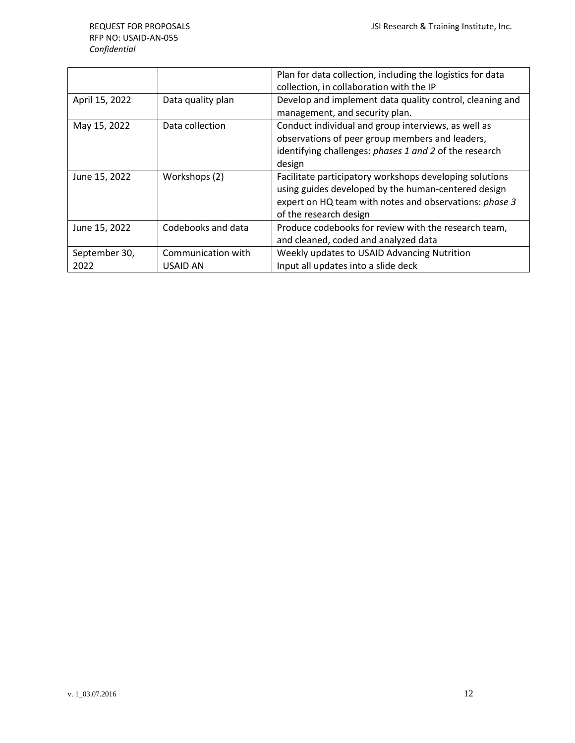| | | Plan for data collection, including the logistics for data collection, in collaboration with the IP |
|---|---|---|
| April 15, 2022 | Data quality plan | Develop and implement data quality control, cleaning and management, and security plan. |
| May 15, 2022 | Data collection | Conduct individual and group interviews, as well as observations of peer group members and leaders, identifying challenges: *phases 1 and 2* of the research design |
| June 15, 2022 | Workshops (2) | Facilitate participatory workshops developing solutions using guides developed by the human-centered design expert on HQ team with notes and observations: *phase 3* of the research design |
| June 15, 2022 | Codebooks and data | Produce codebooks for review with the research team, and cleaned, coded and analyzed data |
| September 30, 2022 | Communication with USAID AN | Weekly updates to USAID Advancing Nutrition<br>Input all updates into a slide deck |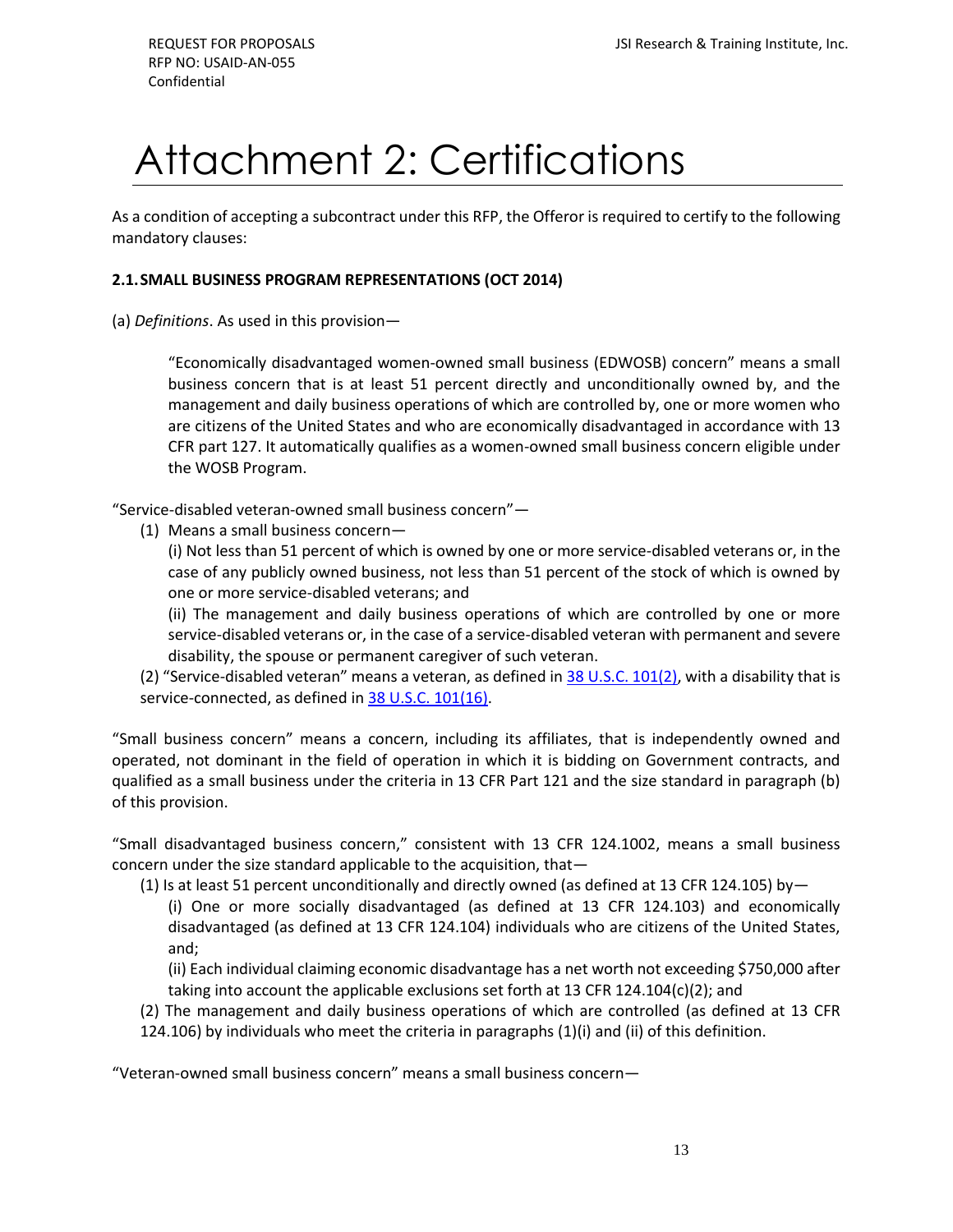# Attachment 2: Certifications

As a condition of accepting a subcontract under this RFP, the Offeror is required to certify to the following mandatory clauses:

**2.1. SMALL BUSINESS PROGRAM REPRESENTATIONS (OCT 2014)**

(a) *Definitions*. As used in this provision—

> "Economically disadvantaged women-owned small business (EDWOSB) concern" means a small business concern that is at least 51 percent directly and unconditionally owned by, and the management and daily business operations of which are controlled by, one or more women who are citizens of the United States and who are economically disadvantaged in accordance with 13 CFR part 127. It automatically qualifies as a women-owned small business concern eligible under the WOSB Program.

"Service-disabled veteran-owned small business concern"—

(1) Means a small business concern—

(i) Not less than 51 percent of which is owned by one or more service-disabled veterans or, in the case of any publicly owned business, not less than 51 percent of the stock of which is owned by one or more service-disabled veterans; and

(ii) The management and daily business operations of which are controlled by one or more service-disabled veterans or, in the case of a service-disabled veteran with permanent and severe disability, the spouse or permanent caregiver of such veteran.

(2) "Service-disabled veteran" means a veteran, as defined in 38 U.S.C. 101(2), with a disability that is service-connected, as defined in 38 U.S.C. 101(16).

"Small business concern" means a concern, including its affiliates, that is independently owned and operated, not dominant in the field of operation in which it is bidding on Government contracts, and qualified as a small business under the criteria in 13 CFR Part 121 and the size standard in paragraph (b) of this provision.

"Small disadvantaged business concern," consistent with 13 CFR 124.1002, means a small business concern under the size standard applicable to the acquisition, that—

(1) Is at least 51 percent unconditionally and directly owned (as defined at 13 CFR 124.105) by—

(i) One or more socially disadvantaged (as defined at 13 CFR 124.103) and economically disadvantaged (as defined at 13 CFR 124.104) individuals who are citizens of the United States, and;

(ii) Each individual claiming economic disadvantage has a net worth not exceeding $750,000 after taking into account the applicable exclusions set forth at 13 CFR 124.104(c)(2); and

(2) The management and daily business operations of which are controlled (as defined at 13 CFR 124.106) by individuals who meet the criteria in paragraphs (1)(i) and (ii) of this definition.

"Veteran-owned small business concern" means a small business concern—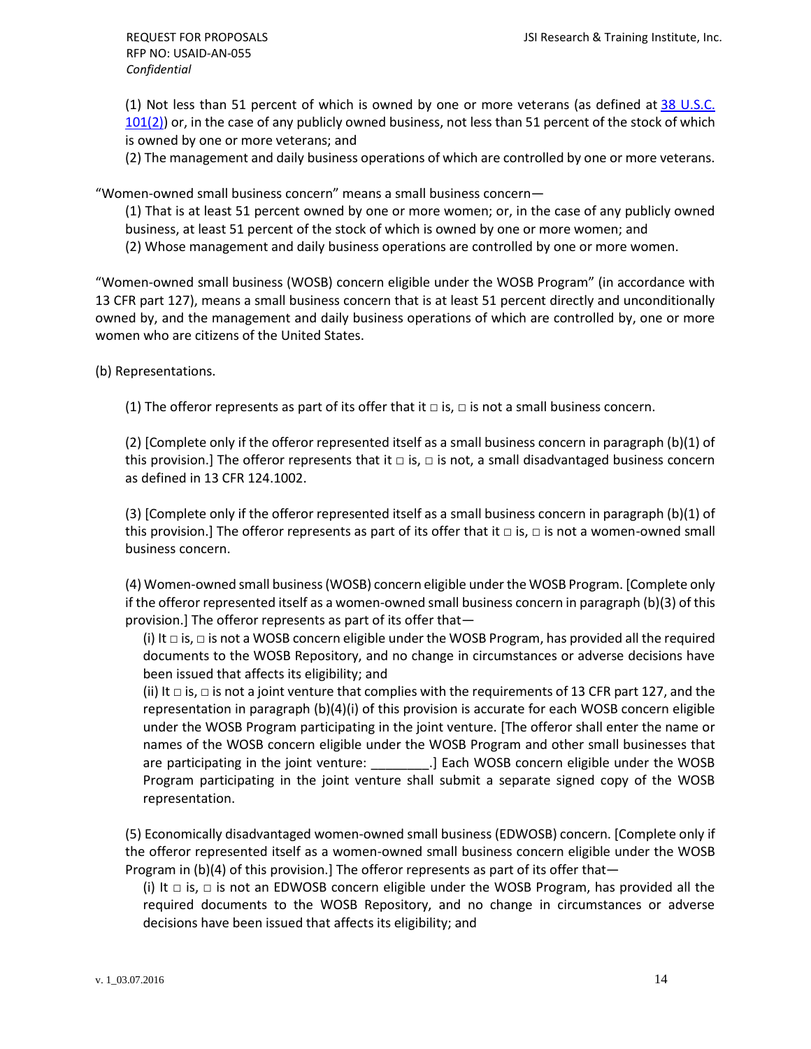(1) Not less than 51 percent of which is owned by one or more veterans (as defined at [38 U.S.C. 101(2)]) or, in the case of any publicly owned business, not less than 51 percent of the stock of which is owned by one or more veterans; and

(2) The management and daily business operations of which are controlled by one or more veterans.

"Women-owned small business concern" means a small business concern—

(1) That is at least 51 percent owned by one or more women; or, in the case of any publicly owned business, at least 51 percent of the stock of which is owned by one or more women; and

(2) Whose management and daily business operations are controlled by one or more women.

"Women-owned small business (WOSB) concern eligible under the WOSB Program" (in accordance with 13 CFR part 127), means a small business concern that is at least 51 percent directly and unconditionally owned by, and the management and daily business operations of which are controlled by, one or more women who are citizens of the United States.

(b) Representations.

(1) The offeror represents as part of its offer that it □ is, □ is not a small business concern.

(2) [Complete only if the offeror represented itself as a small business concern in paragraph (b)(1) of this provision.] The offeror represents that it □ is, □ is not, a small disadvantaged business concern as defined in 13 CFR 124.1002.

(3) [Complete only if the offeror represented itself as a small business concern in paragraph (b)(1) of this provision.] The offeror represents as part of its offer that it □ is, □ is not a women-owned small business concern.

(4) Women-owned small business (WOSB) concern eligible under the WOSB Program. [Complete only if the offeror represented itself as a women-owned small business concern in paragraph (b)(3) of this provision.] The offeror represents as part of its offer that—

(i) It □ is, □ is not a WOSB concern eligible under the WOSB Program, has provided all the required documents to the WOSB Repository, and no change in circumstances or adverse decisions have been issued that affects its eligibility; and

(ii) It □ is, □ is not a joint venture that complies with the requirements of 13 CFR part 127, and the representation in paragraph (b)(4)(i) of this provision is accurate for each WOSB concern eligible under the WOSB Program participating in the joint venture. [The offeror shall enter the name or names of the WOSB concern eligible under the WOSB Program and other small businesses that are participating in the joint venture: ________.] Each WOSB concern eligible under the WOSB Program participating in the joint venture shall submit a separate signed copy of the WOSB representation.

(5) Economically disadvantaged women-owned small business (EDWOSB) concern. [Complete only if the offeror represented itself as a women-owned small business concern eligible under the WOSB Program in (b)(4) of this provision.] The offeror represents as part of its offer that—

(i) It □ is, □ is not an EDWOSB concern eligible under the WOSB Program, has provided all the required documents to the WOSB Repository, and no change in circumstances or adverse decisions have been issued that affects its eligibility; and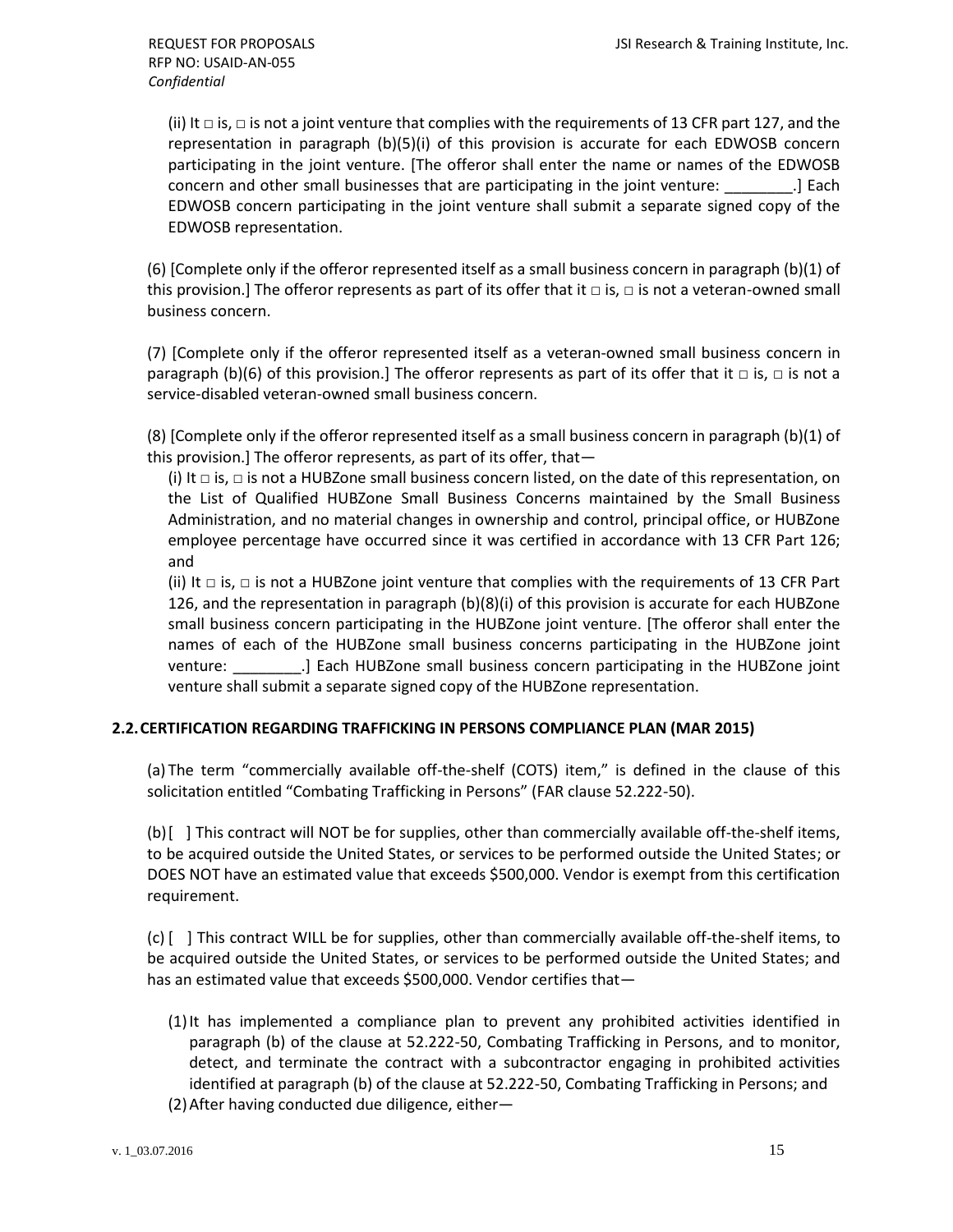(ii) It □ is, □ is not a joint venture that complies with the requirements of 13 CFR part 127, and the representation in paragraph (b)(5)(i) of this provision is accurate for each EDWOSB concern participating in the joint venture. [The offeror shall enter the name or names of the EDWOSB concern and other small businesses that are participating in the joint venture: ________.] Each EDWOSB concern participating in the joint venture shall submit a separate signed copy of the EDWOSB representation.

(6) [Complete only if the offeror represented itself as a small business concern in paragraph (b)(1) of this provision.] The offeror represents as part of its offer that it □ is, □ is not a veteran-owned small business concern.

(7) [Complete only if the offeror represented itself as a veteran-owned small business concern in paragraph (b)(6) of this provision.] The offeror represents as part of its offer that it □ is, □ is not a service-disabled veteran-owned small business concern.

(8) [Complete only if the offeror represented itself as a small business concern in paragraph (b)(1) of this provision.] The offeror represents, as part of its offer, that—

(i) It □ is, □ is not a HUBZone small business concern listed, on the date of this representation, on the List of Qualified HUBZone Small Business Concerns maintained by the Small Business Administration, and no material changes in ownership and control, principal office, or HUBZone employee percentage have occurred since it was certified in accordance with 13 CFR Part 126; and

(ii) It □ is, □ is not a HUBZone joint venture that complies with the requirements of 13 CFR Part 126, and the representation in paragraph (b)(8)(i) of this provision is accurate for each HUBZone small business concern participating in the HUBZone joint venture. [The offeror shall enter the names of each of the HUBZone small business concerns participating in the HUBZone joint venture: ________.] Each HUBZone small business concern participating in the HUBZone joint venture shall submit a separate signed copy of the HUBZone representation.

## 2.2. CERTIFICATION REGARDING TRAFFICKING IN PERSONS COMPLIANCE PLAN (MAR 2015)

(a) The term "commercially available off-the-shelf (COTS) item," is defined in the clause of this solicitation entitled "Combating Trafficking in Persons" (FAR clause 52.222-50).

(b) [ ] This contract will NOT be for supplies, other than commercially available off-the-shelf items, to be acquired outside the United States, or services to be performed outside the United States; or DOES NOT have an estimated value that exceeds $500,000. Vendor is exempt from this certification requirement.

(c) [ ] This contract WILL be for supplies, other than commercially available off-the-shelf items, to be acquired outside the United States, or services to be performed outside the United States; and has an estimated value that exceeds $500,000. Vendor certifies that—

(1) It has implemented a compliance plan to prevent any prohibited activities identified in paragraph (b) of the clause at 52.222-50, Combating Trafficking in Persons, and to monitor, detect, and terminate the contract with a subcontractor engaging in prohibited activities identified at paragraph (b) of the clause at 52.222-50, Combating Trafficking in Persons; and

(2) After having conducted due diligence, either—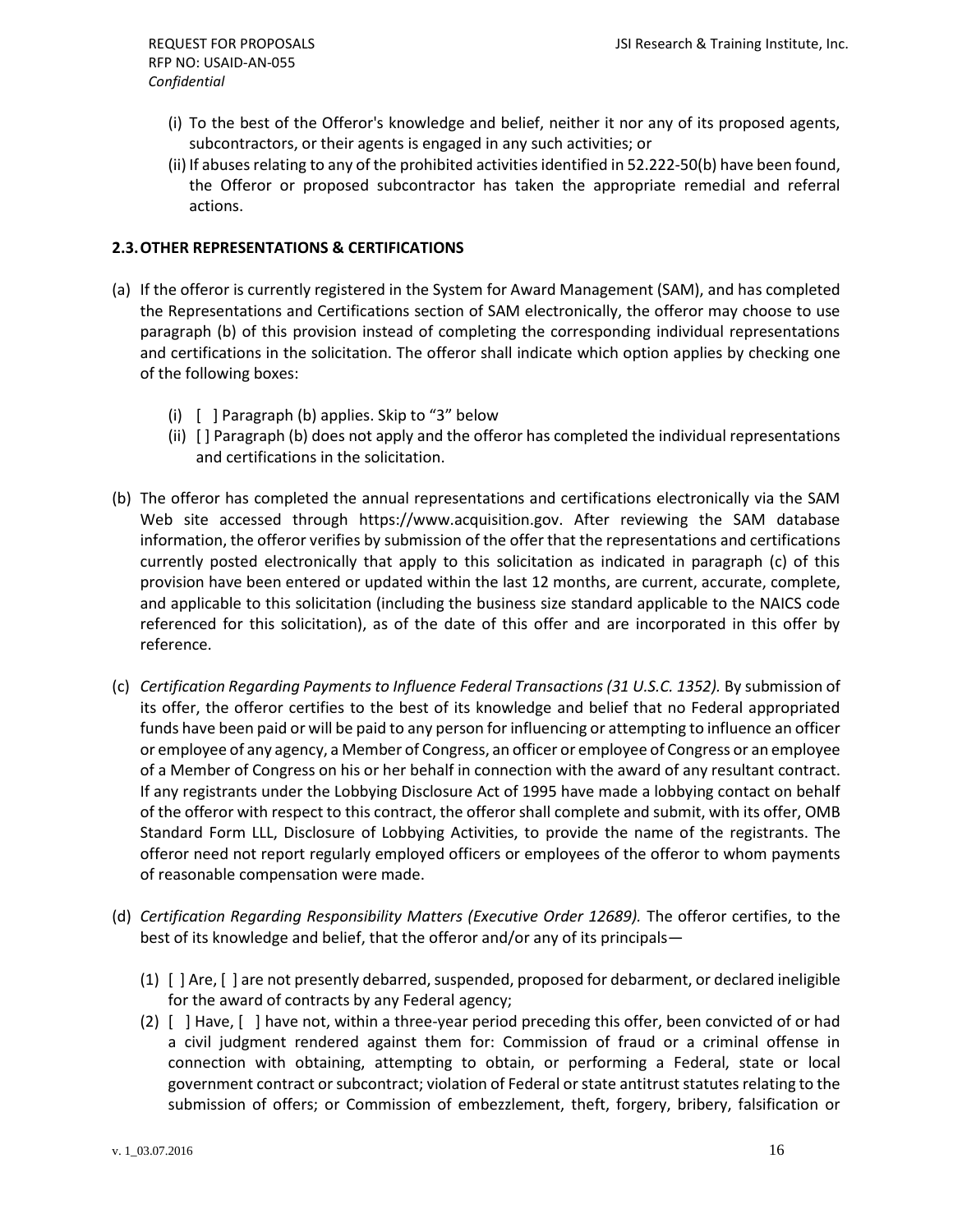(i) To the best of the Offeror's knowledge and belief, neither it nor any of its proposed agents, subcontractors, or their agents is engaged in any such activities; or

(ii) If abuses relating to any of the prohibited activities identified in 52.222-50(b) have been found, the Offeror or proposed subcontractor has taken the appropriate remedial and referral actions.

### 2.3. OTHER REPRESENTATIONS & CERTIFICATIONS

(a) If the offeror is currently registered in the System for Award Management (SAM), and has completed the Representations and Certifications section of SAM electronically, the offeror may choose to use paragraph (b) of this provision instead of completing the corresponding individual representations and certifications in the solicitation. The offeror shall indicate which option applies by checking one of the following boxes:

- (i) [ ] Paragraph (b) applies. Skip to "3" below
- (ii) [ ] Paragraph (b) does not apply and the offeror has completed the individual representations and certifications in the solicitation.

(b) The offeror has completed the annual representations and certifications electronically via the SAM Web site accessed through https://www.acquisition.gov. After reviewing the SAM database information, the offeror verifies by submission of the offer that the representations and certifications currently posted electronically that apply to this solicitation as indicated in paragraph (c) of this provision have been entered or updated within the last 12 months, are current, accurate, complete, and applicable to this solicitation (including the business size standard applicable to the NAICS code referenced for this solicitation), as of the date of this offer and are incorporated in this offer by reference.

(c) *Certification Regarding Payments to Influence Federal Transactions (31 U.S.C. 1352).* By submission of its offer, the offeror certifies to the best of its knowledge and belief that no Federal appropriated funds have been paid or will be paid to any person for influencing or attempting to influence an officer or employee of any agency, a Member of Congress, an officer or employee of Congress or an employee of a Member of Congress on his or her behalf in connection with the award of any resultant contract. If any registrants under the Lobbying Disclosure Act of 1995 have made a lobbying contact on behalf of the offeror with respect to this contract, the offeror shall complete and submit, with its offer, OMB Standard Form LLL, Disclosure of Lobbying Activities, to provide the name of the registrants. The offeror need not report regularly employed officers or employees of the offeror to whom payments of reasonable compensation were made.

(d) *Certification Regarding Responsibility Matters (Executive Order 12689).* The offeror certifies, to the best of its knowledge and belief, that the offeror and/or any of its principals—

(1) [ ] Are, [ ] are not presently debarred, suspended, proposed for debarment, or declared ineligible for the award of contracts by any Federal agency;

(2) [ ] Have, [ ] have not, within a three-year period preceding this offer, been convicted of or had a civil judgment rendered against them for: Commission of fraud or a criminal offense in connection with obtaining, attempting to obtain, or performing a Federal, state or local government contract or subcontract; violation of Federal or state antitrust statutes relating to the submission of offers; or Commission of embezzlement, theft, forgery, bribery, falsification or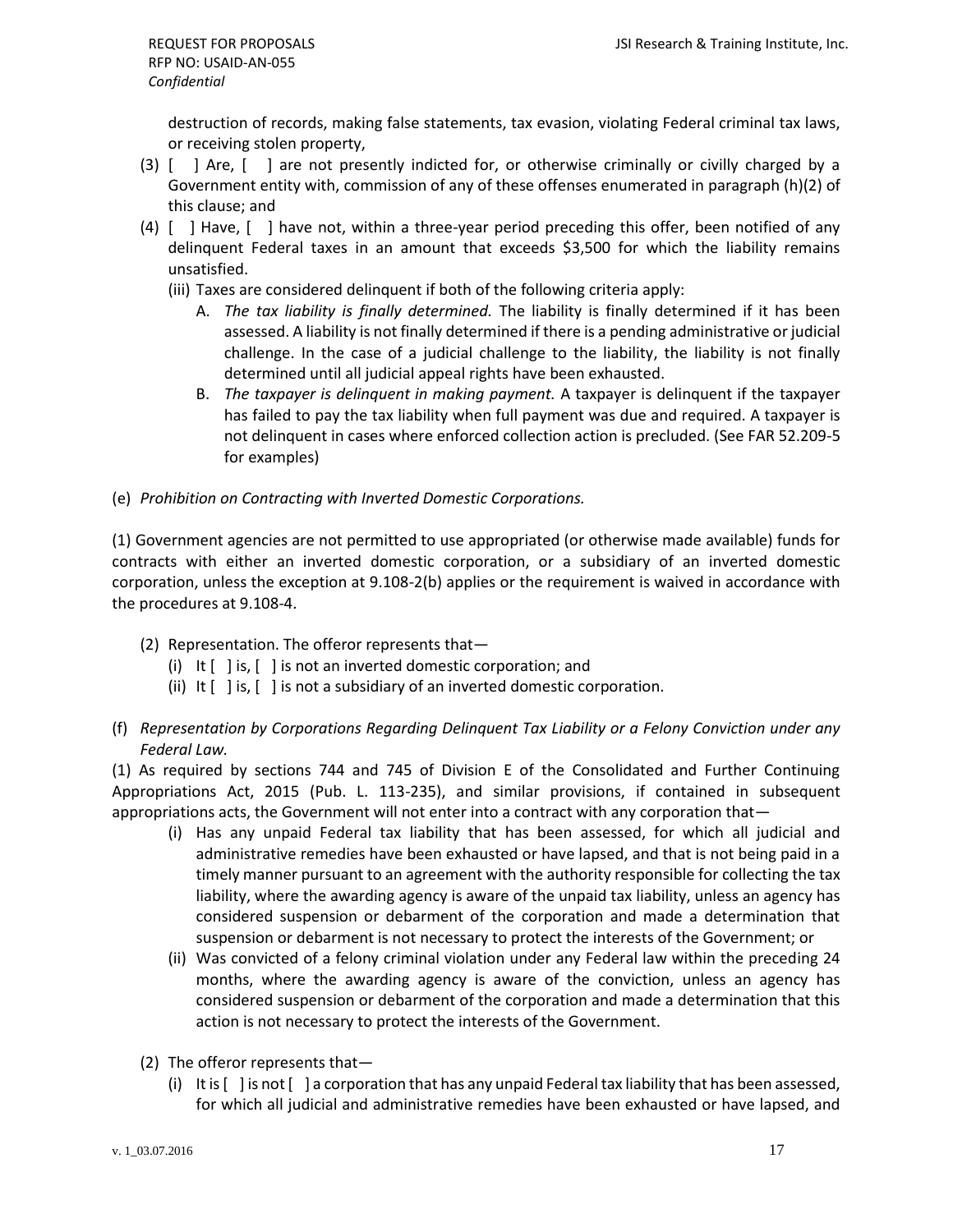destruction of records, making false statements, tax evasion, violating Federal criminal tax laws, or receiving stolen property,

(3) [ ] Are, [ ] are not presently indicted for, or otherwise criminally or civilly charged by a Government entity with, commission of any of these offenses enumerated in paragraph (h)(2) of this clause; and

(4) [ ] Have, [ ] have not, within a three-year period preceding this offer, been notified of any delinquent Federal taxes in an amount that exceeds $3,500 for which the liability remains unsatisfied.

(iii) Taxes are considered delinquent if both of the following criteria apply:

A. *The tax liability is finally determined.* The liability is finally determined if it has been assessed. A liability is not finally determined if there is a pending administrative or judicial challenge. In the case of a judicial challenge to the liability, the liability is not finally determined until all judicial appeal rights have been exhausted.

B. *The taxpayer is delinquent in making payment.* A taxpayer is delinquent if the taxpayer has failed to pay the tax liability when full payment was due and required. A taxpayer is not delinquent in cases where enforced collection action is precluded. (See FAR 52.209-5 for examples)

(e) *Prohibition on Contracting with Inverted Domestic Corporations.*

(1) Government agencies are not permitted to use appropriated (or otherwise made available) funds for contracts with either an inverted domestic corporation, or a subsidiary of an inverted domestic corporation, unless the exception at 9.108-2(b) applies or the requirement is waived in accordance with the procedures at 9.108-4.

(2) Representation. The offeror represents that—

(i) It [ ] is, [ ] is not an inverted domestic corporation; and

(ii) It [ ] is, [ ] is not a subsidiary of an inverted domestic corporation.

(f) *Representation by Corporations Regarding Delinquent Tax Liability or a Felony Conviction under any Federal Law.*

(1) As required by sections 744 and 745 of Division E of the Consolidated and Further Continuing Appropriations Act, 2015 (Pub. L. 113-235), and similar provisions, if contained in subsequent appropriations acts, the Government will not enter into a contract with any corporation that—

(i) Has any unpaid Federal tax liability that has been assessed, for which all judicial and administrative remedies have been exhausted or have lapsed, and that is not being paid in a timely manner pursuant to an agreement with the authority responsible for collecting the tax liability, where the awarding agency is aware of the unpaid tax liability, unless an agency has considered suspension or debarment of the corporation and made a determination that suspension or debarment is not necessary to protect the interests of the Government; or

(ii) Was convicted of a felony criminal violation under any Federal law within the preceding 24 months, where the awarding agency is aware of the conviction, unless an agency has considered suspension or debarment of the corporation and made a determination that this action is not necessary to protect the interests of the Government.

(2) The offeror represents that—

(i) It is [ ] is not [ ] a corporation that has any unpaid Federal tax liability that has been assessed, for which all judicial and administrative remedies have been exhausted or have lapsed, and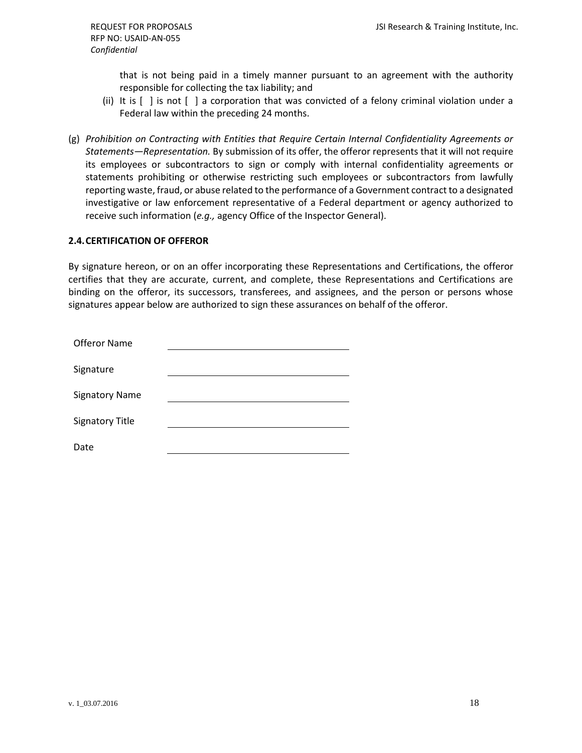that is not being paid in a timely manner pursuant to an agreement with the authority responsible for collecting the tax liability; and

(ii) It is [ ] is not [ ] a corporation that was convicted of a felony criminal violation under a Federal law within the preceding 24 months.

(g) *Prohibition on Contracting with Entities that Require Certain Internal Confidentiality Agreements or Statements—Representation.* By submission of its offer, the offeror represents that it will not require its employees or subcontractors to sign or comply with internal confidentiality agreements or statements prohibiting or otherwise restricting such employees or subcontractors from lawfully reporting waste, fraud, or abuse related to the performance of a Government contract to a designated investigative or law enforcement representative of a Federal department or agency authorized to receive such information (*e.g.,* agency Office of the Inspector General).

## 2.4. CERTIFICATION OF OFFEROR

By signature hereon, or on an offer incorporating these Representations and Certifications, the offeror certifies that they are accurate, current, and complete, these Representations and Certifications are binding on the offeror, its successors, transferees, and assignees, and the person or persons whose signatures appear below are authorized to sign these assurances on behalf of the offeror.

Offeror Name ______________________________

Signature ______________________________

Signatory Name ______________________________

Signatory Title ______________________________

Date ______________________________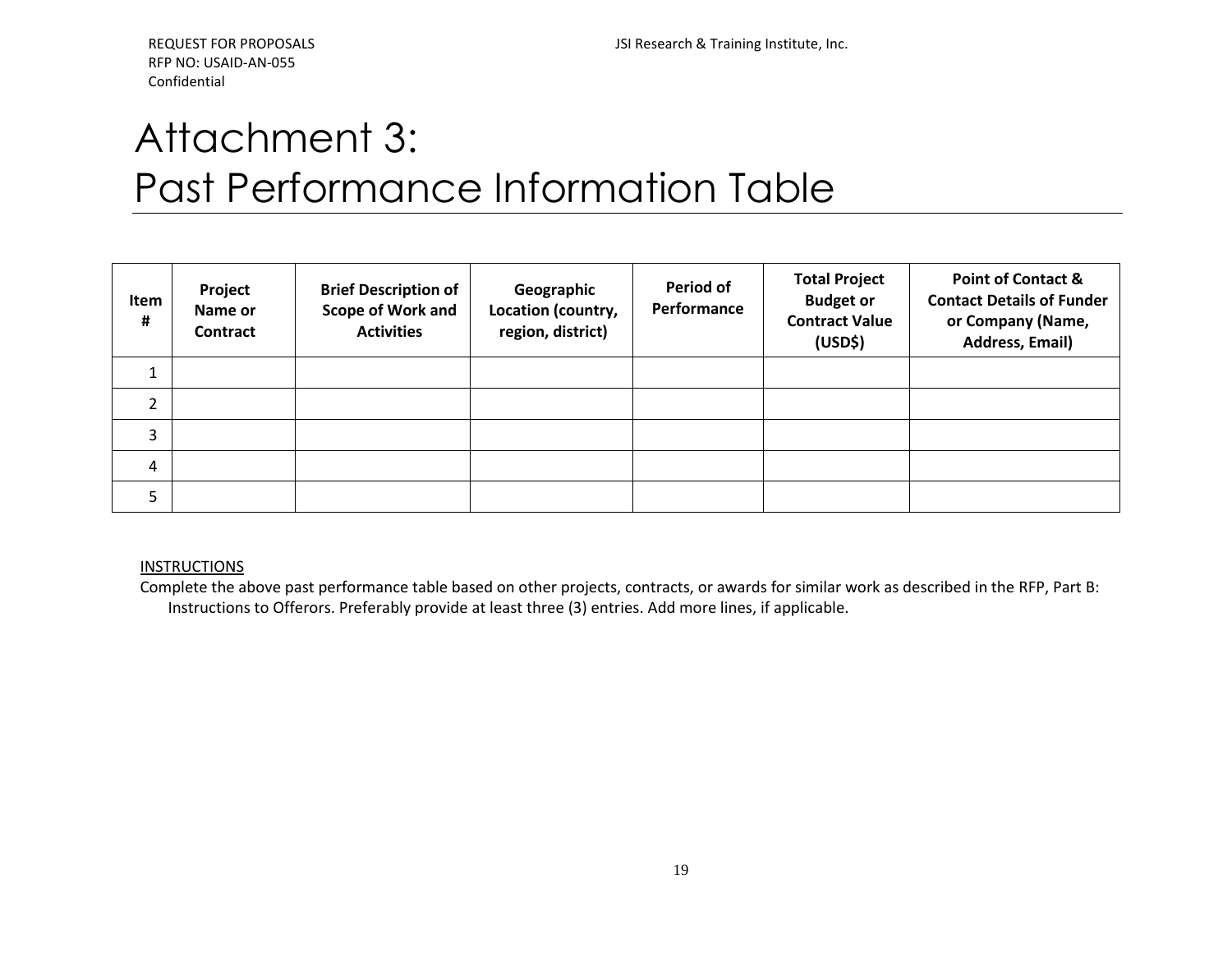# Attachment 3: Past Performance Information Table

| Item # | Project Name or Contract | Brief Description of Scope of Work and Activities | Geographic Location (country, region, district) | Period of Performance | Total Project Budget or Contract Value (USD$) | Point of Contact & Contact Details of Funder or Company (Name, Address, Email) |
|---|---|---|---|---|---|---|
| 1 | | | | | | |
| 2 | | | | | | |
| 3 | | | | | | |
| 4 | | | | | | |
| 5 | | | | | | |

<u>INSTRUCTIONS</u>

Complete the above past performance table based on other projects, contracts, or awards for similar work as described in the RFP, Part B: Instructions to Offerors. Preferably provide at least three (3) entries. Add more lines, if applicable.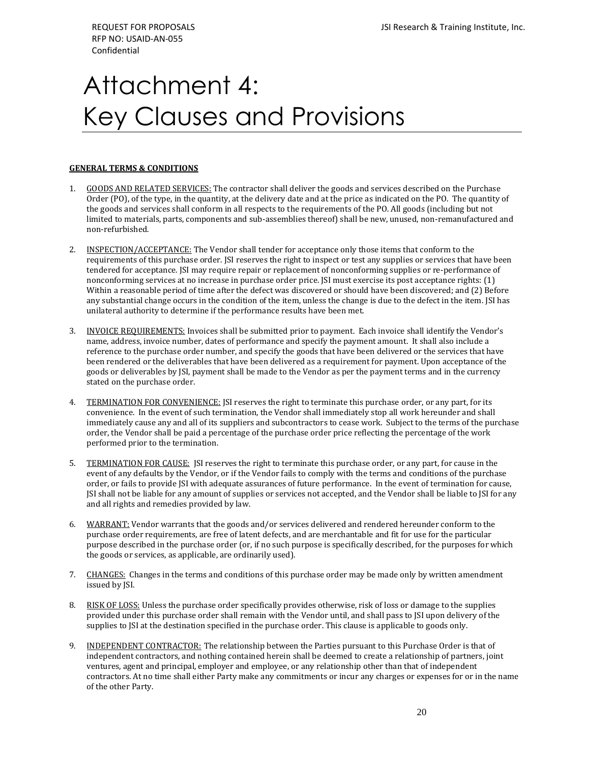# Attachment 4: Key Clauses and Provisions

**GENERAL TERMS & CONDITIONS**

1. GOODS AND RELATED SERVICES: The contractor shall deliver the goods and services described on the Purchase Order (PO), of the type, in the quantity, at the delivery date and at the price as indicated on the PO. The quantity of the goods and services shall conform in all respects to the requirements of the PO. All goods (including but not limited to materials, parts, components and sub-assemblies thereof) shall be new, unused, non-remanufactured and non-refurbished.

2. INSPECTION/ACCEPTANCE: The Vendor shall tender for acceptance only those items that conform to the requirements of this purchase order. JSI reserves the right to inspect or test any supplies or services that have been tendered for acceptance. JSI may require repair or replacement of nonconforming supplies or re-performance of nonconforming services at no increase in purchase order price. JSI must exercise its post acceptance rights: (1) Within a reasonable period of time after the defect was discovered or should have been discovered; and (2) Before any substantial change occurs in the condition of the item, unless the change is due to the defect in the item. JSI has unilateral authority to determine if the performance results have been met.

3. INVOICE REQUIREMENTS: Invoices shall be submitted prior to payment. Each invoice shall identify the Vendor's name, address, invoice number, dates of performance and specify the payment amount. It shall also include a reference to the purchase order number, and specify the goods that have been delivered or the services that have been rendered or the deliverables that have been delivered as a requirement for payment. Upon acceptance of the goods or deliverables by JSI, payment shall be made to the Vendor as per the payment terms and in the currency stated on the purchase order.

4. TERMINATION FOR CONVENIENCE: JSI reserves the right to terminate this purchase order, or any part, for its convenience. In the event of such termination, the Vendor shall immediately stop all work hereunder and shall immediately cause any and all of its suppliers and subcontractors to cease work. Subject to the terms of the purchase order, the Vendor shall be paid a percentage of the purchase order price reflecting the percentage of the work performed prior to the termination.

5. TERMINATION FOR CAUSE: JSI reserves the right to terminate this purchase order, or any part, for cause in the event of any defaults by the Vendor, or if the Vendor fails to comply with the terms and conditions of the purchase order, or fails to provide JSI with adequate assurances of future performance. In the event of termination for cause, JSI shall not be liable for any amount of supplies or services not accepted, and the Vendor shall be liable to JSI for any and all rights and remedies provided by law.

6. WARRANT: Vendor warrants that the goods and/or services delivered and rendered hereunder conform to the purchase order requirements, are free of latent defects, and are merchantable and fit for use for the particular purpose described in the purchase order (or, if no such purpose is specifically described, for the purposes for which the goods or services, as applicable, are ordinarily used).

7. CHANGES: Changes in the terms and conditions of this purchase order may be made only by written amendment issued by JSI.

8. RISK OF LOSS: Unless the purchase order specifically provides otherwise, risk of loss or damage to the supplies provided under this purchase order shall remain with the Vendor until, and shall pass to JSI upon delivery of the supplies to JSI at the destination specified in the purchase order. This clause is applicable to goods only.

9. INDEPENDENT CONTRACTOR: The relationship between the Parties pursuant to this Purchase Order is that of independent contractors, and nothing contained herein shall be deemed to create a relationship of partners, joint ventures, agent and principal, employer and employee, or any relationship other than that of independent contractors. At no time shall either Party make any commitments or incur any charges or expenses for or in the name of the other Party.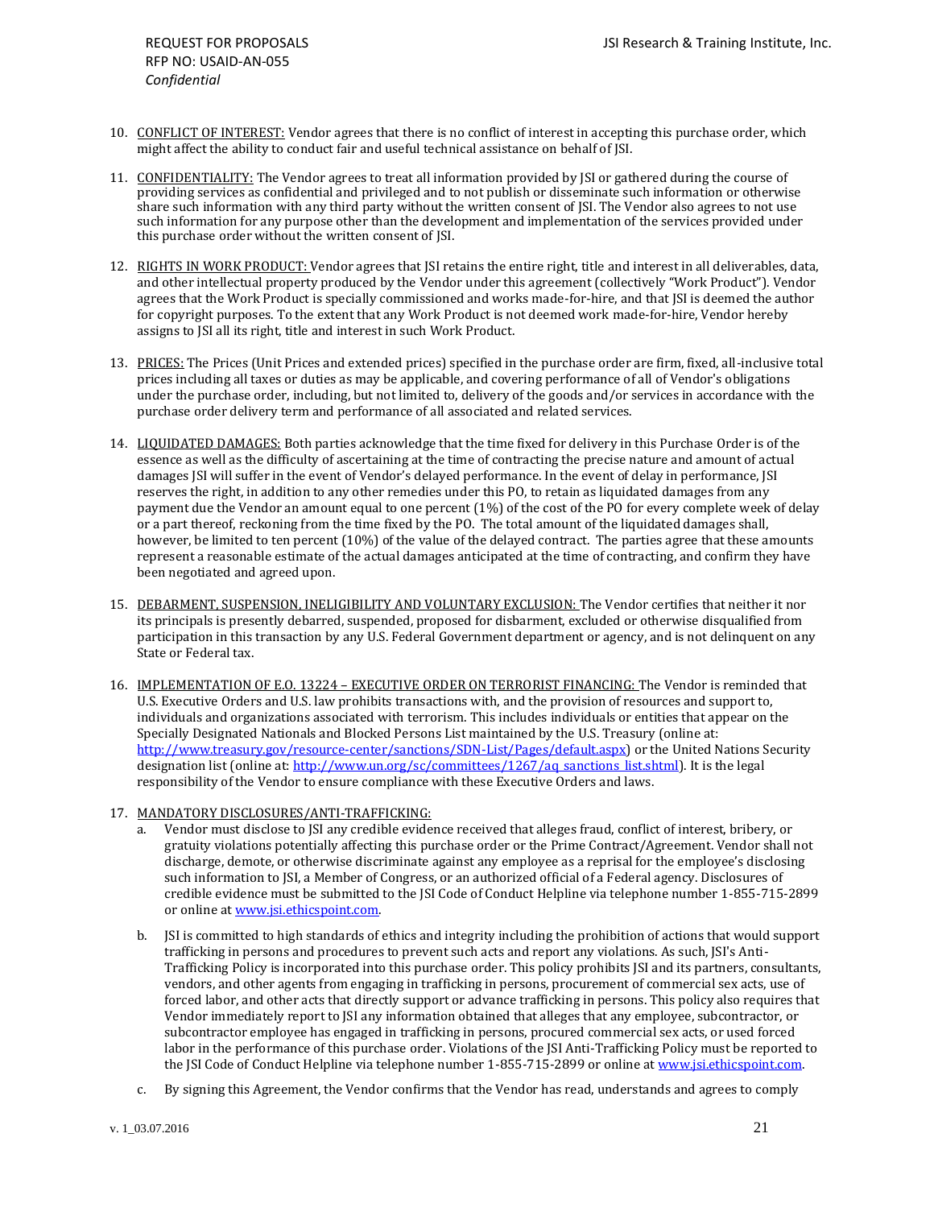10. <u>CONFLICT OF INTEREST:</u> Vendor agrees that there is no conflict of interest in accepting this purchase order, which might affect the ability to conduct fair and useful technical assistance on behalf of JSI.

11. <u>CONFIDENTIALITY:</u> The Vendor agrees to treat all information provided by JSI or gathered during the course of providing services as confidential and privileged and to not publish or disseminate such information or otherwise share such information with any third party without the written consent of JSI. The Vendor also agrees to not use such information for any purpose other than the development and implementation of the services provided under this purchase order without the written consent of JSI.

12. <u>RIGHTS IN WORK PRODUCT:</u> Vendor agrees that JSI retains the entire right, title and interest in all deliverables, data, and other intellectual property produced by the Vendor under this agreement (collectively "Work Product"). Vendor agrees that the Work Product is specially commissioned and works made-for-hire, and that JSI is deemed the author for copyright purposes. To the extent that any Work Product is not deemed work made-for-hire, Vendor hereby assigns to JSI all its right, title and interest in such Work Product.

13. <u>PRICES:</u> The Prices (Unit Prices and extended prices) specified in the purchase order are firm, fixed, all-inclusive total prices including all taxes or duties as may be applicable, and covering performance of all of Vendor's obligations under the purchase order, including, but not limited to, delivery of the goods and/or services in accordance with the purchase order delivery term and performance of all associated and related services.

14. <u>LIQUIDATED DAMAGES:</u> Both parties acknowledge that the time fixed for delivery in this Purchase Order is of the essence as well as the difficulty of ascertaining at the time of contracting the precise nature and amount of actual damages JSI will suffer in the event of Vendor's delayed performance. In the event of delay in performance, JSI reserves the right, in addition to any other remedies under this PO, to retain as liquidated damages from any payment due the Vendor an amount equal to one percent (1%) of the cost of the PO for every complete week of delay or a part thereof, reckoning from the time fixed by the PO. The total amount of the liquidated damages shall, however, be limited to ten percent (10%) of the value of the delayed contract. The parties agree that these amounts represent a reasonable estimate of the actual damages anticipated at the time of contracting, and confirm they have been negotiated and agreed upon.

15. <u>DEBARMENT, SUSPENSION, INELIGIBILITY AND VOLUNTARY EXCLUSION:</u> The Vendor certifies that neither it nor its principals is presently debarred, suspended, proposed for disbarment, excluded or otherwise disqualified from participation in this transaction by any U.S. Federal Government department or agency, and is not delinquent on any State or Federal tax.

16. <u>IMPLEMENTATION OF E.O. 13224 – EXECUTIVE ORDER ON TERRORIST FINANCING:</u> The Vendor is reminded that U.S. Executive Orders and U.S. law prohibits transactions with, and the provision of resources and support to, individuals and organizations associated with terrorism. This includes individuals or entities that appear on the Specially Designated Nationals and Blocked Persons List maintained by the U.S. Treasury (online at: http://www.treasury.gov/resource-center/sanctions/SDN-List/Pages/default.aspx) or the United Nations Security designation list (online at: http://www.un.org/sc/committees/1267/aq_sanctions_list.shtml). It is the legal responsibility of the Vendor to ensure compliance with these Executive Orders and laws.

17. <u>MANDATORY DISCLOSURES/ANTI-TRAFFICKING:</u>
    a. Vendor must disclose to JSI any credible evidence received that alleges fraud, conflict of interest, bribery, or gratuity violations potentially affecting this purchase order or the Prime Contract/Agreement. Vendor shall not discharge, demote, or otherwise discriminate against any employee as a reprisal for the employee's disclosing such information to JSI, a Member of Congress, or an authorized official of a Federal agency. Disclosures of credible evidence must be submitted to the JSI Code of Conduct Helpline via telephone number 1-855-715-2899 or online at www.jsi.ethicspoint.com.

    b. JSI is committed to high standards of ethics and integrity including the prohibition of actions that would support trafficking in persons and procedures to prevent such acts and report any violations. As such, JSI's Anti-Trafficking Policy is incorporated into this purchase order. This policy prohibits JSI and its partners, consultants, vendors, and other agents from engaging in trafficking in persons, procurement of commercial sex acts, use of forced labor, and other acts that directly support or advance trafficking in persons. This policy also requires that Vendor immediately report to JSI any information obtained that alleges that any employee, subcontractor, or subcontractor employee has engaged in trafficking in persons, procured commercial sex acts, or used forced labor in the performance of this purchase order. Violations of the JSI Anti-Trafficking Policy must be reported to the JSI Code of Conduct Helpline via telephone number 1-855-715-2899 or online at www.jsi.ethicspoint.com.

    c. By signing this Agreement, the Vendor confirms that the Vendor has read, understands and agrees to comply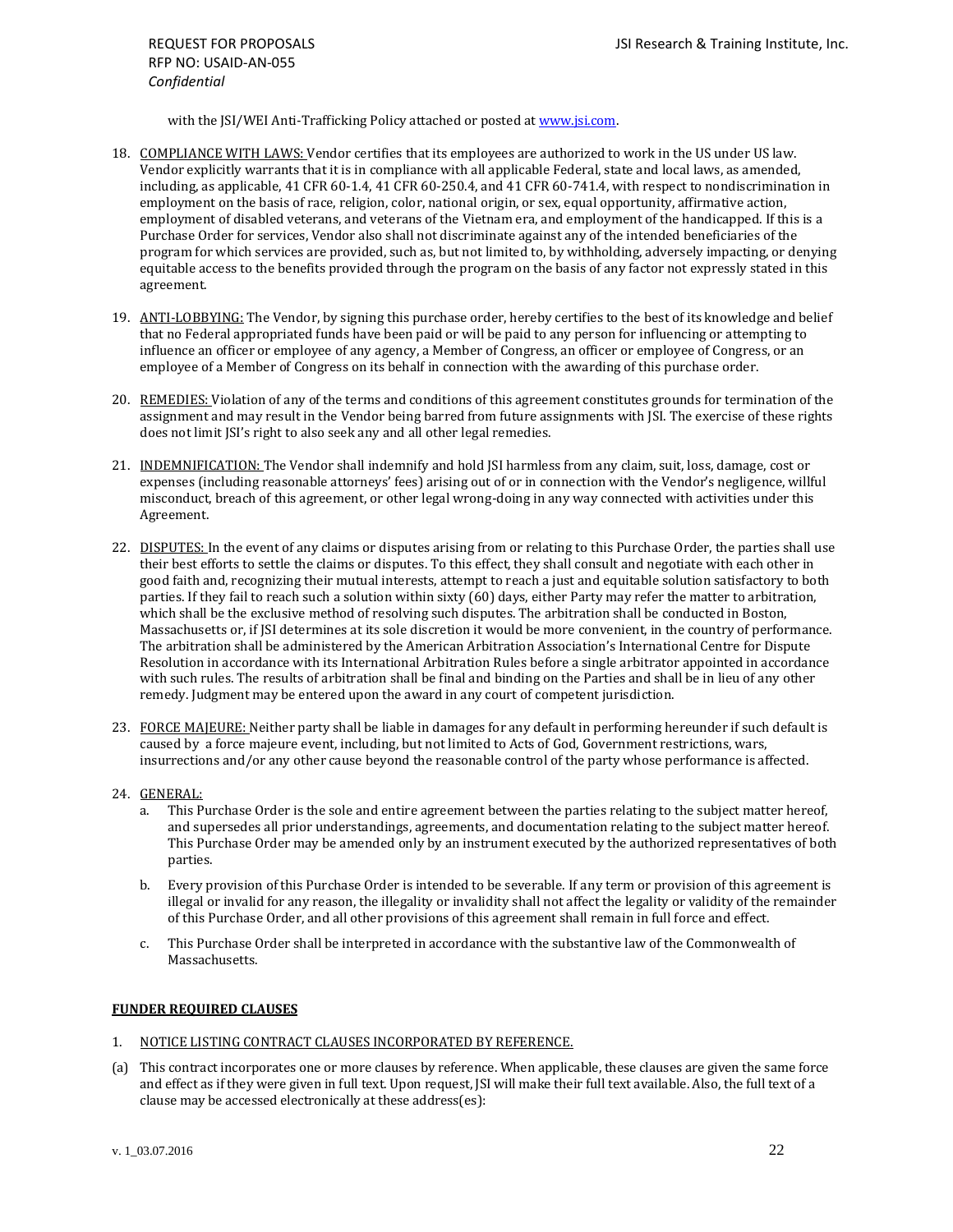with the JSI/WEI Anti-Trafficking Policy attached or posted at www.jsi.com.

18. COMPLIANCE WITH LAWS: Vendor certifies that its employees are authorized to work in the US under US law. Vendor explicitly warrants that it is in compliance with all applicable Federal, state and local laws, as amended, including, as applicable, 41 CFR 60-1.4, 41 CFR 60-250.4, and 41 CFR 60-741.4, with respect to nondiscrimination in employment on the basis of race, religion, color, national origin, or sex, equal opportunity, affirmative action, employment of disabled veterans, and veterans of the Vietnam era, and employment of the handicapped. If this is a Purchase Order for services, Vendor also shall not discriminate against any of the intended beneficiaries of the program for which services are provided, such as, but not limited to, by withholding, adversely impacting, or denying equitable access to the benefits provided through the program on the basis of any factor not expressly stated in this agreement.

19. ANTI-LOBBYING: The Vendor, by signing this purchase order, hereby certifies to the best of its knowledge and belief that no Federal appropriated funds have been paid or will be paid to any person for influencing or attempting to influence an officer or employee of any agency, a Member of Congress, an officer or employee of Congress, or an employee of a Member of Congress on its behalf in connection with the awarding of this purchase order.

20. REMEDIES: Violation of any of the terms and conditions of this agreement constitutes grounds for termination of the assignment and may result in the Vendor being barred from future assignments with JSI. The exercise of these rights does not limit JSI's right to also seek any and all other legal remedies.

21. INDEMNIFICATION: The Vendor shall indemnify and hold JSI harmless from any claim, suit, loss, damage, cost or expenses (including reasonable attorneys' fees) arising out of or in connection with the Vendor's negligence, willful misconduct, breach of this agreement, or other legal wrong-doing in any way connected with activities under this Agreement.

22. DISPUTES: In the event of any claims or disputes arising from or relating to this Purchase Order, the parties shall use their best efforts to settle the claims or disputes. To this effect, they shall consult and negotiate with each other in good faith and, recognizing their mutual interests, attempt to reach a just and equitable solution satisfactory to both parties. If they fail to reach such a solution within sixty (60) days, either Party may refer the matter to arbitration, which shall be the exclusive method of resolving such disputes. The arbitration shall be conducted in Boston, Massachusetts or, if JSI determines at its sole discretion it would be more convenient, in the country of performance. The arbitration shall be administered by the American Arbitration Association's International Centre for Dispute Resolution in accordance with its International Arbitration Rules before a single arbitrator appointed in accordance with such rules. The results of arbitration shall be final and binding on the Parties and shall be in lieu of any other remedy. Judgment may be entered upon the award in any court of competent jurisdiction.

23. FORCE MAJEURE: Neither party shall be liable in damages for any default in performing hereunder if such default is caused by a force majeure event, including, but not limited to Acts of God, Government restrictions, wars, insurrections and/or any other cause beyond the reasonable control of the party whose performance is affected.

24. GENERAL:
    a. This Purchase Order is the sole and entire agreement between the parties relating to the subject matter hereof, and supersedes all prior understandings, agreements, and documentation relating to the subject matter hereof. This Purchase Order may be amended only by an instrument executed by the authorized representatives of both parties.

    b. Every provision of this Purchase Order is intended to be severable. If any term or provision of this agreement is illegal or invalid for any reason, the illegality or invalidity shall not affect the legality or validity of the remainder of this Purchase Order, and all other provisions of this agreement shall remain in full force and effect.

    c. This Purchase Order shall be interpreted in accordance with the substantive law of the Commonwealth of Massachusetts.

**FUNDER REQUIRED CLAUSES**

1. NOTICE LISTING CONTRACT CLAUSES INCORPORATED BY REFERENCE.

(a) This contract incorporates one or more clauses by reference. When applicable, these clauses are given the same force and effect as if they were given in full text. Upon request, JSI will make their full text available. Also, the full text of a clause may be accessed electronically at these address(es):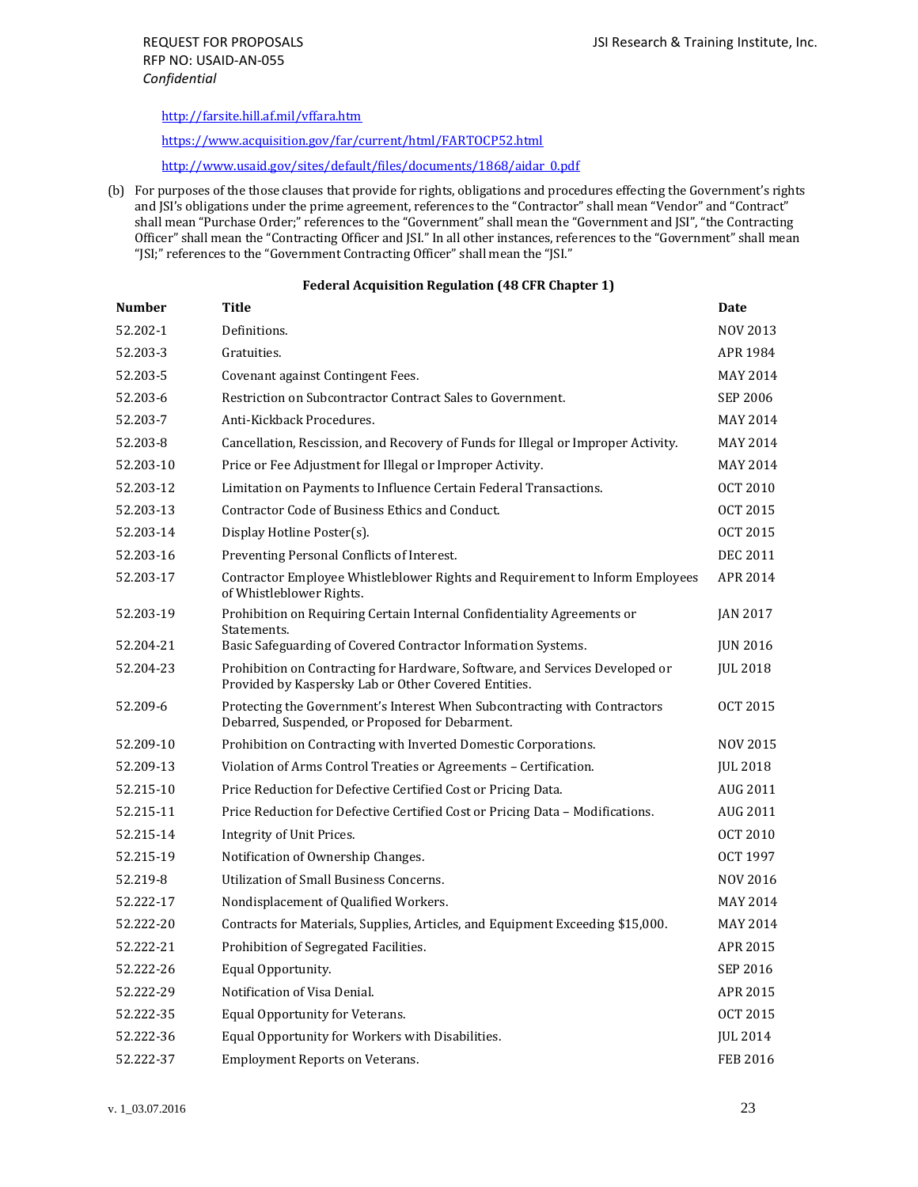http://farsite.hill.af.mil/vffara.htm

https://www.acquisition.gov/far/current/html/FARTOCP52.html

http://www.usaid.gov/sites/default/files/documents/1868/aidar_0.pdf

(b) For purposes of the those clauses that provide for rights, obligations and procedures effecting the Government's rights and JSI's obligations under the prime agreement, references to the "Contractor" shall mean "Vendor" and "Contract" shall mean "Purchase Order;" references to the "Government" shall mean the "Government and JSI", "the Contracting Officer" shall mean the "Contracting Officer and JSI." In all other instances, references to the "Government" shall mean "JSI;" references to the "Government Contracting Officer" shall mean the "JSI."

**Federal Acquisition Regulation (48 CFR Chapter 1)**

| Number | Title | Date |
|---|---|---|
| 52.202-1 | Definitions. | NOV 2013 |
| 52.203-3 | Gratuities. | APR 1984 |
| 52.203-5 | Covenant against Contingent Fees. | MAY 2014 |
| 52.203-6 | Restriction on Subcontractor Contract Sales to Government. | SEP 2006 |
| 52.203-7 | Anti-Kickback Procedures. | MAY 2014 |
| 52.203-8 | Cancellation, Rescission, and Recovery of Funds for Illegal or Improper Activity. | MAY 2014 |
| 52.203-10 | Price or Fee Adjustment for Illegal or Improper Activity. | MAY 2014 |
| 52.203-12 | Limitation on Payments to Influence Certain Federal Transactions. | OCT 2010 |
| 52.203-13 | Contractor Code of Business Ethics and Conduct. | OCT 2015 |
| 52.203-14 | Display Hotline Poster(s). | OCT 2015 |
| 52.203-16 | Preventing Personal Conflicts of Interest. | DEC 2011 |
| 52.203-17 | Contractor Employee Whistleblower Rights and Requirement to Inform Employees of Whistleblower Rights. | APR 2014 |
| 52.203-19 | Prohibition on Requiring Certain Internal Confidentiality Agreements or Statements. | JAN 2017 |
| 52.204-21 | Basic Safeguarding of Covered Contractor Information Systems. | JUN 2016 |
| 52.204-23 | Prohibition on Contracting for Hardware, Software, and Services Developed or Provided by Kaspersky Lab or Other Covered Entities. | JUL 2018 |
| 52.209-6 | Protecting the Government's Interest When Subcontracting with Contractors Debarred, Suspended, or Proposed for Debarment. | OCT 2015 |
| 52.209-10 | Prohibition on Contracting with Inverted Domestic Corporations. | NOV 2015 |
| 52.209-13 | Violation of Arms Control Treaties or Agreements – Certification. | JUL 2018 |
| 52.215-10 | Price Reduction for Defective Certified Cost or Pricing Data. | AUG 2011 |
| 52.215-11 | Price Reduction for Defective Certified Cost or Pricing Data – Modifications. | AUG 2011 |
| 52.215-14 | Integrity of Unit Prices. | OCT 2010 |
| 52.215-19 | Notification of Ownership Changes. | OCT 1997 |
| 52.219-8 | Utilization of Small Business Concerns. | NOV 2016 |
| 52.222-17 | Nondisplacement of Qualified Workers. | MAY 2014 |
| 52.222-20 | Contracts for Materials, Supplies, Articles, and Equipment Exceeding $15,000. | MAY 2014 |
| 52.222-21 | Prohibition of Segregated Facilities. | APR 2015 |
| 52.222-26 | Equal Opportunity. | SEP 2016 |
| 52.222-29 | Notification of Visa Denial. | APR 2015 |
| 52.222-35 | Equal Opportunity for Veterans. | OCT 2015 |
| 52.222-36 | Equal Opportunity for Workers with Disabilities. | JUL 2014 |
| 52.222-37 | Employment Reports on Veterans. | FEB 2016 |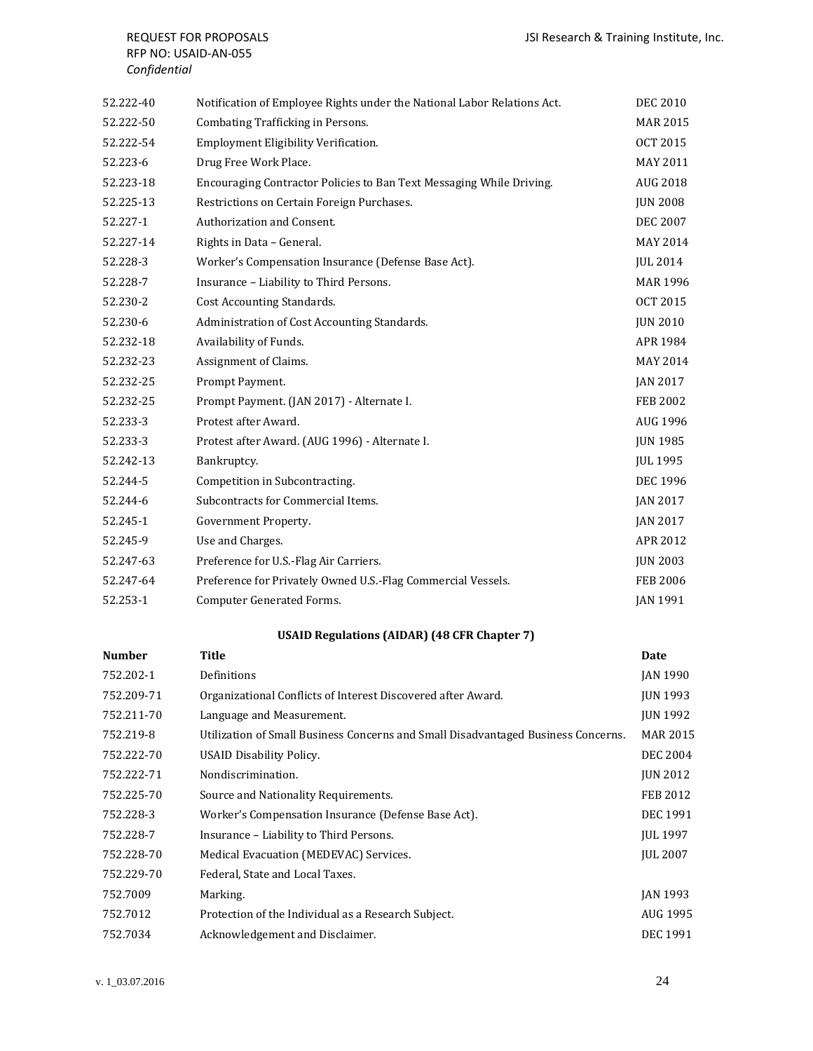| | | |
|---|---|---|
| 52.222-40 | Notification of Employee Rights under the National Labor Relations Act. | DEC 2010 |
| 52.222-50 | Combating Trafficking in Persons. | MAR 2015 |
| 52.222-54 | Employment Eligibility Verification. | OCT 2015 |
| 52.223-6 | Drug Free Work Place. | MAY 2011 |
| 52.223-18 | Encouraging Contractor Policies to Ban Text Messaging While Driving. | AUG 2018 |
| 52.225-13 | Restrictions on Certain Foreign Purchases. | JUN 2008 |
| 52.227-1 | Authorization and Consent. | DEC 2007 |
| 52.227-14 | Rights in Data – General. | MAY 2014 |
| 52.228-3 | Worker's Compensation Insurance (Defense Base Act). | JUL 2014 |
| 52.228-7 | Insurance – Liability to Third Persons. | MAR 1996 |
| 52.230-2 | Cost Accounting Standards. | OCT 2015 |
| 52.230-6 | Administration of Cost Accounting Standards. | JUN 2010 |
| 52.232-18 | Availability of Funds. | APR 1984 |
| 52.232-23 | Assignment of Claims. | MAY 2014 |
| 52.232-25 | Prompt Payment. | JAN 2017 |
| 52.232-25 | Prompt Payment. (JAN 2017) - Alternate I. | FEB 2002 |
| 52.233-3 | Protest after Award. | AUG 1996 |
| 52.233-3 | Protest after Award. (AUG 1996) - Alternate I. | JUN 1985 |
| 52.242-13 | Bankruptcy. | JUL 1995 |
| 52.244-5 | Competition in Subcontracting. | DEC 1996 |
| 52.244-6 | Subcontracts for Commercial Items. | JAN 2017 |
| 52.245-1 | Government Property. | JAN 2017 |
| 52.245-9 | Use and Charges. | APR 2012 |
| 52.247-63 | Preference for U.S.-Flag Air Carriers. | JUN 2003 |
| 52.247-64 | Preference for Privately Owned U.S.-Flag Commercial Vessels. | FEB 2006 |
| 52.253-1 | Computer Generated Forms. | JAN 1991 |

**USAID Regulations (AIDAR) (48 CFR Chapter 7)**

| Number | Title | Date |
|---|---|---|
| 752.202-1 | Definitions | JAN 1990 |
| 752.209-71 | Organizational Conflicts of Interest Discovered after Award. | JUN 1993 |
| 752.211-70 | Language and Measurement. | JUN 1992 |
| 752.219-8 | Utilization of Small Business Concerns and Small Disadvantaged Business Concerns. | MAR 2015 |
| 752.222-70 | USAID Disability Policy. | DEC 2004 |
| 752.222-71 | Nondiscrimination. | JUN 2012 |
| 752.225-70 | Source and Nationality Requirements. | FEB 2012 |
| 752.228-3 | Worker's Compensation Insurance (Defense Base Act). | DEC 1991 |
| 752.228-7 | Insurance – Liability to Third Persons. | JUL 1997 |
| 752.228-70 | Medical Evacuation (MEDEVAC) Services. | JUL 2007 |
| 752.229-70 | Federal, State and Local Taxes. | |
| 752.7009 | Marking. | JAN 1993 |
| 752.7012 | Protection of the Individual as a Research Subject. | AUG 1995 |
| 752.7034 | Acknowledgement and Disclaimer. | DEC 1991 |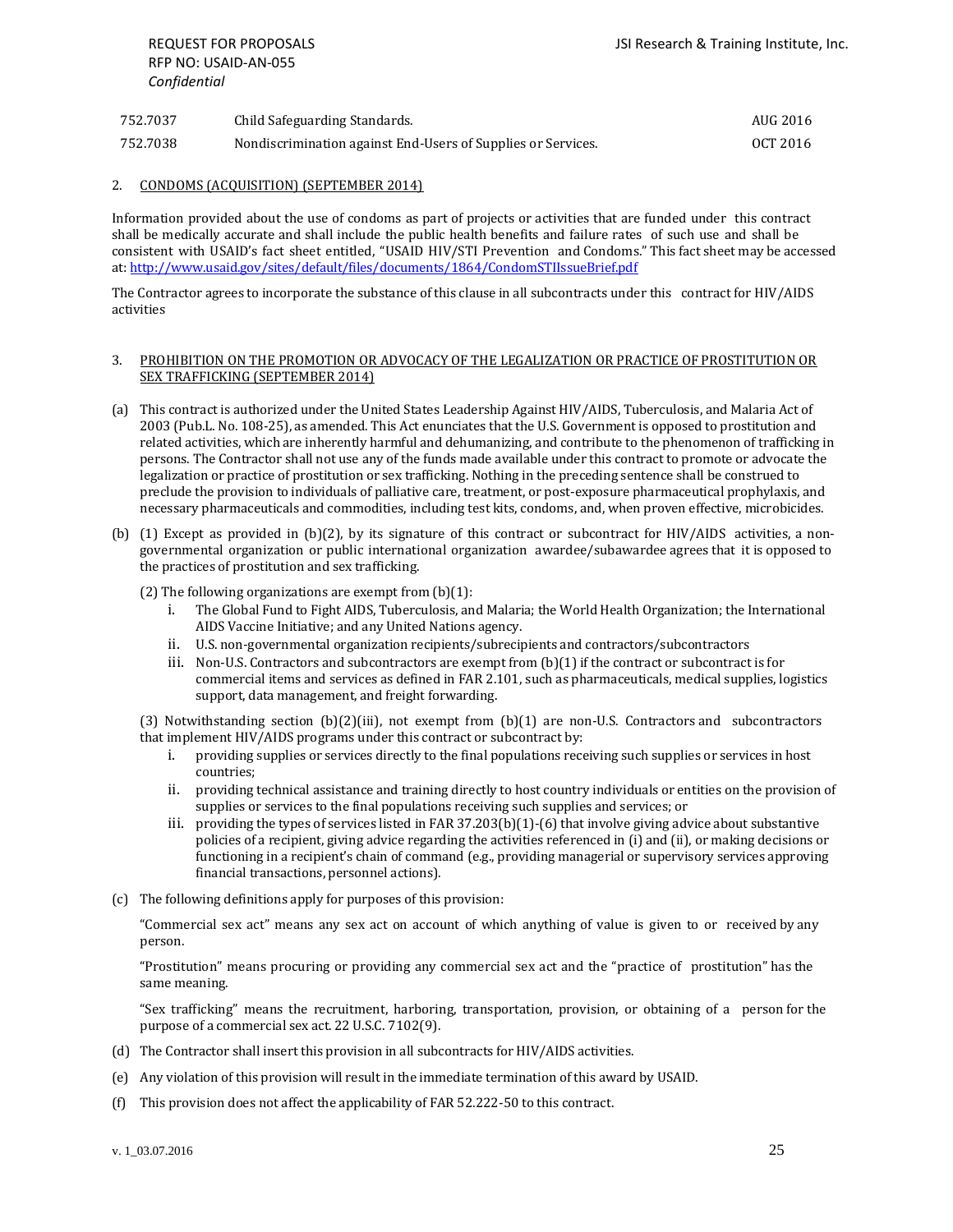| | | |
|---|---|---|
| 752.7037 | Child Safeguarding Standards. | AUG 2016 |
| 752.7038 | Nondiscrimination against End-Users of Supplies or Services. | OCT 2016 |

2. CONDOMS (ACQUISITION) (SEPTEMBER 2014)

Information provided about the use of condoms as part of projects or activities that are funded under this contract shall be medically accurate and shall include the public health benefits and failure rates of such use and shall be consistent with USAID's fact sheet entitled, "USAID HIV/STI Prevention and Condoms." This fact sheet may be accessed at: http://www.usaid.gov/sites/default/files/documents/1864/CondomSTIIssueBrief.pdf

The Contractor agrees to incorporate the substance of this clause in all subcontracts under this contract for HIV/AIDS activities

3. PROHIBITION ON THE PROMOTION OR ADVOCACY OF THE LEGALIZATION OR PRACTICE OF PROSTITUTION OR SEX TRAFFICKING (SEPTEMBER 2014)

(a) This contract is authorized under the United States Leadership Against HIV/AIDS, Tuberculosis, and Malaria Act of 2003 (Pub.L. No. 108-25), as amended. This Act enunciates that the U.S. Government is opposed to prostitution and related activities, which are inherently harmful and dehumanizing, and contribute to the phenomenon of trafficking in persons. The Contractor shall not use any of the funds made available under this contract to promote or advocate the legalization or practice of prostitution or sex trafficking. Nothing in the preceding sentence shall be construed to preclude the provision to individuals of palliative care, treatment, or post-exposure pharmaceutical prophylaxis, and necessary pharmaceuticals and commodities, including test kits, condoms, and, when proven effective, microbicides.

(b) (1) Except as provided in (b)(2), by its signature of this contract or subcontract for HIV/AIDS activities, a non-governmental organization or public international organization awardee/subawardee agrees that it is opposed to the practices of prostitution and sex trafficking.

(2) The following organizations are exempt from (b)(1):

i. The Global Fund to Fight AIDS, Tuberculosis, and Malaria; the World Health Organization; the International AIDS Vaccine Initiative; and any United Nations agency.
ii. U.S. non-governmental organization recipients/subrecipients and contractors/subcontractors
iii. Non-U.S. Contractors and subcontractors are exempt from (b)(1) if the contract or subcontract is for commercial items and services as defined in FAR 2.101, such as pharmaceuticals, medical supplies, logistics support, data management, and freight forwarding.

(3) Notwithstanding section (b)(2)(iii), not exempt from (b)(1) are non-U.S. Contractors and subcontractors that implement HIV/AIDS programs under this contract or subcontract by:

i. providing supplies or services directly to the final populations receiving such supplies or services in host countries;
ii. providing technical assistance and training directly to host country individuals or entities on the provision of supplies or services to the final populations receiving such supplies and services; or
iii. providing the types of services listed in FAR 37.203(b)(1)-(6) that involve giving advice about substantive policies of a recipient, giving advice regarding the activities referenced in (i) and (ii), or making decisions or functioning in a recipient's chain of command (e.g., providing managerial or supervisory services approving financial transactions, personnel actions).

(c) The following definitions apply for purposes of this provision:

"Commercial sex act" means any sex act on account of which anything of value is given to or received by any person.

"Prostitution" means procuring or providing any commercial sex act and the "practice of prostitution" has the same meaning.

"Sex trafficking" means the recruitment, harboring, transportation, provision, or obtaining of a person for the purpose of a commercial sex act. 22 U.S.C. 7102(9).

(d) The Contractor shall insert this provision in all subcontracts for HIV/AIDS activities.

(e) Any violation of this provision will result in the immediate termination of this award by USAID.

(f) This provision does not affect the applicability of FAR 52.222-50 to this contract.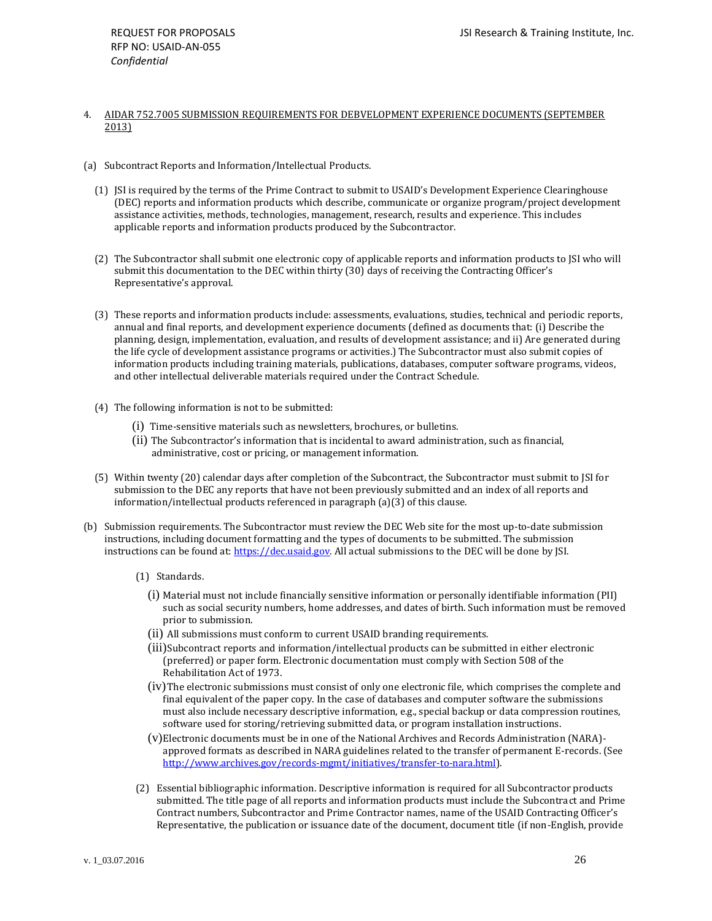4. AIDAR 752.7005 SUBMISSION REQUIREMENTS FOR DEBVELOPMENT EXPERIENCE DOCUMENTS (SEPTEMBER 2013)

(a) Subcontract Reports and Information/Intellectual Products.

(1) JSI is required by the terms of the Prime Contract to submit to USAID's Development Experience Clearinghouse (DEC) reports and information products which describe, communicate or organize program/project development assistance activities, methods, technologies, management, research, results and experience. This includes applicable reports and information products produced by the Subcontractor.

(2) The Subcontractor shall submit one electronic copy of applicable reports and information products to JSI who will submit this documentation to the DEC within thirty (30) days of receiving the Contracting Officer's Representative's approval.

(3) These reports and information products include: assessments, evaluations, studies, technical and periodic reports, annual and final reports, and development experience documents (defined as documents that: (i) Describe the planning, design, implementation, evaluation, and results of development assistance; and ii) Are generated during the life cycle of development assistance programs or activities.) The Subcontractor must also submit copies of information products including training materials, publications, databases, computer software programs, videos, and other intellectual deliverable materials required under the Contract Schedule.

(4) The following information is not to be submitted:

(i) Time-sensitive materials such as newsletters, brochures, or bulletins.

(ii) The Subcontractor's information that is incidental to award administration, such as financial, administrative, cost or pricing, or management information.

(5) Within twenty (20) calendar days after completion of the Subcontract, the Subcontractor must submit to JSI for submission to the DEC any reports that have not been previously submitted and an index of all reports and information/intellectual products referenced in paragraph (a)(3) of this clause.

(b) Submission requirements. The Subcontractor must review the DEC Web site for the most up-to-date submission instructions, including document formatting and the types of documents to be submitted. The submission instructions can be found at: [https://dec.usaid.gov](https://dec.usaid.gov). All actual submissions to the DEC will be done by JSI.

(1) Standards.

(i) Material must not include financially sensitive information or personally identifiable information (PII) such as social security numbers, home addresses, and dates of birth. Such information must be removed prior to submission.

(ii) All submissions must conform to current USAID branding requirements.

(iii) Subcontract reports and information/intellectual products can be submitted in either electronic (preferred) or paper form. Electronic documentation must comply with Section 508 of the Rehabilitation Act of 1973.

(iv) The electronic submissions must consist of only one electronic file, which comprises the complete and final equivalent of the paper copy. In the case of databases and computer software the submissions must also include necessary descriptive information, e.g., special backup or data compression routines, software used for storing/retrieving submitted data, or program installation instructions.

(v) Electronic documents must be in one of the National Archives and Records Administration (NARA)-approved formats as described in NARA guidelines related to the transfer of permanent E-records. (See [http://www.archives.gov/records-mgmt/initiatives/transfer-to-nara.html](http://www.archives.gov/records-mgmt/initiatives/transfer-to-nara.html)).

(2) Essential bibliographic information. Descriptive information is required for all Subcontractor products submitted. The title page of all reports and information products must include the Subcontract and Prime Contract numbers, Subcontractor and Prime Contractor names, name of the USAID Contracting Officer's Representative, the publication or issuance date of the document, document title (if non-English, provide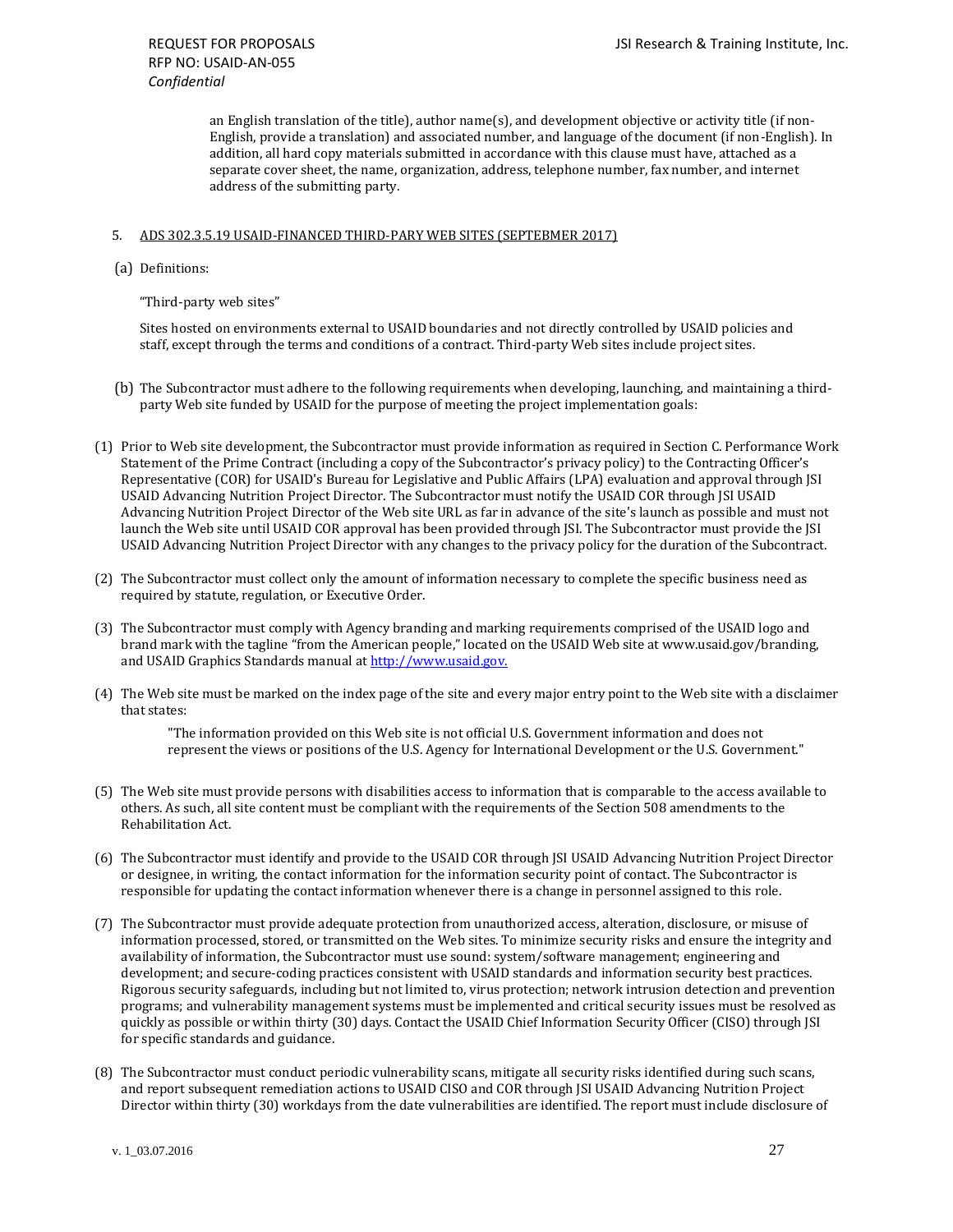an English translation of the title), author name(s), and development objective or activity title (if non-English, provide a translation) and associated number, and language of the document (if non-English). In addition, all hard copy materials submitted in accordance with this clause must have, attached as a separate cover sheet, the name, organization, address, telephone number, fax number, and internet address of the submitting party.

5. <u>ADS 302.3.5.19 USAID-FINANCED THIRD-PARY WEB SITES (SEPTEBMER 2017)</u>

(a) Definitions:

"Third-party web sites"

Sites hosted on environments external to USAID boundaries and not directly controlled by USAID policies and staff, except through the terms and conditions of a contract. Third-party Web sites include project sites.

(b) The Subcontractor must adhere to the following requirements when developing, launching, and maintaining a third-party Web site funded by USAID for the purpose of meeting the project implementation goals:

(1) Prior to Web site development, the Subcontractor must provide information as required in Section C. Performance Work Statement of the Prime Contract (including a copy of the Subcontractor's privacy policy) to the Contracting Officer's Representative (COR) for USAID's Bureau for Legislative and Public Affairs (LPA) evaluation and approval through JSI USAID Advancing Nutrition Project Director. The Subcontractor must notify the USAID COR through JSI USAID Advancing Nutrition Project Director of the Web site URL as far in advance of the site's launch as possible and must not launch the Web site until USAID COR approval has been provided through JSI. The Subcontractor must provide the JSI USAID Advancing Nutrition Project Director with any changes to the privacy policy for the duration of the Subcontract.

(2) The Subcontractor must collect only the amount of information necessary to complete the specific business need as required by statute, regulation, or Executive Order.

(3) The Subcontractor must comply with Agency branding and marking requirements comprised of the USAID logo and brand mark with the tagline "from the American people," located on the USAID Web site at www.usaid.gov/branding, and USAID Graphics Standards manual at [http://www.usaid.gov.](http://www.usaid.gov)

(4) The Web site must be marked on the index page of the site and every major entry point to the Web site with a disclaimer that states:

> "The information provided on this Web site is not official U.S. Government information and does not represent the views or positions of the U.S. Agency for International Development or the U.S. Government."

(5) The Web site must provide persons with disabilities access to information that is comparable to the access available to others. As such, all site content must be compliant with the requirements of the Section 508 amendments to the Rehabilitation Act.

(6) The Subcontractor must identify and provide to the USAID COR through JSI USAID Advancing Nutrition Project Director or designee, in writing, the contact information for the information security point of contact. The Subcontractor is responsible for updating the contact information whenever there is a change in personnel assigned to this role.

(7) The Subcontractor must provide adequate protection from unauthorized access, alteration, disclosure, or misuse of information processed, stored, or transmitted on the Web sites. To minimize security risks and ensure the integrity and availability of information, the Subcontractor must use sound: system/software management; engineering and development; and secure-coding practices consistent with USAID standards and information security best practices. Rigorous security safeguards, including but not limited to, virus protection; network intrusion detection and prevention programs; and vulnerability management systems must be implemented and critical security issues must be resolved as quickly as possible or within thirty (30) days. Contact the USAID Chief Information Security Officer (CISO) through JSI for specific standards and guidance.

(8) The Subcontractor must conduct periodic vulnerability scans, mitigate all security risks identified during such scans, and report subsequent remediation actions to USAID CISO and COR through JSI USAID Advancing Nutrition Project Director within thirty (30) workdays from the date vulnerabilities are identified. The report must include disclosure of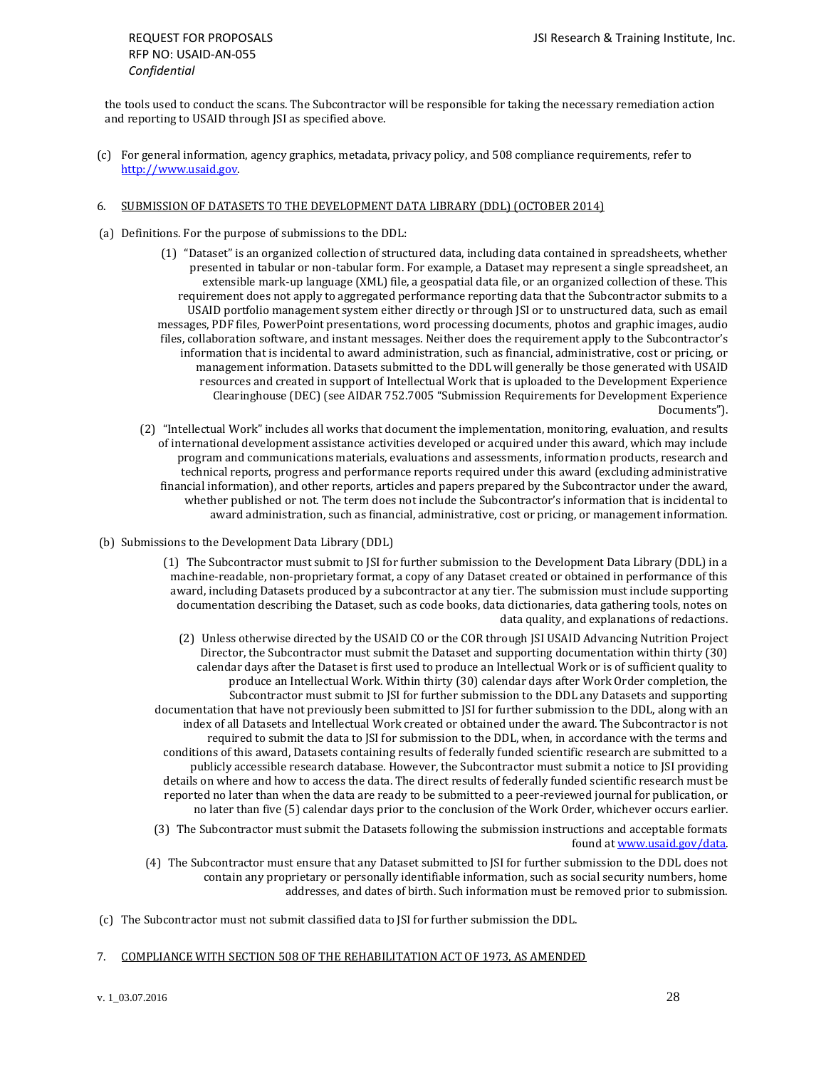the tools used to conduct the scans. The Subcontractor will be responsible for taking the necessary remediation action and reporting to USAID through JSI as specified above.

(c) For general information, agency graphics, metadata, privacy policy, and 508 compliance requirements, refer to http://www.usaid.gov.

6. SUBMISSION OF DATASETS TO THE DEVELOPMENT DATA LIBRARY (DDL) (OCTOBER 2014)

(a) Definitions. For the purpose of submissions to the DDL:

(1) "Dataset" is an organized collection of structured data, including data contained in spreadsheets, whether presented in tabular or non-tabular form. For example, a Dataset may represent a single spreadsheet, an extensible mark-up language (XML) file, a geospatial data file, or an organized collection of these. This requirement does not apply to aggregated performance reporting data that the Subcontractor submits to a USAID portfolio management system either directly or through JSI or to unstructured data, such as email messages, PDF files, PowerPoint presentations, word processing documents, photos and graphic images, audio files, collaboration software, and instant messages. Neither does the requirement apply to the Subcontractor's information that is incidental to award administration, such as financial, administrative, cost or pricing, or management information. Datasets submitted to the DDL will generally be those generated with USAID resources and created in support of Intellectual Work that is uploaded to the Development Experience Clearinghouse (DEC) (see AIDAR 752.7005 "Submission Requirements for Development Experience Documents").

(2) "Intellectual Work" includes all works that document the implementation, monitoring, evaluation, and results of international development assistance activities developed or acquired under this award, which may include program and communications materials, evaluations and assessments, information products, research and technical reports, progress and performance reports required under this award (excluding administrative financial information), and other reports, articles and papers prepared by the Subcontractor under the award, whether published or not. The term does not include the Subcontractor's information that is incidental to award administration, such as financial, administrative, cost or pricing, or management information.

(b) Submissions to the Development Data Library (DDL)

(1) The Subcontractor must submit to JSI for further submission to the Development Data Library (DDL) in a machine-readable, non-proprietary format, a copy of any Dataset created or obtained in performance of this award, including Datasets produced by a subcontractor at any tier. The submission must include supporting documentation describing the Dataset, such as code books, data dictionaries, data gathering tools, notes on data quality, and explanations of redactions.

(2) Unless otherwise directed by the USAID CO or the COR through JSI USAID Advancing Nutrition Project Director, the Subcontractor must submit the Dataset and supporting documentation within thirty (30) calendar days after the Dataset is first used to produce an Intellectual Work or is of sufficient quality to produce an Intellectual Work. Within thirty (30) calendar days after Work Order completion, the Subcontractor must submit to JSI for further submission to the DDL any Datasets and supporting documentation that have not previously been submitted to JSI for further submission to the DDL, along with an index of all Datasets and Intellectual Work created or obtained under the award. The Subcontractor is not required to submit the data to JSI for submission to the DDL, when, in accordance with the terms and conditions of this award, Datasets containing results of federally funded scientific research are submitted to a publicly accessible research database. However, the Subcontractor must submit a notice to JSI providing details on where and how to access the data. The direct results of federally funded scientific research must be reported no later than when the data are ready to be submitted to a peer-reviewed journal for publication, or no later than five (5) calendar days prior to the conclusion of the Work Order, whichever occurs earlier.

(3) The Subcontractor must submit the Datasets following the submission instructions and acceptable formats found at www.usaid.gov/data.

(4) The Subcontractor must ensure that any Dataset submitted to JSI for further submission to the DDL does not contain any proprietary or personally identifiable information, such as social security numbers, home addresses, and dates of birth. Such information must be removed prior to submission.

(c) The Subcontractor must not submit classified data to JSI for further submission the DDL.

7. COMPLIANCE WITH SECTION 508 OF THE REHABILITATION ACT OF 1973, AS AMENDED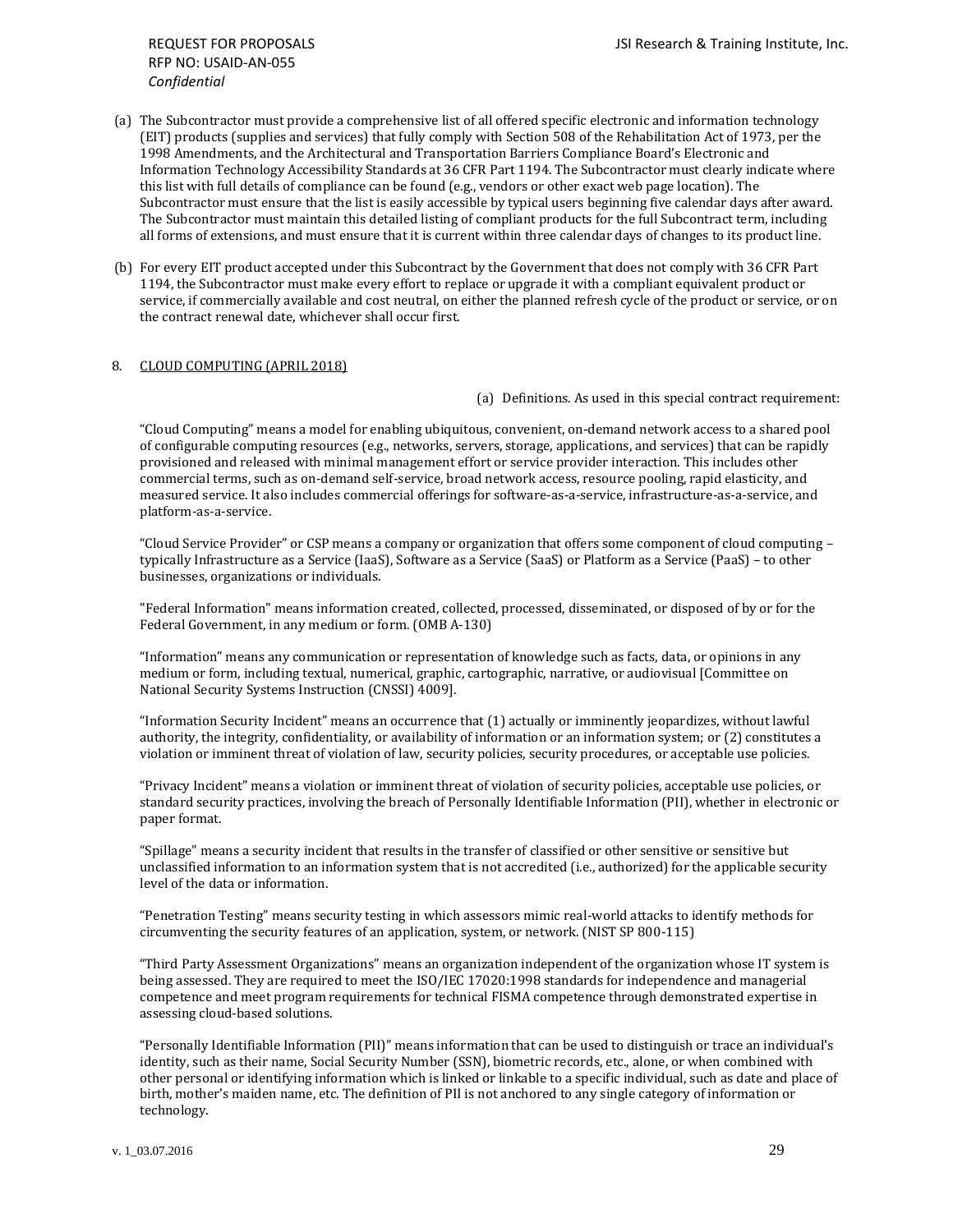(a) The Subcontractor must provide a comprehensive list of all offered specific electronic and information technology (EIT) products (supplies and services) that fully comply with Section 508 of the Rehabilitation Act of 1973, per the 1998 Amendments, and the Architectural and Transportation Barriers Compliance Board's Electronic and Information Technology Accessibility Standards at 36 CFR Part 1194. The Subcontractor must clearly indicate where this list with full details of compliance can be found (e.g., vendors or other exact web page location). The Subcontractor must ensure that the list is easily accessible by typical users beginning five calendar days after award. The Subcontractor must maintain this detailed listing of compliant products for the full Subcontract term, including all forms of extensions, and must ensure that it is current within three calendar days of changes to its product line.

(b) For every EIT product accepted under this Subcontract by the Government that does not comply with 36 CFR Part 1194, the Subcontractor must make every effort to replace or upgrade it with a compliant equivalent product or service, if commercially available and cost neutral, on either the planned refresh cycle of the product or service, or on the contract renewal date, whichever shall occur first.

8. <u>CLOUD COMPUTING (APRIL 2018)</u>

(a) Definitions. As used in this special contract requirement:

"Cloud Computing" means a model for enabling ubiquitous, convenient, on-demand network access to a shared pool of configurable computing resources (e.g., networks, servers, storage, applications, and services) that can be rapidly provisioned and released with minimal management effort or service provider interaction. This includes other commercial terms, such as on-demand self-service, broad network access, resource pooling, rapid elasticity, and measured service. It also includes commercial offerings for software-as-a-service, infrastructure-as-a-service, and platform-as-a-service.

"Cloud Service Provider" or CSP means a company or organization that offers some component of cloud computing – typically Infrastructure as a Service (IaaS), Software as a Service (SaaS) or Platform as a Service (PaaS) – to other businesses, organizations or individuals.

"Federal Information" means information created, collected, processed, disseminated, or disposed of by or for the Federal Government, in any medium or form. (OMB A-130)

"Information" means any communication or representation of knowledge such as facts, data, or opinions in any medium or form, including textual, numerical, graphic, cartographic, narrative, or audiovisual [Committee on National Security Systems Instruction (CNSSI) 4009].

"Information Security Incident" means an occurrence that (1) actually or imminently jeopardizes, without lawful authority, the integrity, confidentiality, or availability of information or an information system; or (2) constitutes a violation or imminent threat of violation of law, security policies, security procedures, or acceptable use policies.

"Privacy Incident" means a violation or imminent threat of violation of security policies, acceptable use policies, or standard security practices, involving the breach of Personally Identifiable Information (PII), whether in electronic or paper format.

"Spillage" means a security incident that results in the transfer of classified or other sensitive or sensitive but unclassified information to an information system that is not accredited (i.e., authorized) for the applicable security level of the data or information.

"Penetration Testing" means security testing in which assessors mimic real-world attacks to identify methods for circumventing the security features of an application, system, or network. (NIST SP 800-115)

"Third Party Assessment Organizations" means an organization independent of the organization whose IT system is being assessed. They are required to meet the ISO/IEC 17020:1998 standards for independence and managerial competence and meet program requirements for technical FISMA competence through demonstrated expertise in assessing cloud-based solutions.

"Personally Identifiable Information (PII)" means information that can be used to distinguish or trace an individual's identity, such as their name, Social Security Number (SSN), biometric records, etc., alone, or when combined with other personal or identifying information which is linked or linkable to a specific individual, such as date and place of birth, mother's maiden name, etc. The definition of PII is not anchored to any single category of information or technology.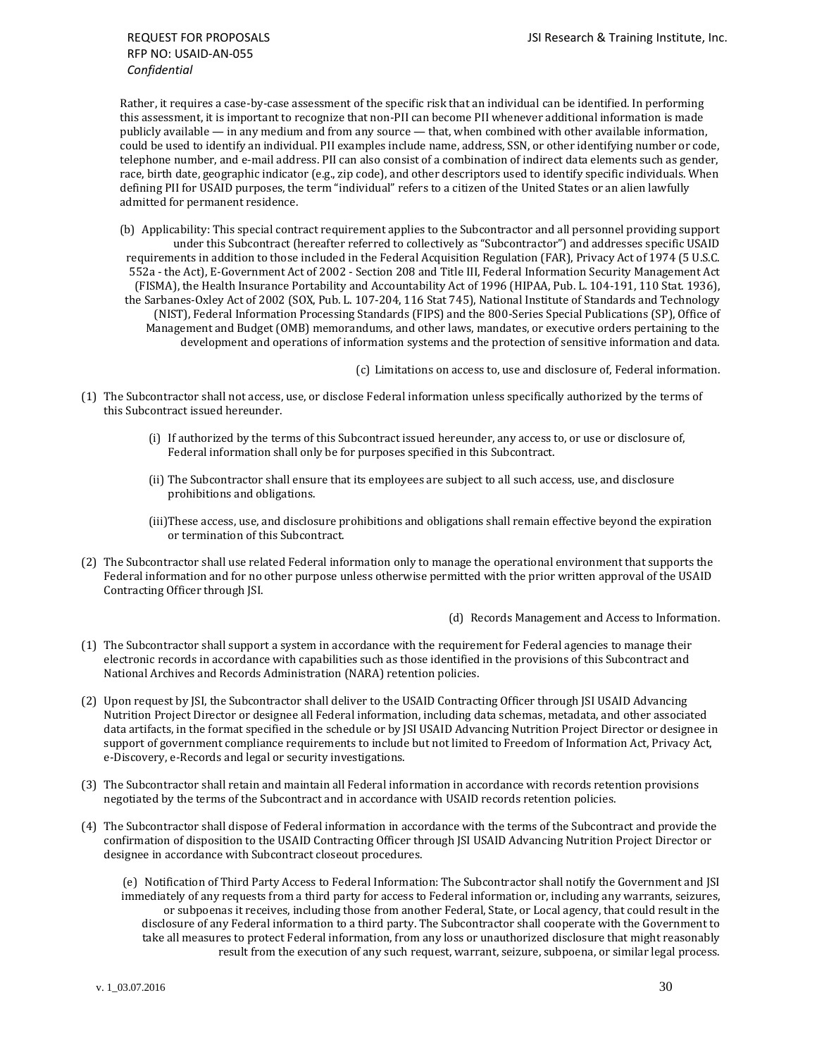Rather, it requires a case-by-case assessment of the specific risk that an individual can be identified. In performing this assessment, it is important to recognize that non-PII can become PII whenever additional information is made publicly available — in any medium and from any source — that, when combined with other available information, could be used to identify an individual. PII examples include name, address, SSN, or other identifying number or code, telephone number, and e-mail address. PII can also consist of a combination of indirect data elements such as gender, race, birth date, geographic indicator (e.g., zip code), and other descriptors used to identify specific individuals. When defining PII for USAID purposes, the term "individual" refers to a citizen of the United States or an alien lawfully admitted for permanent residence.

(b) Applicability: This special contract requirement applies to the Subcontractor and all personnel providing support under this Subcontract (hereafter referred to collectively as "Subcontractor") and addresses specific USAID requirements in addition to those included in the Federal Acquisition Regulation (FAR), Privacy Act of 1974 (5 U.S.C. 552a - the Act), E-Government Act of 2002 - Section 208 and Title III, Federal Information Security Management Act (FISMA), the Health Insurance Portability and Accountability Act of 1996 (HIPAA, Pub. L. 104-191, 110 Stat. 1936), the Sarbanes-Oxley Act of 2002 (SOX, Pub. L. 107-204, 116 Stat 745), National Institute of Standards and Technology (NIST), Federal Information Processing Standards (FIPS) and the 800-Series Special Publications (SP), Office of Management and Budget (OMB) memorandums, and other laws, mandates, or executive orders pertaining to the development and operations of information systems and the protection of sensitive information and data.

(c) Limitations on access to, use and disclosure of, Federal information.

(1) The Subcontractor shall not access, use, or disclose Federal information unless specifically authorized by the terms of this Subcontract issued hereunder.

   (i) If authorized by the terms of this Subcontract issued hereunder, any access to, or use or disclosure of, Federal information shall only be for purposes specified in this Subcontract.

   (ii) The Subcontractor shall ensure that its employees are subject to all such access, use, and disclosure prohibitions and obligations.

   (iii) These access, use, and disclosure prohibitions and obligations shall remain effective beyond the expiration or termination of this Subcontract.

(2) The Subcontractor shall use related Federal information only to manage the operational environment that supports the Federal information and for no other purpose unless otherwise permitted with the prior written approval of the USAID Contracting Officer through JSI.

(d) Records Management and Access to Information.

(1) The Subcontractor shall support a system in accordance with the requirement for Federal agencies to manage their electronic records in accordance with capabilities such as those identified in the provisions of this Subcontract and National Archives and Records Administration (NARA) retention policies.

(2) Upon request by JSI, the Subcontractor shall deliver to the USAID Contracting Officer through JSI USAID Advancing Nutrition Project Director or designee all Federal information, including data schemas, metadata, and other associated data artifacts, in the format specified in the schedule or by JSI USAID Advancing Nutrition Project Director or designee in support of government compliance requirements to include but not limited to Freedom of Information Act, Privacy Act, e-Discovery, e-Records and legal or security investigations.

(3) The Subcontractor shall retain and maintain all Federal information in accordance with records retention provisions negotiated by the terms of the Subcontract and in accordance with USAID records retention policies.

(4) The Subcontractor shall dispose of Federal information in accordance with the terms of the Subcontract and provide the confirmation of disposition to the USAID Contracting Officer through JSI USAID Advancing Nutrition Project Director or designee in accordance with Subcontract closeout procedures.

(e) Notification of Third Party Access to Federal Information: The Subcontractor shall notify the Government and JSI immediately of any requests from a third party for access to Federal information or, including any warrants, seizures, or subpoenas it receives, including those from another Federal, State, or Local agency, that could result in the disclosure of any Federal information to a third party. The Subcontractor shall cooperate with the Government to take all measures to protect Federal information, from any loss or unauthorized disclosure that might reasonably result from the execution of any such request, warrant, seizure, subpoena, or similar legal process.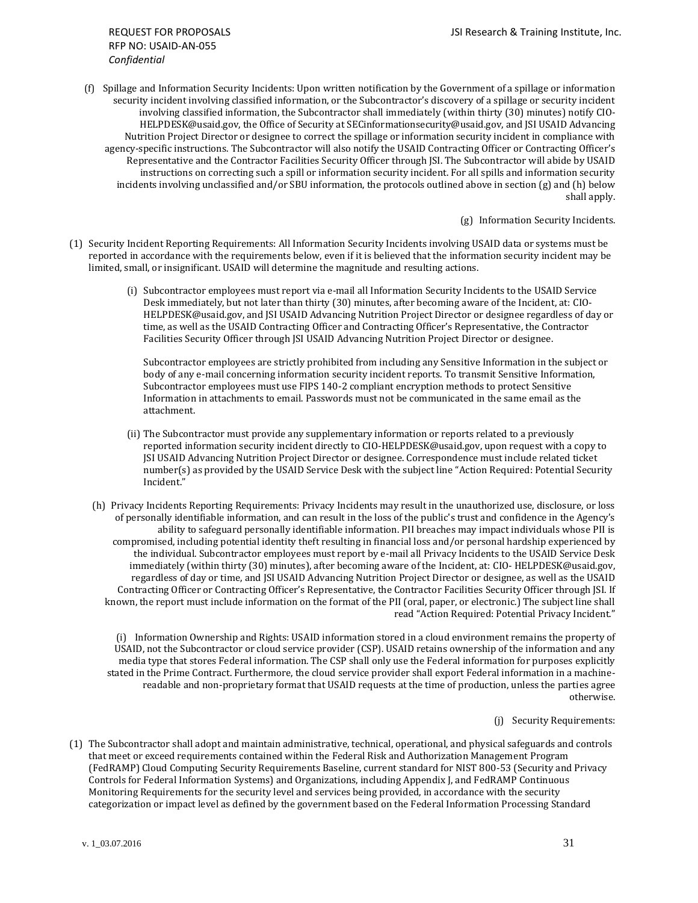(f) Spillage and Information Security Incidents: Upon written notification by the Government of a spillage or information security incident involving classified information, or the Subcontractor's discovery of a spillage or security incident involving classified information, the Subcontractor shall immediately (within thirty (30) minutes) notify CIO-HELPDESK@usaid.gov, the Office of Security at SECinformationsecurity@usaid.gov, and JSI USAID Advancing Nutrition Project Director or designee to correct the spillage or information security incident in compliance with agency-specific instructions. The Subcontractor will also notify the USAID Contracting Officer or Contracting Officer's Representative and the Contractor Facilities Security Officer through JSI. The Subcontractor will abide by USAID instructions on correcting such a spill or information security incident. For all spills and information security incidents involving unclassified and/or SBU information, the protocols outlined above in section (g) and (h) below shall apply.

(g) Information Security Incidents.

(1) Security Incident Reporting Requirements: All Information Security Incidents involving USAID data or systems must be reported in accordance with the requirements below, even if it is believed that the information security incident may be limited, small, or insignificant. USAID will determine the magnitude and resulting actions.

(i) Subcontractor employees must report via e-mail all Information Security Incidents to the USAID Service Desk immediately, but not later than thirty (30) minutes, after becoming aware of the Incident, at: CIO-HELPDESK@usaid.gov, and JSI USAID Advancing Nutrition Project Director or designee regardless of day or time, as well as the USAID Contracting Officer and Contracting Officer's Representative, the Contractor Facilities Security Officer through JSI USAID Advancing Nutrition Project Director or designee.

Subcontractor employees are strictly prohibited from including any Sensitive Information in the subject or body of any e-mail concerning information security incident reports. To transmit Sensitive Information, Subcontractor employees must use FIPS 140-2 compliant encryption methods to protect Sensitive Information in attachments to email. Passwords must not be communicated in the same email as the attachment.

(ii) The Subcontractor must provide any supplementary information or reports related to a previously reported information security incident directly to CIO-HELPDESK@usaid.gov, upon request with a copy to JSI USAID Advancing Nutrition Project Director or designee. Correspondence must include related ticket number(s) as provided by the USAID Service Desk with the subject line "Action Required: Potential Security Incident."

(h) Privacy Incidents Reporting Requirements: Privacy Incidents may result in the unauthorized use, disclosure, or loss of personally identifiable information, and can result in the loss of the public's trust and confidence in the Agency's ability to safeguard personally identifiable information. PII breaches may impact individuals whose PII is compromised, including potential identity theft resulting in financial loss and/or personal hardship experienced by the individual. Subcontractor employees must report by e-mail all Privacy Incidents to the USAID Service Desk immediately (within thirty (30) minutes), after becoming aware of the Incident, at: CIO- HELPDESK@usaid.gov, regardless of day or time, and JSI USAID Advancing Nutrition Project Director or designee, as well as the USAID Contracting Officer or Contracting Officer's Representative, the Contractor Facilities Security Officer through JSI. If known, the report must include information on the format of the PII (oral, paper, or electronic.) The subject line shall read "Action Required: Potential Privacy Incident."

(i) Information Ownership and Rights: USAID information stored in a cloud environment remains the property of USAID, not the Subcontractor or cloud service provider (CSP). USAID retains ownership of the information and any media type that stores Federal information. The CSP shall only use the Federal information for purposes explicitly stated in the Prime Contract. Furthermore, the cloud service provider shall export Federal information in a machine-readable and non-proprietary format that USAID requests at the time of production, unless the parties agree otherwise.

(j) Security Requirements:

(1) The Subcontractor shall adopt and maintain administrative, technical, operational, and physical safeguards and controls that meet or exceed requirements contained within the Federal Risk and Authorization Management Program (FedRAMP) Cloud Computing Security Requirements Baseline, current standard for NIST 800-53 (Security and Privacy Controls for Federal Information Systems) and Organizations, including Appendix J, and FedRAMP Continuous Monitoring Requirements for the security level and services being provided, in accordance with the security categorization or impact level as defined by the government based on the Federal Information Processing Standard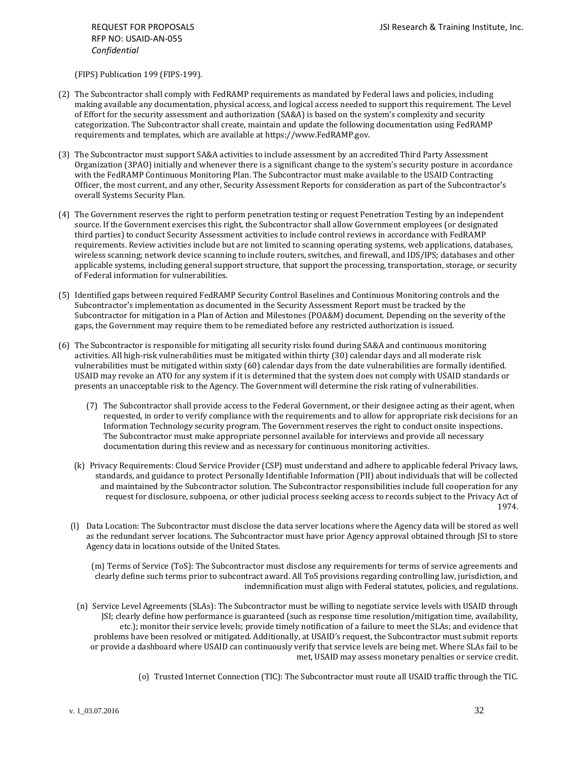(FIPS) Publication 199 (FIPS-199).

(2) The Subcontractor shall comply with FedRAMP requirements as mandated by Federal laws and policies, including making available any documentation, physical access, and logical access needed to support this requirement. The Level of Effort for the security assessment and authorization (SA&A) is based on the system's complexity and security categorization. The Subcontractor shall create, maintain and update the following documentation using FedRAMP requirements and templates, which are available at https://www.FedRAMP.gov.

(3) The Subcontractor must support SA&A activities to include assessment by an accredited Third Party Assessment Organization (3PAO) initially and whenever there is a significant change to the system's security posture in accordance with the FedRAMP Continuous Monitoring Plan. The Subcontractor must make available to the USAID Contracting Officer, the most current, and any other, Security Assessment Reports for consideration as part of the Subcontractor's overall Systems Security Plan.

(4) The Government reserves the right to perform penetration testing or request Penetration Testing by an independent source. If the Government exercises this right, the Subcontractor shall allow Government employees (or designated third parties) to conduct Security Assessment activities to include control reviews in accordance with FedRAMP requirements. Review activities include but are not limited to scanning operating systems, web applications, databases, wireless scanning; network device scanning to include routers, switches, and firewall, and IDS/IPS; databases and other applicable systems, including general support structure, that support the processing, transportation, storage, or security of Federal information for vulnerabilities.

(5) Identified gaps between required FedRAMP Security Control Baselines and Continuous Monitoring controls and the Subcontractor's implementation as documented in the Security Assessment Report must be tracked by the Subcontractor for mitigation in a Plan of Action and Milestones (POA&M) document. Depending on the severity of the gaps, the Government may require them to be remediated before any restricted authorization is issued.

(6) The Subcontractor is responsible for mitigating all security risks found during SA&A and continuous monitoring activities. All high-risk vulnerabilities must be mitigated within thirty (30) calendar days and all moderate risk vulnerabilities must be mitigated within sixty (60) calendar days from the date vulnerabilities are formally identified. USAID may revoke an ATO for any system if it is determined that the system does not comply with USAID standards or presents an unacceptable risk to the Agency. The Government will determine the risk rating of vulnerabilities.

(7) The Subcontractor shall provide access to the Federal Government, or their designee acting as their agent, when requested, in order to verify compliance with the requirements and to allow for appropriate risk decisions for an Information Technology security program. The Government reserves the right to conduct onsite inspections. The Subcontractor must make appropriate personnel available for interviews and provide all necessary documentation during this review and as necessary for continuous monitoring activities.

(k) Privacy Requirements: Cloud Service Provider (CSP) must understand and adhere to applicable federal Privacy laws, standards, and guidance to protect Personally Identifiable Information (PII) about individuals that will be collected and maintained by the Subcontractor solution. The Subcontractor responsibilities include full cooperation for any request for disclosure, subpoena, or other judicial process seeking access to records subject to the Privacy Act of 1974.

(l) Data Location: The Subcontractor must disclose the data server locations where the Agency data will be stored as well as the redundant server locations. The Subcontractor must have prior Agency approval obtained through JSI to store Agency data in locations outside of the United States.

(m) Terms of Service (ToS): The Subcontractor must disclose any requirements for terms of service agreements and clearly define such terms prior to subcontract award. All ToS provisions regarding controlling law, jurisdiction, and indemnification must align with Federal statutes, policies, and regulations.

(n) Service Level Agreements (SLAs): The Subcontractor must be willing to negotiate service levels with USAID through JSI; clearly define how performance is guaranteed (such as response time resolution/mitigation time, availability, etc.); monitor their service levels; provide timely notification of a failure to meet the SLAs; and evidence that problems have been resolved or mitigated. Additionally, at USAID's request, the Subcontractor must submit reports or provide a dashboard where USAID can continuously verify that service levels are being met. Where SLAs fail to be met, USAID may assess monetary penalties or service credit.

(o) Trusted Internet Connection (TIC): The Subcontractor must route all USAID traffic through the TIC.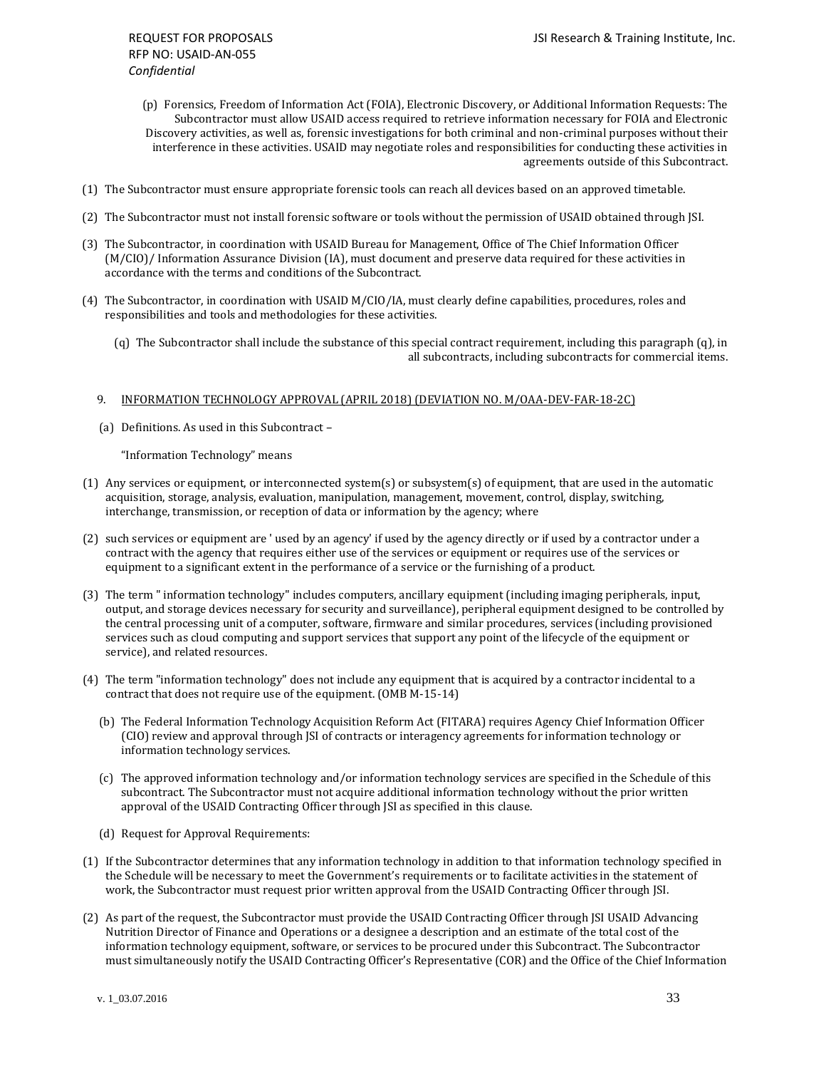(p) Forensics, Freedom of Information Act (FOIA), Electronic Discovery, or Additional Information Requests: The Subcontractor must allow USAID access required to retrieve information necessary for FOIA and Electronic Discovery activities, as well as, forensic investigations for both criminal and non-criminal purposes without their interference in these activities. USAID may negotiate roles and responsibilities for conducting these activities in agreements outside of this Subcontract.

(1) The Subcontractor must ensure appropriate forensic tools can reach all devices based on an approved timetable.

(2) The Subcontractor must not install forensic software or tools without the permission of USAID obtained through JSI.

(3) The Subcontractor, in coordination with USAID Bureau for Management, Office of The Chief Information Officer (M/CIO)/ Information Assurance Division (IA), must document and preserve data required for these activities in accordance with the terms and conditions of the Subcontract.

(4) The Subcontractor, in coordination with USAID M/CIO/IA, must clearly define capabilities, procedures, roles and responsibilities and tools and methodologies for these activities.

(q) The Subcontractor shall include the substance of this special contract requirement, including this paragraph (q), in all subcontracts, including subcontracts for commercial items.

9. <u>INFORMATION TECHNOLOGY APPROVAL (APRIL 2018) (DEVIATION NO. M/OAA-DEV-FAR-18-2C)</u>

(a) Definitions. As used in this Subcontract –

"Information Technology" means

(1) Any services or equipment, or interconnected system(s) or subsystem(s) of equipment, that are used in the automatic acquisition, storage, analysis, evaluation, manipulation, management, movement, control, display, switching, interchange, transmission, or reception of data or information by the agency; where

(2) such services or equipment are ' used by an agency' if used by the agency directly or if used by a contractor under a contract with the agency that requires either use of the services or equipment or requires use of the services or equipment to a significant extent in the performance of a service or the furnishing of a product.

(3) The term " information technology" includes computers, ancillary equipment (including imaging peripherals, input, output, and storage devices necessary for security and surveillance), peripheral equipment designed to be controlled by the central processing unit of a computer, software, firmware and similar procedures, services (including provisioned services such as cloud computing and support services that support any point of the lifecycle of the equipment or service), and related resources.

(4) The term "information technology" does not include any equipment that is acquired by a contractor incidental to a contract that does not require use of the equipment. (OMB M-15-14)

(b) The Federal Information Technology Acquisition Reform Act (FITARA) requires Agency Chief Information Officer (CIO) review and approval through JSI of contracts or interagency agreements for information technology or information technology services.

(c) The approved information technology and/or information technology services are specified in the Schedule of this subcontract. The Subcontractor must not acquire additional information technology without the prior written approval of the USAID Contracting Officer through JSI as specified in this clause.

(d) Request for Approval Requirements:

(1) If the Subcontractor determines that any information technology in addition to that information technology specified in the Schedule will be necessary to meet the Government's requirements or to facilitate activities in the statement of work, the Subcontractor must request prior written approval from the USAID Contracting Officer through JSI.

(2) As part of the request, the Subcontractor must provide the USAID Contracting Officer through JSI USAID Advancing Nutrition Director of Finance and Operations or a designee a description and an estimate of the total cost of the information technology equipment, software, or services to be procured under this Subcontract. The Subcontractor must simultaneously notify the USAID Contracting Officer's Representative (COR) and the Office of the Chief Information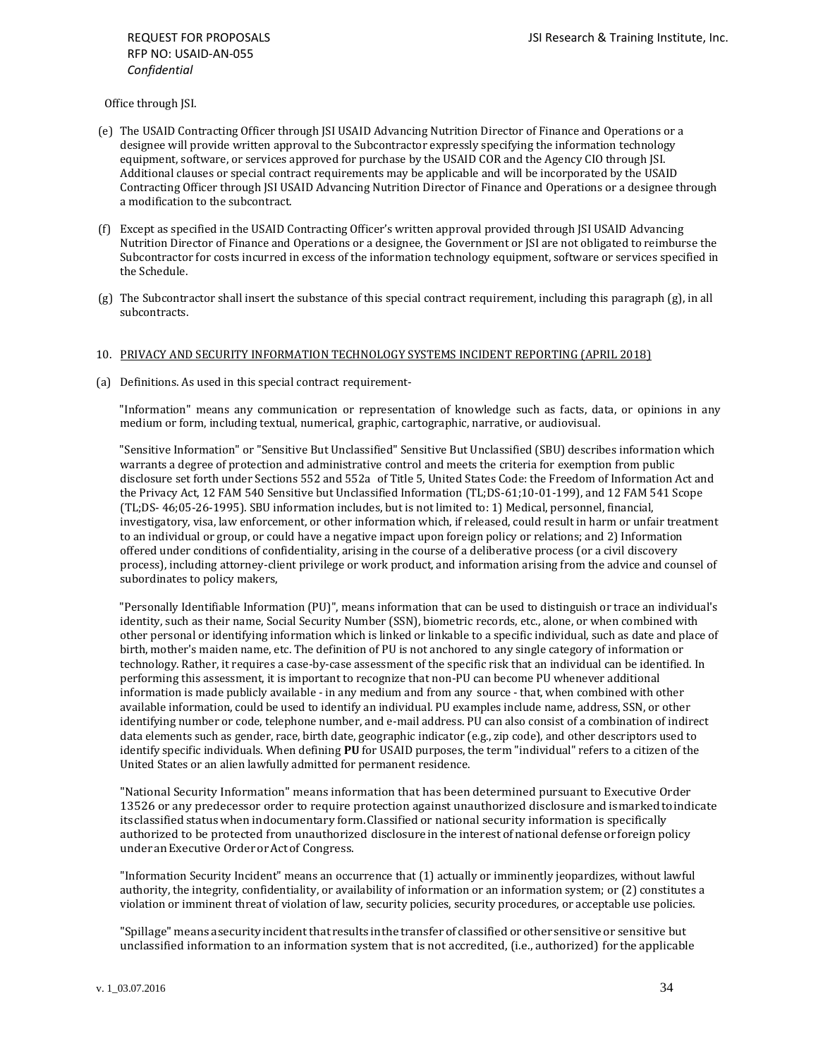Office through JSI.

(e) The USAID Contracting Officer through JSI USAID Advancing Nutrition Director of Finance and Operations or a designee will provide written approval to the Subcontractor expressly specifying the information technology equipment, software, or services approved for purchase by the USAID COR and the Agency CIO through JSI. Additional clauses or special contract requirements may be applicable and will be incorporated by the USAID Contracting Officer through JSI USAID Advancing Nutrition Director of Finance and Operations or a designee through a modification to the subcontract.

(f) Except as specified in the USAID Contracting Officer's written approval provided through JSI USAID Advancing Nutrition Director of Finance and Operations or a designee, the Government or JSI are not obligated to reimburse the Subcontractor for costs incurred in excess of the information technology equipment, software or services specified in the Schedule.

(g) The Subcontractor shall insert the substance of this special contract requirement, including this paragraph (g), in all subcontracts.

10. PRIVACY AND SECURITY INFORMATION TECHNOLOGY SYSTEMS INCIDENT REPORTING (APRIL 2018)

(a) Definitions. As used in this special contract requirement-

"Information" means any communication or representation of knowledge such as facts, data, or opinions in any medium or form, including textual, numerical, graphic, cartographic, narrative, or audiovisual.

"Sensitive Information" or "Sensitive But Unclassified" Sensitive But Unclassified (SBU) describes information which warrants a degree of protection and administrative control and meets the criteria for exemption from public disclosure set forth under Sections 552 and 552a of Title 5, United States Code: the Freedom of Information Act and the Privacy Act, 12 FAM 540 Sensitive but Unclassified Information (TL;DS-61;10-01-199), and 12 FAM 541 Scope (TL;DS- 46;05-26-1995). SBU information includes, but is not limited to: 1) Medical, personnel, financial, investigatory, visa, law enforcement, or other information which, if released, could result in harm or unfair treatment to an individual or group, or could have a negative impact upon foreign policy or relations; and 2) Information offered under conditions of confidentiality, arising in the course of a deliberative process (or a civil discovery process), including attorney-client privilege or work product, and information arising from the advice and counsel of subordinates to policy makers,

"Personally Identifiable Information (PU)", means information that can be used to distinguish or trace an individual's identity, such as their name, Social Security Number (SSN), biometric records, etc., alone, or when combined with other personal or identifying information which is linked or linkable to a specific individual, such as date and place of birth, mother's maiden name, etc. The definition of PU is not anchored to any single category of information or technology. Rather, it requires a case-by-case assessment of the specific risk that an individual can be identified. In performing this assessment, it is important to recognize that non-PU can become PU whenever additional information is made publicly available - in any medium and from any source - that, when combined with other available information, could be used to identify an individual. PU examples include name, address, SSN, or other identifying number or code, telephone number, and e-mail address. PU can also consist of a combination of indirect data elements such as gender, race, birth date, geographic indicator (e.g., zip code), and other descriptors used to identify specific individuals. When defining **PU** for USAID purposes, the term "individual" refers to a citizen of the United States or an alien lawfully admitted for permanent residence.

"National Security Information" means information that has been determined pursuant to Executive Order 13526 or any predecessor order to require protection against unauthorized disclosure and is marked to indicate its classified status when in documentary form. Classified or national security information is specifically authorized to be protected from unauthorized disclosure in the interest of national defense or foreign policy under an Executive Order or Act of Congress.

"Information Security Incident" means an occurrence that (1) actually or imminently jeopardizes, without lawful authority, the integrity, confidentiality, or availability of information or an information system; or (2) constitutes a violation or imminent threat of violation of law, security policies, security procedures, or acceptable use policies.

"Spillage" means a security incident that results in the transfer of classified or other sensitive or sensitive but unclassified information to an information system that is not accredited, (i.e., authorized) for the applicable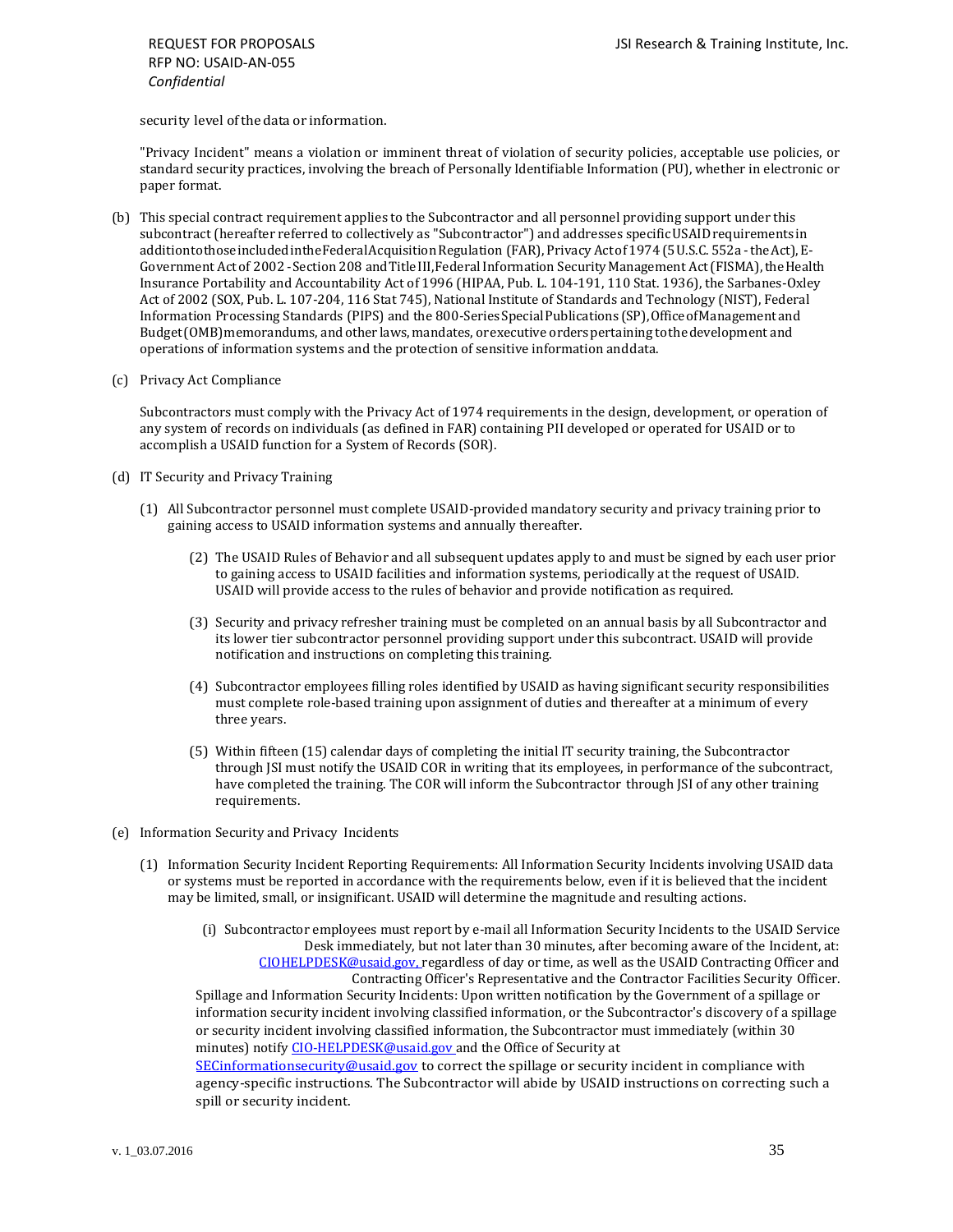security level of the data or information.

"Privacy Incident" means a violation or imminent threat of violation of security policies, acceptable use policies, or standard security practices, involving the breach of Personally Identifiable Information (PU), whether in electronic or paper format.

(b) This special contract requirement applies to the Subcontractor and all personnel providing support under this subcontract (hereafter referred to collectively as "Subcontractor") and addresses specific USAID requirements in addition to those included in the Federal Acquisition Regulation (FAR), Privacy Act of 1974 (5 U.S.C. 552a - the Act), E-Government Act of 2002 - Section 208 and Title III, Federal Information Security Management Act (FISMA), the Health Insurance Portability and Accountability Act of 1996 (HIPAA, Pub. L. 104-191, 110 Stat. 1936), the Sarbanes-Oxley Act of 2002 (SOX, Pub. L. 107-204, 116 Stat 745), National Institute of Standards and Technology (NIST), Federal Information Processing Standards (PIPS) and the 800-Series Special Publications (SP), Office of Management and Budget (OMB) memorandums, and other laws, mandates, or executive orders pertaining to the development and operations of information systems and the protection of sensitive information anddata.

(c) Privacy Act Compliance

Subcontractors must comply with the Privacy Act of 1974 requirements in the design, development, or operation of any system of records on individuals (as defined in FAR) containing PII developed or operated for USAID or to accomplish a USAID function for a System of Records (SOR).

(d) IT Security and Privacy Training

(1) All Subcontractor personnel must complete USAID-provided mandatory security and privacy training prior to gaining access to USAID information systems and annually thereafter.

(2) The USAID Rules of Behavior and all subsequent updates apply to and must be signed by each user prior to gaining access to USAID facilities and information systems, periodically at the request of USAID. USAID will provide access to the rules of behavior and provide notification as required.

(3) Security and privacy refresher training must be completed on an annual basis by all Subcontractor and its lower tier subcontractor personnel providing support under this subcontract. USAID will provide notification and instructions on completing this training.

(4) Subcontractor employees filling roles identified by USAID as having significant security responsibilities must complete role-based training upon assignment of duties and thereafter at a minimum of every three years.

(5) Within fifteen (15) calendar days of completing the initial IT security training, the Subcontractor through JSI must notify the USAID COR in writing that its employees, in performance of the subcontract, have completed the training. The COR will inform the Subcontractor through JSI of any other training requirements.

(e) Information Security and Privacy Incidents

(1) Information Security Incident Reporting Requirements: All Information Security Incidents involving USAID data or systems must be reported in accordance with the requirements below, even if it is believed that the incident may be limited, small, or insignificant. USAID will determine the magnitude and resulting actions.

(i) Subcontractor employees must report by e-mail all Information Security Incidents to the USAID Service Desk immediately, but not later than 30 minutes, after becoming aware of the Incident, at: CIOHELPDESK@usaid.gov, regardless of day or time, as well as the USAID Contracting Officer and Contracting Officer's Representative and the Contractor Facilities Security Officer.

Spillage and Information Security Incidents: Upon written notification by the Government of a spillage or information security incident involving classified information, or the Subcontractor's discovery of a spillage or security incident involving classified information, the Subcontractor must immediately (within 30 minutes) notify CIO-HELPDESK@usaid.gov and the Office of Security at SECinformationsecurity@usaid.gov to correct the spillage or security incident in compliance with agency-specific instructions. The Subcontractor will abide by USAID instructions on correcting such a spill or security incident.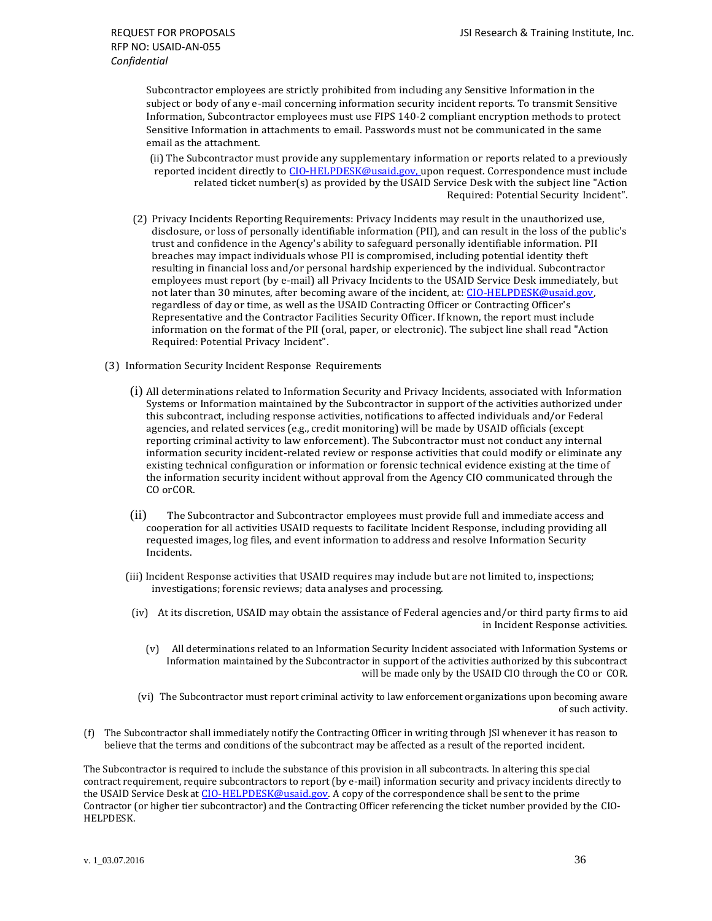Subcontractor employees are strictly prohibited from including any Sensitive Information in the subject or body of any e-mail concerning information security incident reports. To transmit Sensitive Information, Subcontractor employees must use FIPS 140-2 compliant encryption methods to protect Sensitive Information in attachments to email. Passwords must not be communicated in the same email as the attachment.

(ii) The Subcontractor must provide any supplementary information or reports related to a previously reported incident directly to CIO-HELPDESK@usaid.gov, upon request. Correspondence must include related ticket number(s) as provided by the USAID Service Desk with the subject line "Action Required: Potential Security Incident".

(2) Privacy Incidents Reporting Requirements: Privacy Incidents may result in the unauthorized use, disclosure, or loss of personally identifiable information (PII), and can result in the loss of the public's trust and confidence in the Agency's ability to safeguard personally identifiable information. PII breaches may impact individuals whose PII is compromised, including potential identity theft resulting in financial loss and/or personal hardship experienced by the individual. Subcontractor employees must report (by e-mail) all Privacy Incidents to the USAID Service Desk immediately, but not later than 30 minutes, after becoming aware of the incident, at: CIO-HELPDESK@usaid.gov, regardless of day or time, as well as the USAID Contracting Officer or Contracting Officer's Representative and the Contractor Facilities Security Officer. If known, the report must include information on the format of the PII (oral, paper, or electronic). The subject line shall read "Action Required: Potential Privacy Incident".

(3) Information Security Incident Response Requirements

(i) All determinations related to Information Security and Privacy Incidents, associated with Information Systems or Information maintained by the Subcontractor in support of the activities authorized under this subcontract, including response activities, notifications to affected individuals and/or Federal agencies, and related services (e.g., credit monitoring) will be made by USAID officials (except reporting criminal activity to law enforcement). The Subcontractor must not conduct any internal information security incident-related review or response activities that could modify or eliminate any existing technical configuration or information or forensic technical evidence existing at the time of the information security incident without approval from the Agency CIO communicated through the CO orCOR.

(ii) The Subcontractor and Subcontractor employees must provide full and immediate access and cooperation for all activities USAID requests to facilitate Incident Response, including providing all requested images, log files, and event information to address and resolve Information Security Incidents.

(iii) Incident Response activities that USAID requires may include but are not limited to, inspections; investigations; forensic reviews; data analyses and processing.

(iv) At its discretion, USAID may obtain the assistance of Federal agencies and/or third party firms to aid in Incident Response activities.

(v) All determinations related to an Information Security Incident associated with Information Systems or Information maintained by the Subcontractor in support of the activities authorized by this subcontract will be made only by the USAID CIO through the CO or COR.

(vi) The Subcontractor must report criminal activity to law enforcement organizations upon becoming aware of such activity.

(f) The Subcontractor shall immediately notify the Contracting Officer in writing through JSI whenever it has reason to believe that the terms and conditions of the subcontract may be affected as a result of the reported incident.

The Subcontractor is required to include the substance of this provision in all subcontracts. In altering this special contract requirement, require subcontractors to report (by e-mail) information security and privacy incidents directly to the USAID Service Desk at CIO-HELPDESK@usaid.gov. A copy of the correspondence shall be sent to the prime Contractor (or higher tier subcontractor) and the Contracting Officer referencing the ticket number provided by the CIO-HELPDESK.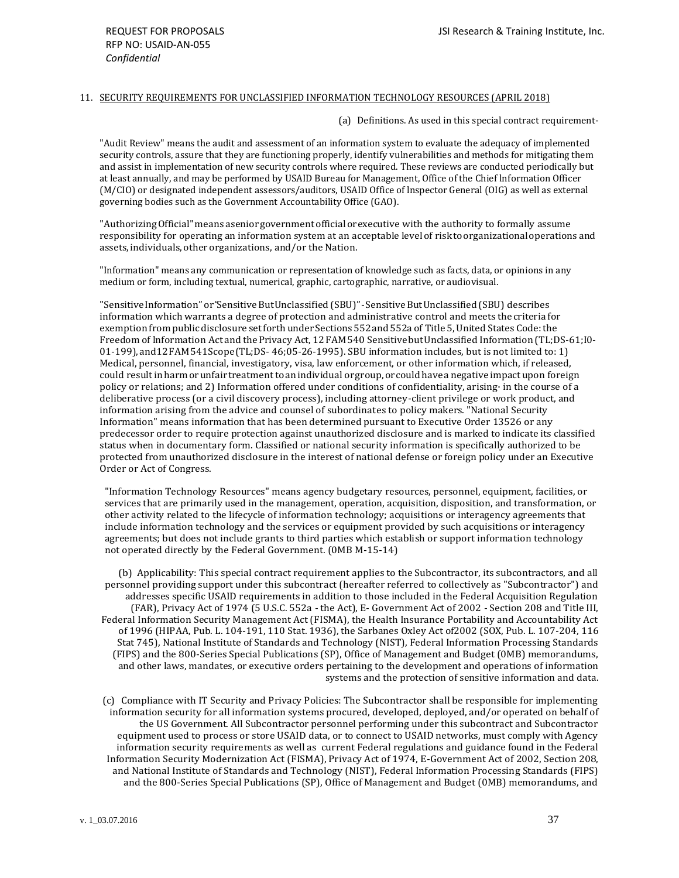## 11. SECURITY REQUIREMENTS FOR UNCLASSIFIED INFORMATION TECHNOLOGY RESOURCES (APRIL 2018)

(a) Definitions. As used in this special contract requirement-

"Audit Review" means the audit and assessment of an information system to evaluate the adequacy of implemented security controls, assure that they are functioning properly, identify vulnerabilities and methods for mitigating them and assist in implementation of new security controls where required. These reviews are conducted periodically but at least annually, and may be performed by USAID Bureau for Management, Office of the Chief lnformation Officer (M/CIO) or designated independent assessors/auditors, USAID Office of lnspector General (OIG) as well as external governing bodies such as the Government Accountability Office (GAO).

"Authorizing Official" means a senior government official or executive with the authority to formally assume responsibility for operating an information system at an acceptable level of risk to organizational operations and assets, individuals, other organizations, and/or the Nation.

"Information" means any communication or representation of knowledge such as facts, data, or opinions in any medium or form, including textual, numerical, graphic, cartographic, narrative, or audiovisual.

"Sensitive Information" or "Sensitive But Unclassified (SBU)" - Sensitive But Unclassified (SBU) describes information which warrants a degree of protection and administrative control and meets the criteria for exemption from public disclosure set forth under Sections 552 and 552a of Title 5, United States Code: the Freedom of lnformation Act and the Privacy Act, 12 FAM 540 Sensitive but Unclassified Information (TL;DS-61;I0-01-199), and 12 FAM 541 Scope (TL;DS- 46;05-26-1995). SBU information includes, but is not limited to: 1) Medical, personnel, financial, investigatory, visa, law enforcement, or other information which, if released, could result in harm or unfair treatment to an individual or group, or could have a negative impact upon foreign policy or relations; and 2) Information offered under conditions of confidentiality, arising· in the course of a deliberative process (or a civil discovery process), including attorney-client privilege or work product, and information arising from the advice and counsel of subordinates to policy makers. "National Security Information" means information that has been determined pursuant to Executive Order 13526 or any predecessor order to require protection against unauthorized disclosure and is marked to indicate its classified status when in documentary form. Classified or national security information is specifically authorized to be protected from unauthorized disclosure in the interest of national defense or foreign policy under an Executive Order or Act of Congress.

"Information Technology Resources" means agency budgetary resources, personnel, equipment, facilities, or services that are primarily used in the management, operation, acquisition, disposition, and transformation, or other activity related to the lifecycle of information technology; acquisitions or interagency agreements that include information technology and the services or equipment provided by such acquisitions or interagency agreements; but does not include grants to third parties which establish or support information technology not operated directly by the Federal Government. (0MB M-15-14)

(b) Applicability: This special contract requirement applies to the Subcontractor, its subcontractors, and all personnel providing support under this subcontract (hereafter referred to collectively as "Subcontractor") and addresses specific USAID requirements in addition to those included in the Federal Acquisition Regulation (FAR), Privacy Act of 1974 (5 U.S.C. 552a - the Act), E- Government Act of 2002 - Section 208 and Title III, Federal Information Security Management Act (FISMA), the Health Insurance Portability and Accountability Act of 1996 (HIPAA, Pub. L. 104-191, 110 Stat. 1936), the Sarbanes Oxley Act of2002 (SOX, Pub. L. 107-204, 116 Stat 745), National Institute of Standards and Technology (NIST), Federal Information Processing Standards (FIPS) and the 800-Series Special Publications (SP), Office of Management and Budget (0MB) memorandums, and other laws, mandates, or executive orders pertaining to the development and operations of information systems and the protection of sensitive information and data.

(c) Compliance with IT Security and Privacy Policies: The Subcontractor shall be responsible for implementing information security for all information systems procured, developed, deployed, and/or operated on behalf of the US Government. All Subcontractor personnel performing under this subcontract and Subcontractor equipment used to process or store USAID data, or to connect to USAID networks, must comply with Agency information security requirements as well as current Federal regulations and guidance found in the Federal Information Security Modernization Act (FISMA), Privacy Act of 1974, E-Government Act of 2002, Section 208, and National Institute of Standards and Technology (NIST), Federal Information Processing Standards (FIPS) and the 800-Series Special Publications (SP), Office of Management and Budget (0MB) memorandums, and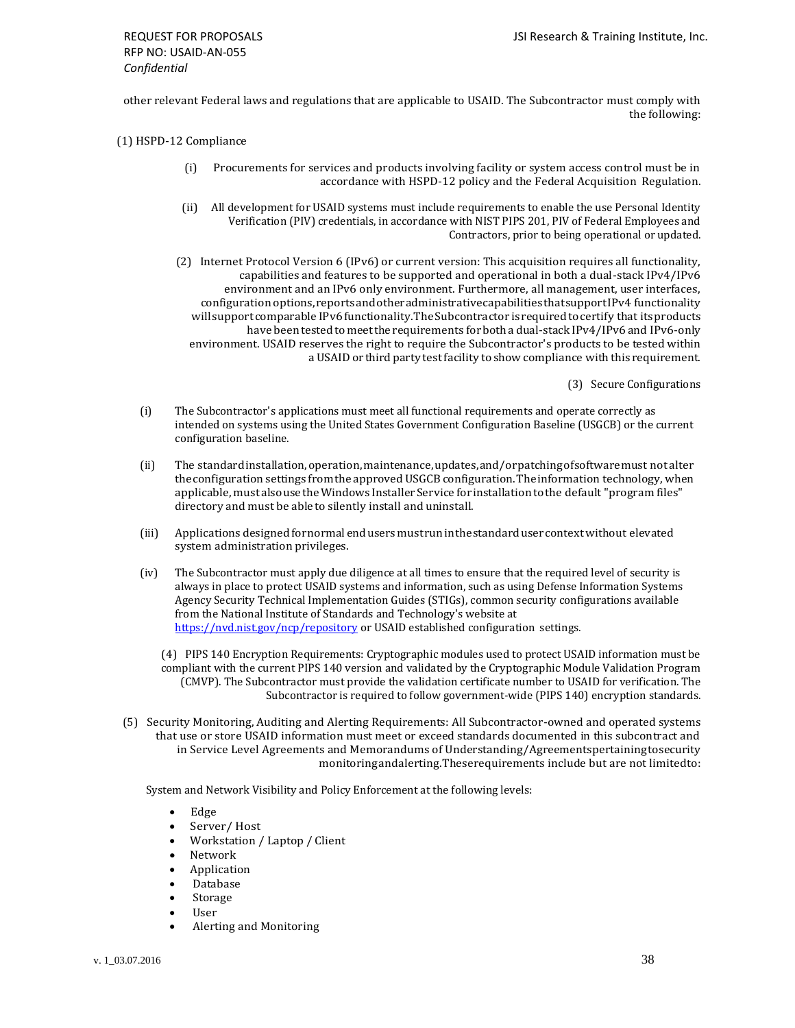other relevant Federal laws and regulations that are applicable to USAID. The Subcontractor must comply with the following:

(1) HSPD-12 Compliance

(i) Procurements for services and products involving facility or system access control must be in accordance with HSPD-12 policy and the Federal Acquisition Regulation.

(ii) All development for USAID systems must include requirements to enable the use Personal Identity Verification (PIV) credentials, in accordance with NIST PIPS 201, PIV of Federal Employees and Contractors, prior to being operational or updated.

(2) Internet Protocol Version 6 (IPv6) or current version: This acquisition requires all functionality, capabilities and features to be supported and operational in both a dual-stack IPv4/IPv6 environment and an IPv6 only environment. Furthermore, all management, user interfaces, configuration options, reports and other administrative capabilities that support IPv4 functionality will support comparable IPv6 functionality. The Subcontractor is required to certify that its products have been tested to meet the requirements for both a dual-stack IPv4/IPv6 and IPv6-only environment. USAID reserves the right to require the Subcontractor's products to be tested within a USAID or third party test facility to show compliance with this requirement.

(3) Secure Configurations

(i) The Subcontractor's applications must meet all functional requirements and operate correctly as intended on systems using the United States Government Configuration Baseline (USGCB) or the current configuration baseline.

(ii) The standard installation, operation, maintenance, updates, and/or patching of software must not alter the configuration settings from the approved USGCB configuration. The information technology, when applicable, must also use the Windows Installer Service for installation to the default "program files" directory and must be able to silently install and uninstall.

(iii) Applications designed for normal end users must run in the standard user context without elevated system administration privileges.

(iv) The Subcontractor must apply due diligence at all times to ensure that the required level of security is always in place to protect USAID systems and information, such as using Defense Information Systems Agency Security Technical Implementation Guides (STIGs), common security configurations available from the National Institute of Standards and Technology's website at [https://nvd.nist.gov/ncp/repository](https://nvd.nist.gov/ncp/repository) or USAID established configuration settings.

(4) PIPS 140 Encryption Requirements: Cryptographic modules used to protect USAID information must be compliant with the current PIPS 140 version and validated by the Cryptographic Module Validation Program (CMVP). The Subcontractor must provide the validation certificate number to USAID for verification. The Subcontractor is required to follow government-wide (PIPS 140) encryption standards.

(5) Security Monitoring, Auditing and Alerting Requirements: All Subcontractor-owned and operated systems that use or store USAID information must meet or exceed standards documented in this subcontract and in Service Level Agreements and Memorandums of Understanding/Agreements pertaining to security monitoring and alerting. These requirements include but are not limited to:

System and Network Visibility and Policy Enforcement at the following levels:

- Edge
- Server/ Host
- Workstation / Laptop / Client
- Network
- Application
- Database
- Storage
- User
- Alerting and Monitoring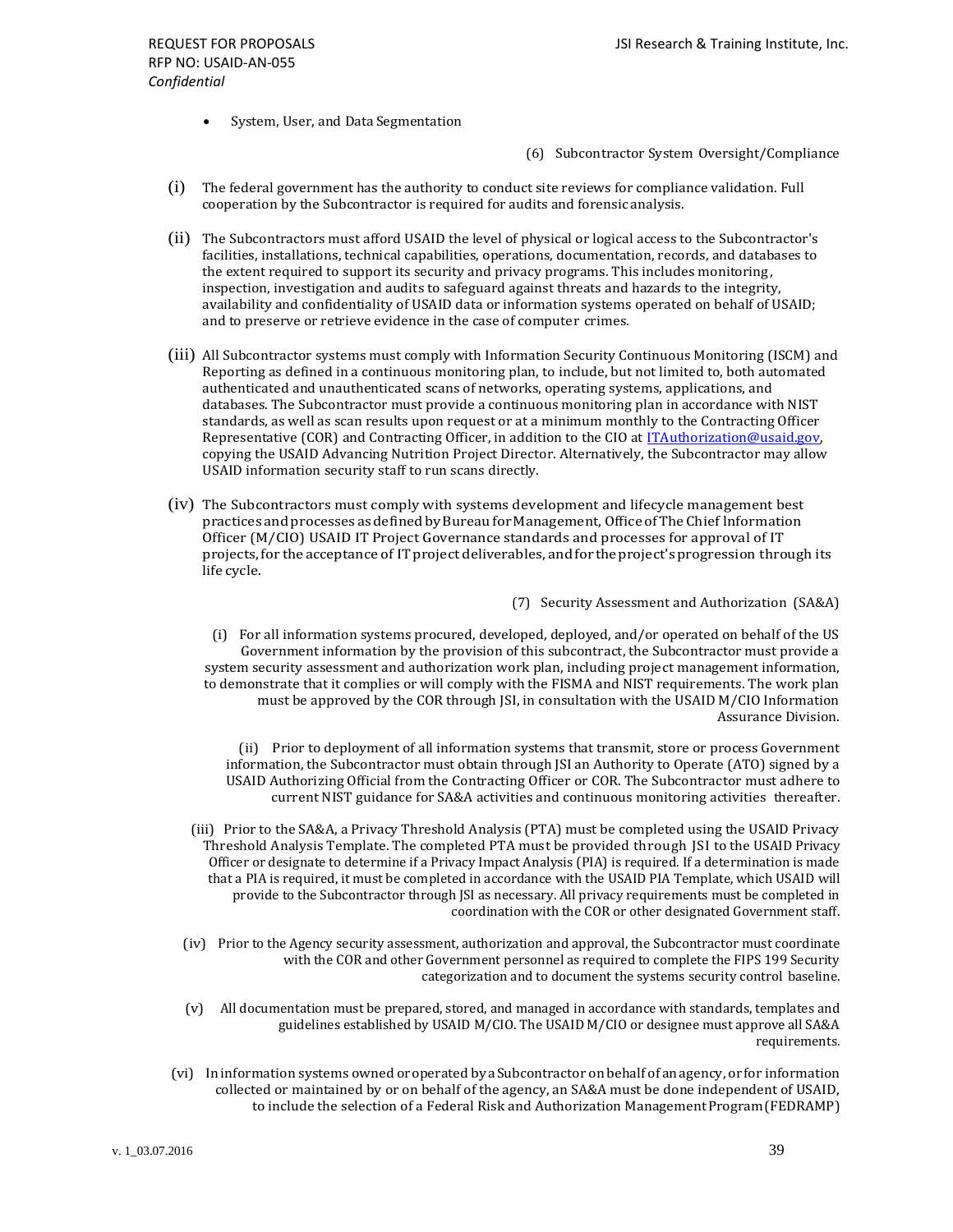- System, User, and Data Segmentation

(6) Subcontractor System Oversight/Compliance

(i) The federal government has the authority to conduct site reviews for compliance validation. Full cooperation by the Subcontractor is required for audits and forensic analysis.

(ii) The Subcontractors must afford USAID the level of physical or logical access to the Subcontractor's facilities, installations, technical capabilities, operations, documentation, records, and databases to the extent required to support its security and privacy programs. This includes monitoring, inspection, investigation and audits to safeguard against threats and hazards to the integrity, availability and confidentiality of USAID data or information systems operated on behalf of USAID; and to preserve or retrieve evidence in the case of computer crimes.

(iii) All Subcontractor systems must comply with Information Security Continuous Monitoring (ISCM) and Reporting as defined in a continuous monitoring plan, to include, but not limited to, both automated authenticated and unauthenticated scans of networks, operating systems, applications, and databases. The Subcontractor must provide a continuous monitoring plan in accordance with NIST standards, as well as scan results upon request or at a minimum monthly to the Contracting Officer Representative (COR) and Contracting Officer, in addition to the CIO at [ITAuthorization@usaid.gov](mailto:ITAuthorization@usaid.gov), copying the USAID Advancing Nutrition Project Director. Alternatively, the Subcontractor may allow USAID information security staff to run scans directly.

(iv) The Subcontractors must comply with systems development and lifecycle management best practices and processes as defined by Bureau for Management, Office of The Chief lnformation Officer (M/CIO) USAID IT Project Governance standards and processes for approval of IT projects, for the acceptance of IT project deliverables, and for the project's progression through its life cycle.

(7) Security Assessment and Authorization (SA&A)

(i) For all information systems procured, developed, deployed, and/or operated on behalf of the US Government information by the provision of this subcontract, the Subcontractor must provide a system security assessment and authorization work plan, including project management information, to demonstrate that it complies or will comply with the FISMA and NIST requirements. The work plan must be approved by the COR through JSI, in consultation with the USAID M/CIO Information Assurance Division.

(ii) Prior to deployment of all information systems that transmit, store or process Government information, the Subcontractor must obtain through JSI an Authority to Operate (ATO) signed by a USAID Authorizing Official from the Contracting Officer or COR. The Subcontractor must adhere to current NIST guidance for SA&A activities and continuous monitoring activities thereafter.

(iii) Prior to the SA&A, a Privacy Threshold Analysis (PTA) must be completed using the USAID Privacy Threshold Analysis Template. The completed PTA must be provided through JSI to the USAID Privacy Officer or designate to determine if a Privacy Impact Analysis (PIA) is required. If a determination is made that a PIA is required, it must be completed in accordance with the USAID PIA Template, which USAID will provide to the Subcontractor through JSI as necessary. All privacy requirements must be completed in coordination with the COR or other designated Government staff.

(iv) Prior to the Agency security assessment, authorization and approval, the Subcontractor must coordinate with the COR and other Government personnel as required to complete the FIPS 199 Security categorization and to document the systems security control baseline.

(v) All documentation must be prepared, stored, and managed in accordance with standards, templates and guidelines established by USAID M/CIO. The USAID M/CIO or designee must approve all SA&A requirements.

(vi) In information systems owned or operated by a Subcontractor on behalf of an agency, or for information collected or maintained by or on behalf of the agency, an SA&A must be done independent of USAID, to include the selection of a Federal Risk and Authorization Management Program (FEDRAMP)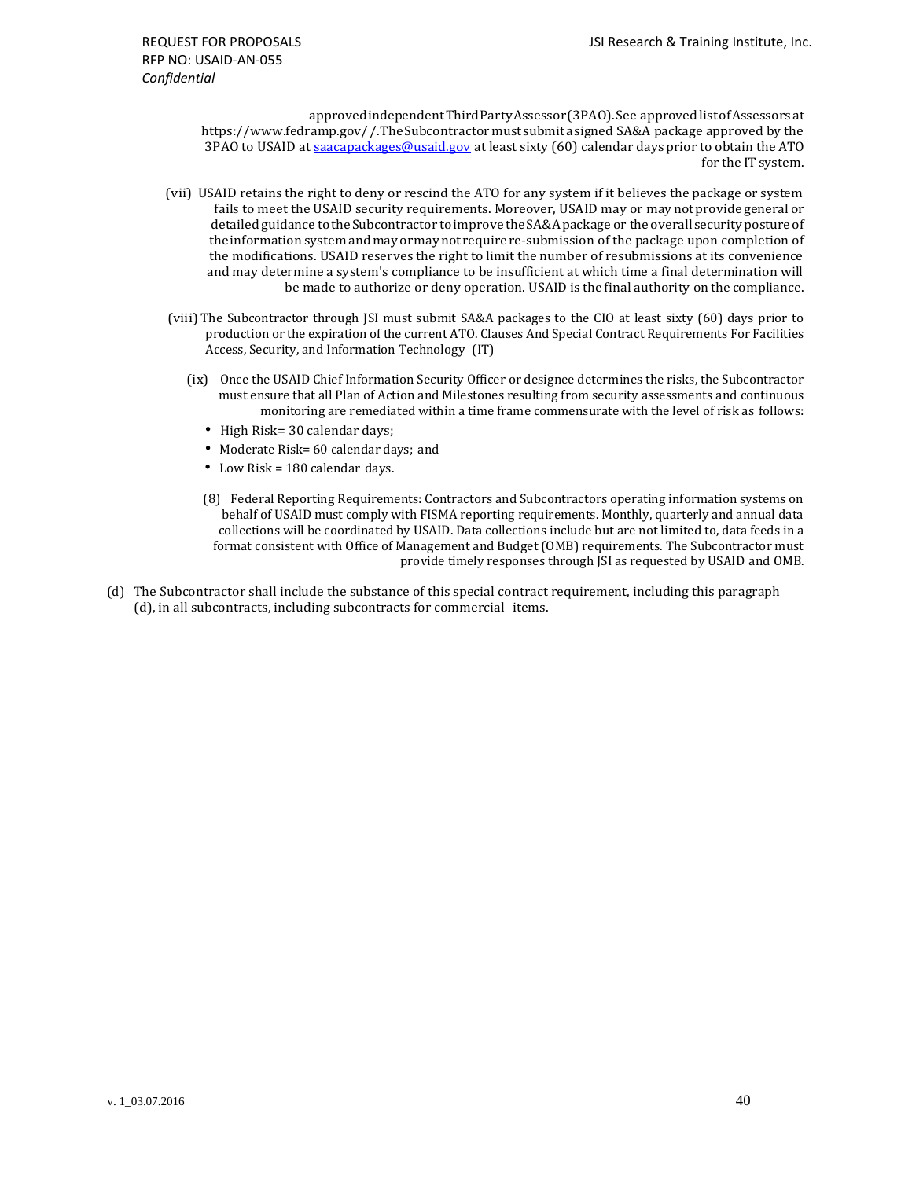approved independent Third Party Assessor (3PAO). See approved list of Assessors at https://www.fedramp.gov/ /.The Subcontractor must submit a signed SA&A package approved by the 3PAO to USAID at saacapackages@usaid.gov at least sixty (60) calendar days prior to obtain the ATO for the IT system.

(vii) USAID retains the right to deny or rescind the ATO for any system if it believes the package or system fails to meet the USAID security requirements. Moreover, USAID may or may not provide general or detailed guidance to the Subcontractor to improve the SA&A package or the overall security posture of the information system and may or may not require re-submission of the package upon completion of the modifications. USAID reserves the right to limit the number of resubmissions at its convenience and may determine a system's compliance to be insufficient at which time a final determination will be made to authorize or deny operation. USAID is the final authority on the compliance.

(viii) The Subcontractor through JSI must submit SA&A packages to the CIO at least sixty (60) days prior to production or the expiration of the current ATO. Clauses And Special Contract Requirements For Facilities Access, Security, and Information Technology (IT)

(ix) Once the USAID Chief Information Security Officer or designee determines the risks, the Subcontractor must ensure that all Plan of Action and Milestones resulting from security assessments and continuous monitoring are remediated within a time frame commensurate with the level of risk as follows:

- High Risk= 30 calendar days;
- Moderate Risk= 60 calendar days; and
- Low Risk = 180 calendar days.

(8) Federal Reporting Requirements: Contractors and Subcontractors operating information systems on behalf of USAID must comply with FISMA reporting requirements. Monthly, quarterly and annual data collections will be coordinated by USAID. Data collections include but are not limited to, data feeds in a format consistent with Office of Management and Budget (OMB) requirements. The Subcontractor must provide timely responses through JSI as requested by USAID and OMB.

(d) The Subcontractor shall include the substance of this special contract requirement, including this paragraph (d), in all subcontracts, including subcontracts for commercial items.